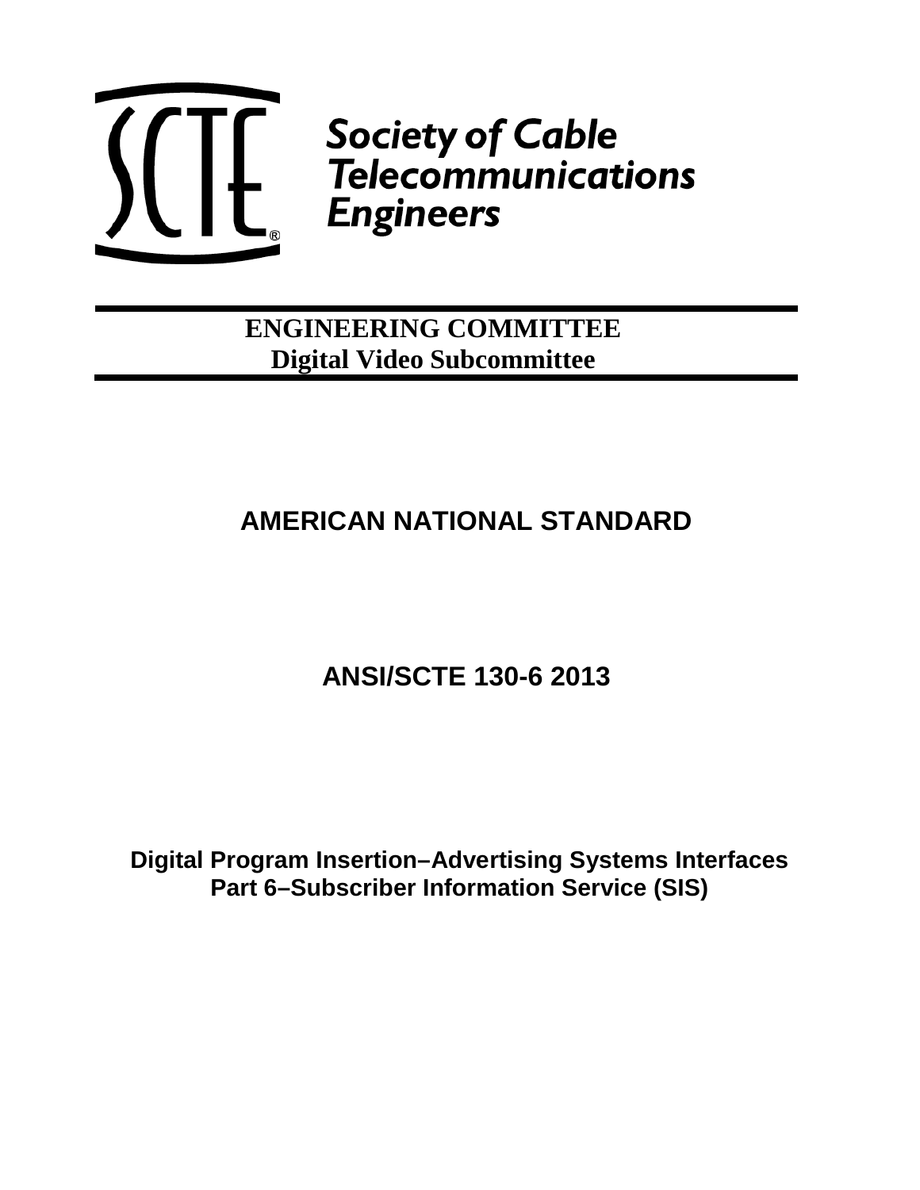Society of Cable Telecommunications Engineers

**ENGINEERING COMMITTEE**
**Digital Video Subcommittee**

# AMERICAN NATIONAL STANDARD

# ANSI/SCTE 130-6 2013

**Digital Program Insertion–Advertising Systems Interfaces**
**Part 6–Subscriber Information Service (SIS)**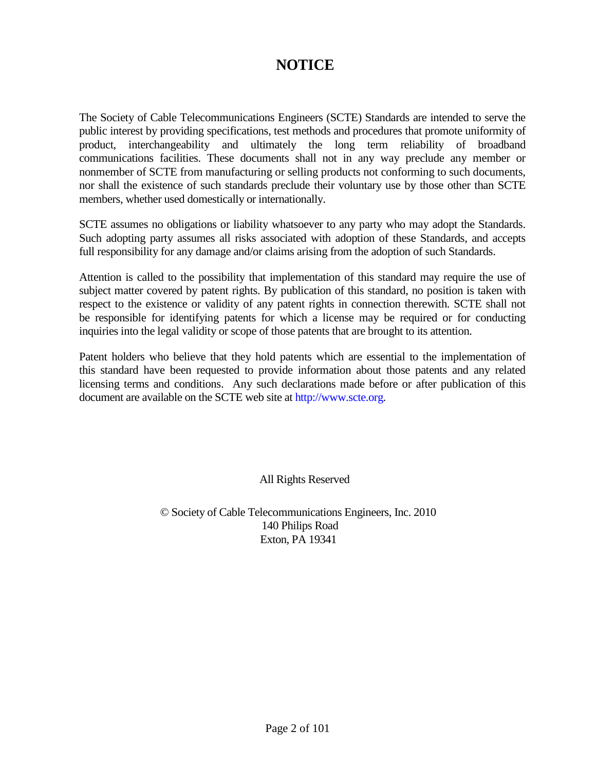# NOTICE

The Society of Cable Telecommunications Engineers (SCTE) Standards are intended to serve the public interest by providing specifications, test methods and procedures that promote uniformity of product, interchangeability and ultimately the long term reliability of broadband communications facilities. These documents shall not in any way preclude any member or nonmember of SCTE from manufacturing or selling products not conforming to such documents, nor shall the existence of such standards preclude their voluntary use by those other than SCTE members, whether used domestically or internationally.

SCTE assumes no obligations or liability whatsoever to any party who may adopt the Standards. Such adopting party assumes all risks associated with adoption of these Standards, and accepts full responsibility for any damage and/or claims arising from the adoption of such Standards.

Attention is called to the possibility that implementation of this standard may require the use of subject matter covered by patent rights. By publication of this standard, no position is taken with respect to the existence or validity of any patent rights in connection therewith. SCTE shall not be responsible for identifying patents for which a license may be required or for conducting inquiries into the legal validity or scope of those patents that are brought to its attention.

Patent holders who believe that they hold patents which are essential to the implementation of this standard have been requested to provide information about those patents and any related licensing terms and conditions. Any such declarations made before or after publication of this document are available on the SCTE web site at http://www.scte.org.

All Rights Reserved

© Society of Cable Telecommunications Engineers, Inc. 2010
140 Philips Road
Exton, PA 19341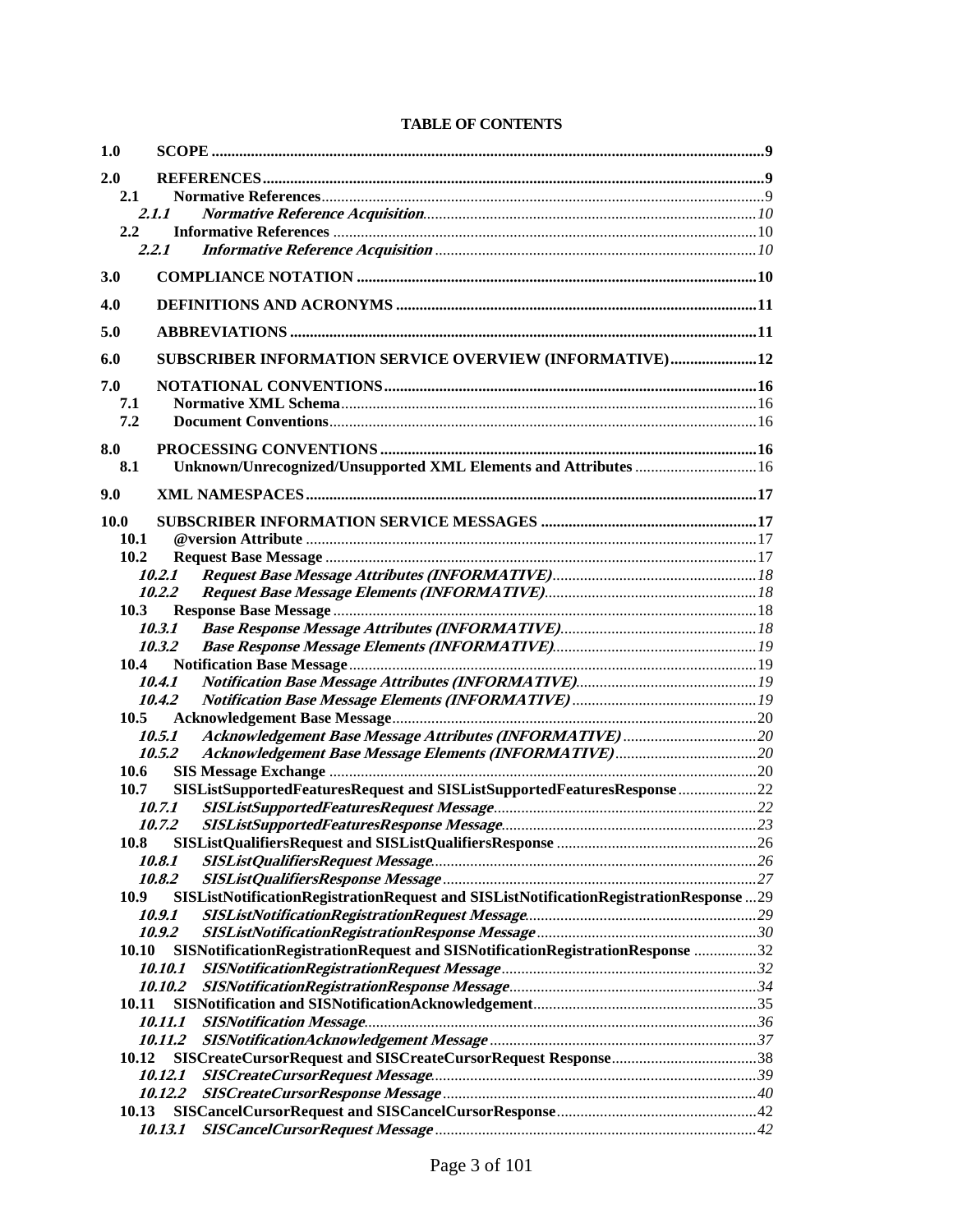**TABLE OF CONTENTS**

**1.0 SCOPE** ..... **9**

**2.0 REFERENCES** ..... **9**

- **2.1 Normative References** ..... 9
  - ***2.1.1 Normative Reference Acquisition*** ..... *10*
- **2.2 Informative References** ..... 10
  - ***2.2.1 Informative Reference Acquisition*** ..... *10*

**3.0 COMPLIANCE NOTATION** ..... **10**

**4.0 DEFINITIONS AND ACRONYMS** ..... **11**

**5.0 ABBREVIATIONS** ..... **11**

**6.0 SUBSCRIBER INFORMATION SERVICE OVERVIEW (INFORMATIVE)** ..... **12**

**7.0 NOTATIONAL CONVENTIONS** ..... **16**

- **7.1 Normative XML Schema** ..... 16
- **7.2 Document Conventions** ..... 16

**8.0 PROCESSING CONVENTIONS** ..... **16**

- **8.1 Unknown/Unrecognized/Unsupported XML Elements and Attributes** ..... 16

**9.0 XML NAMESPACES** ..... **17**

**10.0 SUBSCRIBER INFORMATION SERVICE MESSAGES** ..... **17**

- **10.1 @version Attribute** ..... 17
- **10.2 Request Base Message** ..... 17
  - ***10.2.1 Request Base Message Attributes (INFORMATIVE)*** ..... *18*
  - ***10.2.2 Request Base Message Elements (INFORMATIVE)*** ..... *18*
- **10.3 Response Base Message** ..... 18
  - ***10.3.1 Base Response Message Attributes (INFORMATIVE)*** ..... *18*
  - ***10.3.2 Base Response Message Elements (INFORMATIVE)*** ..... *19*
- **10.4 Notification Base Message** ..... 19
  - ***10.4.1 Notification Base Message Attributes (INFORMATIVE)*** ..... *19*
  - ***10.4.2 Notification Base Message Elements (INFORMATIVE)*** ..... *19*
- **10.5 Acknowledgement Base Message** ..... 20
  - ***10.5.1 Acknowledgement Base Message Attributes (INFORMATIVE)*** ..... *20*
  - ***10.5.2 Acknowledgement Base Message Elements (INFORMATIVE)*** ..... *20*
- **10.6 SIS Message Exchange** ..... 20
- **10.7 SISListSupportedFeaturesRequest and SISListSupportedFeaturesResponse** ..... 22
  - ***10.7.1 SISListSupportedFeaturesRequest Message*** ..... *22*
  - ***10.7.2 SISListSupportedFeaturesResponse Message*** ..... *23*
- **10.8 SISListQualifiersRequest and SISListQualifiersResponse** ..... 26
  - ***10.8.1 SISListQualifiersRequest Message*** ..... *26*
  - ***10.8.2 SISListQualifiersResponse Message*** ..... *27*
- **10.9 SISListNotificationRegistrationRequest and SISListNotificationRegistrationResponse** ..... 29
  - ***10.9.1 SISListNotificationRegistrationRequest Message*** ..... *29*
  - ***10.9.2 SISListNotificationRegistrationResponse Message*** ..... *30*
- **10.10 SISNotificationRegistrationRequest and SISNotificationRegistrationResponse** ..... 32
  - ***10.10.1 SISNotificationRegistrationRequest Message*** ..... *32*
  - ***10.10.2 SISNotificationRegistrationResponse Message*** ..... *34*
- **10.11 SISNotification and SISNotificationAcknowledgement** ..... 35
  - ***10.11.1 SISNotification Message*** ..... *36*
  - ***10.11.2 SISNotificationAcknowledgement Message*** ..... *37*
- **10.12 SISCreateCursorRequest and SISCreateCursorRequest Response** ..... 38
  - ***10.12.1 SISCreateCursorRequest Message*** ..... *39*
  - ***10.12.2 SISCreateCursorResponse Message*** ..... *40*
- **10.13 SISCancelCursorRequest and SISCancelCursorResponse** ..... 42
  - ***10.13.1 SISCancelCursorRequest Message*** ..... *42*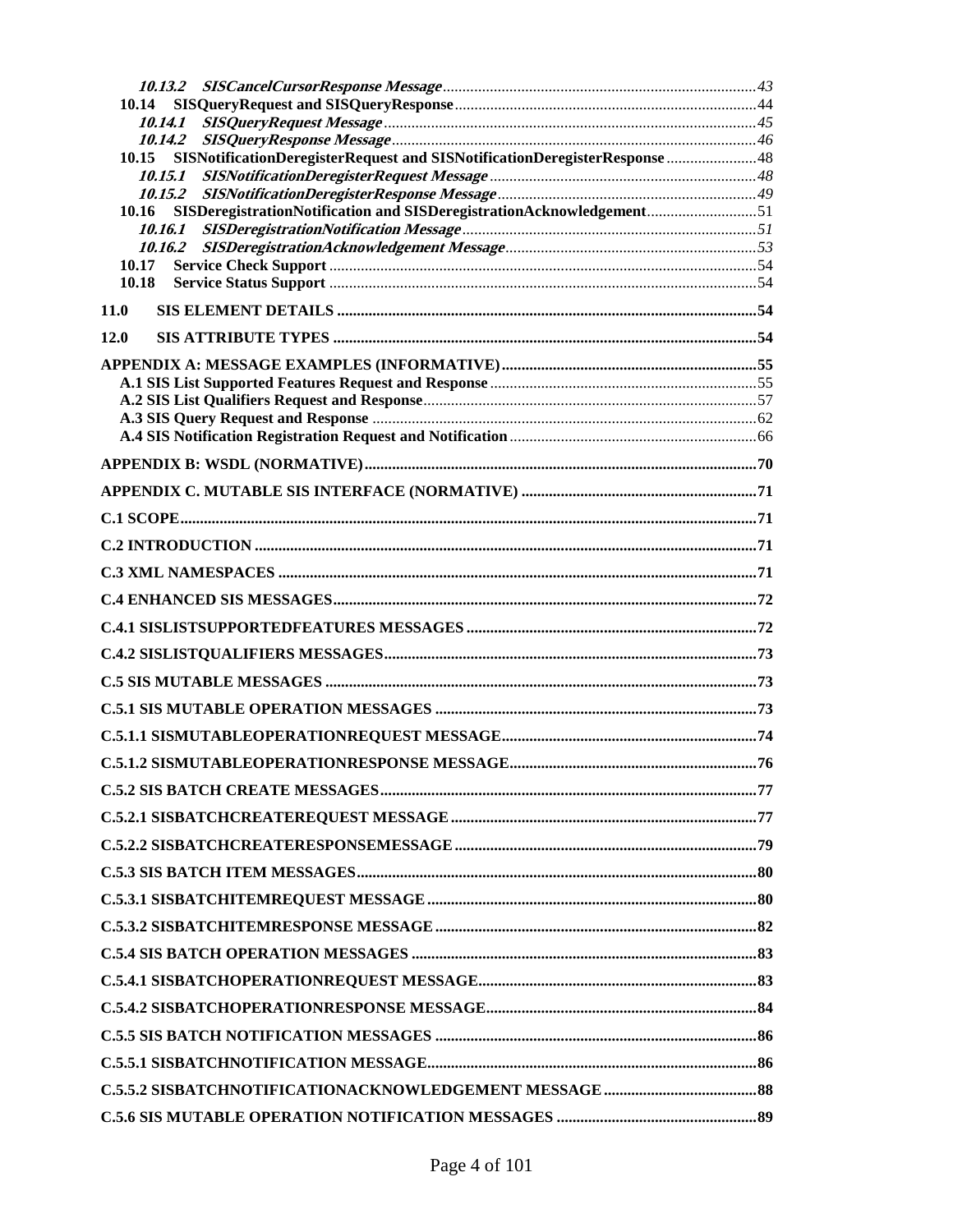*10.13.2 SISCancelCursorResponse Message* ... 43
10.14 SISQueryRequest and SISQueryResponse ... 44
*10.14.1 SISQueryRequest Message* ... 45
*10.14.2 SISQueryResponse Message* ... 46
10.15 SISNotificationDeregisterRequest and SISNotificationDeregisterResponse ... 48
*10.15.1 SISNotificationDeregisterRequest Message* ... 48
*10.15.2 SISNotificationDeregisterResponse Message* ... 49
10.16 SISDeregistrationNotification and SISDeregistrationAcknowledgement ... 51
*10.16.1 SISDeregistrationNotification Message* ... 51
*10.16.2 SISDeregistrationAcknowledgement Message* ... 53
10.17 Service Check Support ... 54
10.18 Service Status Support ... 54

**11.0 SIS ELEMENT DETAILS** ... 54

**12.0 SIS ATTRIBUTE TYPES** ... 54

**APPENDIX A: MESSAGE EXAMPLES (INFORMATIVE)** ... 55
A.1 SIS List Supported Features Request and Response ... 55
A.2 SIS List Qualifiers Request and Response ... 57
A.3 SIS Query Request and Response ... 62
A.4 SIS Notification Registration Request and Notification ... 66

**APPENDIX B: WSDL (NORMATIVE)** ... 70

**APPENDIX C. MUTABLE SIS INTERFACE (NORMATIVE)** ... 71

**C.1 SCOPE** ... 71

**C.2 INTRODUCTION** ... 71

**C.3 XML NAMESPACES** ... 71

**C.4 ENHANCED SIS MESSAGES** ... 72

**C.4.1 SISLISTSUPPORTEDFEATURES MESSAGES** ... 72

**C.4.2 SISLISTQUALIFIERS MESSAGES** ... 73

**C.5 SIS MUTABLE MESSAGES** ... 73

**C.5.1 SIS MUTABLE OPERATION MESSAGES** ... 73

**C.5.1.1 SISMUTABLEOPERATIONREQUEST MESSAGE** ... 74

**C.5.1.2 SISMUTABLEOPERATIONRESPONSE MESSAGE** ... 76

**C.5.2 SIS BATCH CREATE MESSAGES** ... 77

**C.5.2.1 SISBATCHCREATEREQUEST MESSAGE** ... 77

**C.5.2.2 SISBATCHCREATERESPONSEMESSAGE** ... 79

**C.5.3 SIS BATCH ITEM MESSAGES** ... 80

**C.5.3.1 SISBATCHITEMREQUEST MESSAGE** ... 80

**C.5.3.2 SISBATCHITEMRESPONSE MESSAGE** ... 82

**C.5.4 SIS BATCH OPERATION MESSAGES** ... 83

**C.5.4.1 SISBATCHOPERATIONREQUEST MESSAGE** ... 83

**C.5.4.2 SISBATCHOPERATIONRESPONSE MESSAGE** ... 84

**C.5.5 SIS BATCH NOTIFICATION MESSAGES** ... 86

**C.5.5.1 SISBATCHNOTIFICATION MESSAGE** ... 86

**C.5.5.2 SISBATCHNOTIFICATIONACKNOWLEDGEMENT MESSAGE** ... 88

**C.5.6 SIS MUTABLE OPERATION NOTIFICATION MESSAGES** ... 89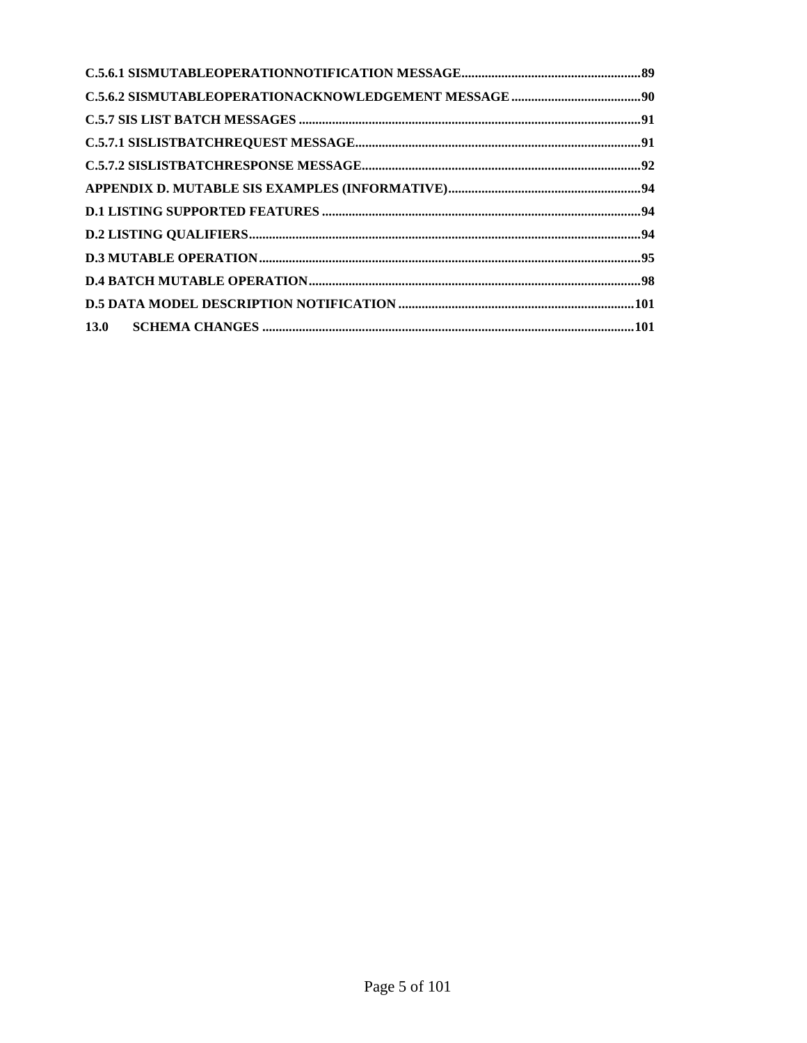C.5.6.1 SISMUTABLEOPERATIONNOTIFICATION MESSAGE......................................................89

C.5.6.2 SISMUTABLEOPERATIONACKNOWLEDGEMENT MESSAGE.......................................90

C.5.7 SIS LIST BATCH MESSAGES ......................................................................................................91

C.5.7.1 SISLISTBATCHREQUEST MESSAGE......................................................................................91

C.5.7.2 SISLISTBATCHRESPONSE MESSAGE....................................................................................92

APPENDIX D. MUTABLE SIS EXAMPLES (INFORMATIVE)..........................................................94

D.1 LISTING SUPPORTED FEATURES ...............................................................................................94

D.2 LISTING QUALIFIERS....................................................................................................................94

D.3 MUTABLE OPERATION..................................................................................................................95

D.4 BATCH MUTABLE OPERATION...................................................................................................98

D.5 DATA MODEL DESCRIPTION NOTIFICATION .......................................................................101

13.0 SCHEMA CHANGES ...............................................................................................................101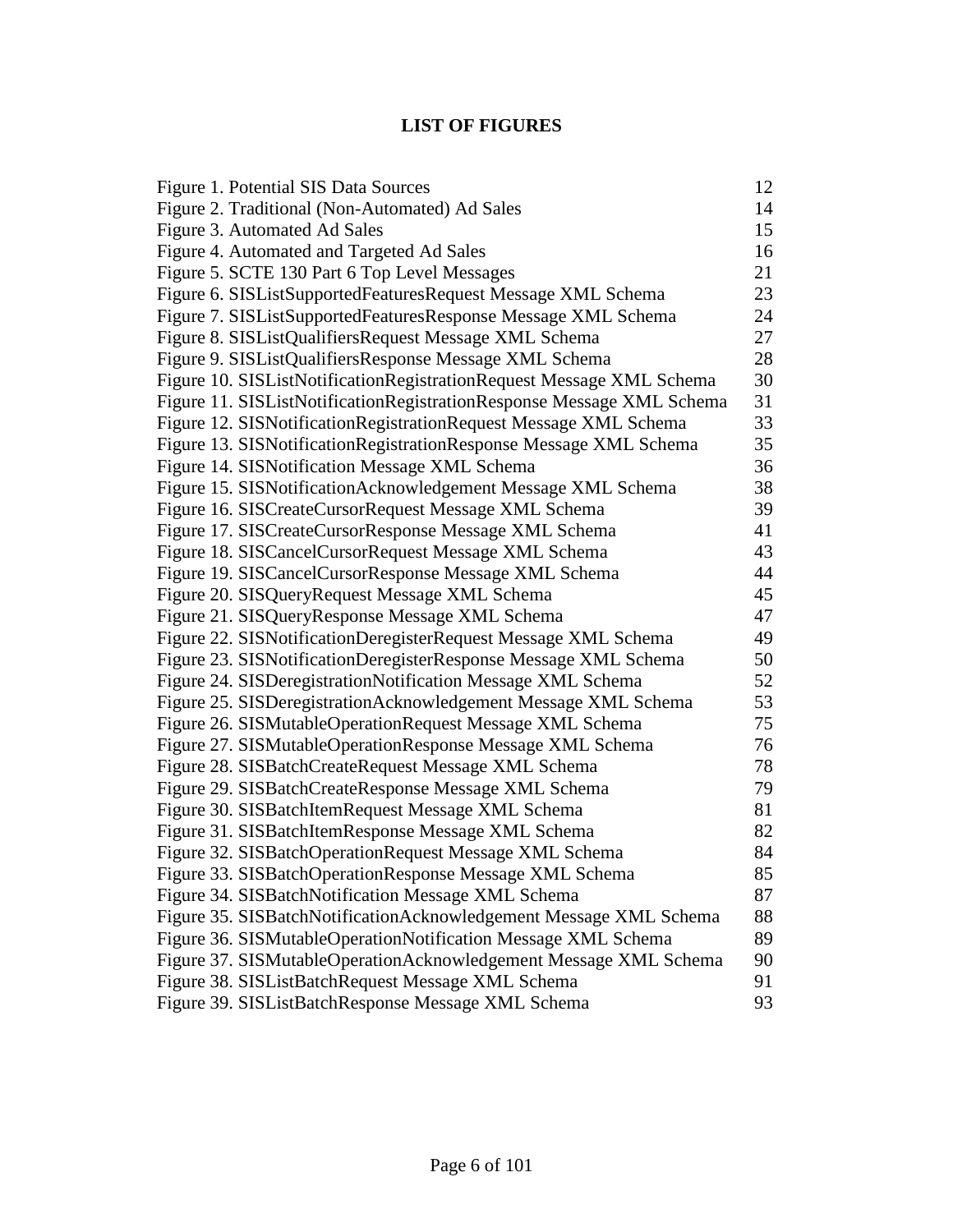# LIST OF FIGURES

| | |
|---|---|
| Figure 1. Potential SIS Data Sources | 12 |
| Figure 2. Traditional (Non-Automated) Ad Sales | 14 |
| Figure 3. Automated Ad Sales | 15 |
| Figure 4. Automated and Targeted Ad Sales | 16 |
| Figure 5. SCTE 130 Part 6 Top Level Messages | 21 |
| Figure 6. SISListSupportedFeaturesRequest Message XML Schema | 23 |
| Figure 7. SISListSupportedFeaturesResponse Message XML Schema | 24 |
| Figure 8. SISListQualifiersRequest Message XML Schema | 27 |
| Figure 9. SISListQualifiersResponse Message XML Schema | 28 |
| Figure 10. SISListNotificationRegistrationRequest Message XML Schema | 30 |
| Figure 11. SISListNotificationRegistrationResponse Message XML Schema | 31 |
| Figure 12. SISNotificationRegistrationRequest Message XML Schema | 33 |
| Figure 13. SISNotificationRegistrationResponse Message XML Schema | 35 |
| Figure 14. SISNotification Message XML Schema | 36 |
| Figure 15. SISNotificationAcknowledgement Message XML Schema | 38 |
| Figure 16. SISCreateCursorRequest Message XML Schema | 39 |
| Figure 17. SISCreateCursorResponse Message XML Schema | 41 |
| Figure 18. SISCancelCursorRequest Message XML Schema | 43 |
| Figure 19. SISCancelCursorResponse Message XML Schema | 44 |
| Figure 20. SISQueryRequest Message XML Schema | 45 |
| Figure 21. SISQueryResponse Message XML Schema | 47 |
| Figure 22. SISNotificationDeregisterRequest Message XML Schema | 49 |
| Figure 23. SISNotificationDeregisterResponse Message XML Schema | 50 |
| Figure 24. SISDeregistrationNotification Message XML Schema | 52 |
| Figure 25. SISDeregistrationAcknowledgement Message XML Schema | 53 |
| Figure 26. SISMutableOperationRequest Message XML Schema | 75 |
| Figure 27. SISMutableOperationResponse Message XML Schema | 76 |
| Figure 28. SISBatchCreateRequest Message XML Schema | 78 |
| Figure 29. SISBatchCreateResponse Message XML Schema | 79 |
| Figure 30. SISBatchItemRequest Message XML Schema | 81 |
| Figure 31. SISBatchItemResponse Message XML Schema | 82 |
| Figure 32. SISBatchOperationRequest Message XML Schema | 84 |
| Figure 33. SISBatchOperationResponse Message XML Schema | 85 |
| Figure 34. SISBatchNotification Message XML Schema | 87 |
| Figure 35. SISBatchNotificationAcknowledgement Message XML Schema | 88 |
| Figure 36. SISMutableOperationNotification Message XML Schema | 89 |
| Figure 37. SISMutableOperationAcknowledgement Message XML Schema | 90 |
| Figure 38. SISListBatchRequest Message XML Schema | 91 |
| Figure 39. SISListBatchResponse Message XML Schema | 93 |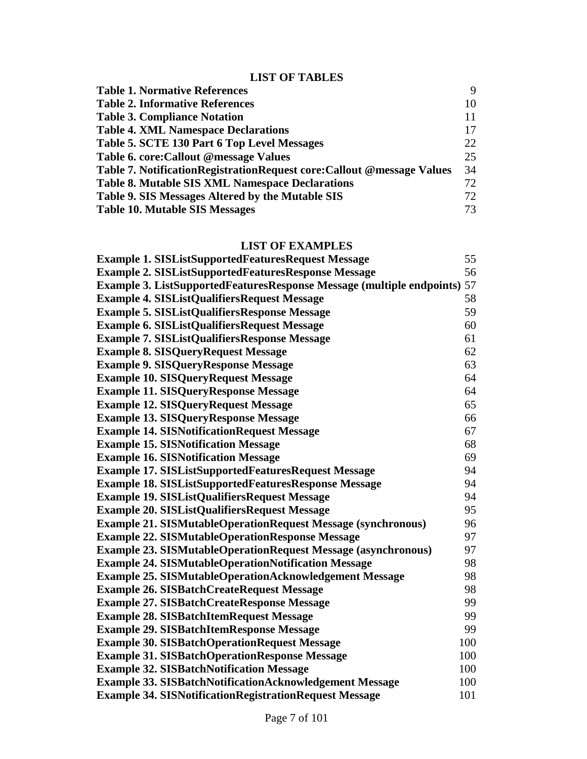## LIST OF TABLES

| | |
|---|---|
| **Table 1. Normative References** | 9 |
| **Table 2. Informative References** | 10 |
| **Table 3. Compliance Notation** | 11 |
| **Table 4. XML Namespace Declarations** | 17 |
| **Table 5. SCTE 130 Part 6 Top Level Messages** | 22 |
| **Table 6. core:Callout @message Values** | 25 |
| **Table 7. NotificationRegistrationRequest core:Callout @message Values** | 34 |
| **Table 8. Mutable SIS XML Namespace Declarations** | 72 |
| **Table 9. SIS Messages Altered by the Mutable SIS** | 72 |
| **Table 10. Mutable SIS Messages** | 73 |

## LIST OF EXAMPLES

| | |
|---|---|
| **Example 1. SISListSupportedFeaturesRequest Message** | 55 |
| **Example 2. SISListSupportedFeaturesResponse Message** | 56 |
| **Example 3. ListSupportedFeaturesResponse Message (multiple endpoints)** | 57 |
| **Example 4. SISListQualifiersRequest Message** | 58 |
| **Example 5. SISListQualifiersResponse Message** | 59 |
| **Example 6. SISListQualifiersRequest Message** | 60 |
| **Example 7. SISListQualifiersResponse Message** | 61 |
| **Example 8. SISQueryRequest Message** | 62 |
| **Example 9. SISQueryResponse Message** | 63 |
| **Example 10. SISQueryRequest Message** | 64 |
| **Example 11. SISQueryResponse Message** | 64 |
| **Example 12. SISQueryRequest Message** | 65 |
| **Example 13. SISQueryResponse Message** | 66 |
| **Example 14. SISNotificationRequest Message** | 67 |
| **Example 15. SISNotification Message** | 68 |
| **Example 16. SISNotification Message** | 69 |
| **Example 17. SISListSupportedFeaturesRequest Message** | 94 |
| **Example 18. SISListSupportedFeaturesResponse Message** | 94 |
| **Example 19. SISListQualifiersRequest Message** | 94 |
| **Example 20. SISListQualifiersRequest Message** | 95 |
| **Example 21. SISMutableOperationRequest Message (synchronous)** | 96 |
| **Example 22. SISMutableOperationResponse Message** | 97 |
| **Example 23. SISMutableOperationRequest Message (asynchronous)** | 97 |
| **Example 24. SISMutableOperationNotification Message** | 98 |
| **Example 25. SISMutableOperationAcknowledgement Message** | 98 |
| **Example 26. SISBatchCreateRequest Message** | 98 |
| **Example 27. SISBatchCreateResponse Message** | 99 |
| **Example 28. SISBatchItemRequest Message** | 99 |
| **Example 29. SISBatchItemResponse Message** | 99 |
| **Example 30. SISBatchOperationRequest Message** | 100 |
| **Example 31. SISBatchOperationResponse Message** | 100 |
| **Example 32. SISBatchNotification Message** | 100 |
| **Example 33. SISBatchNotificationAcknowledgement Message** | 100 |
| **Example 34. SISNotificationRegistrationRequest Message** | 101 |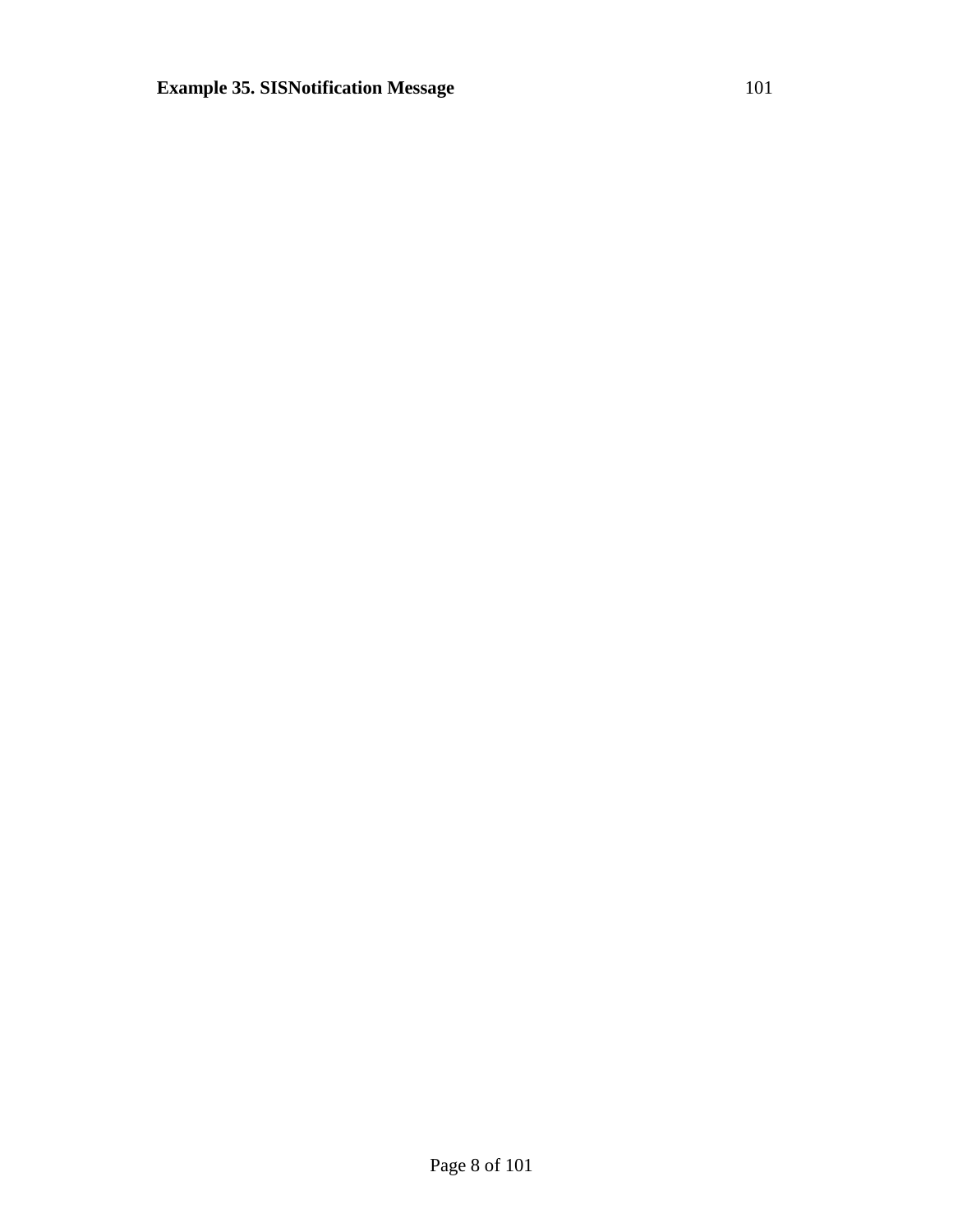**Example 35. SISNotification Message** 101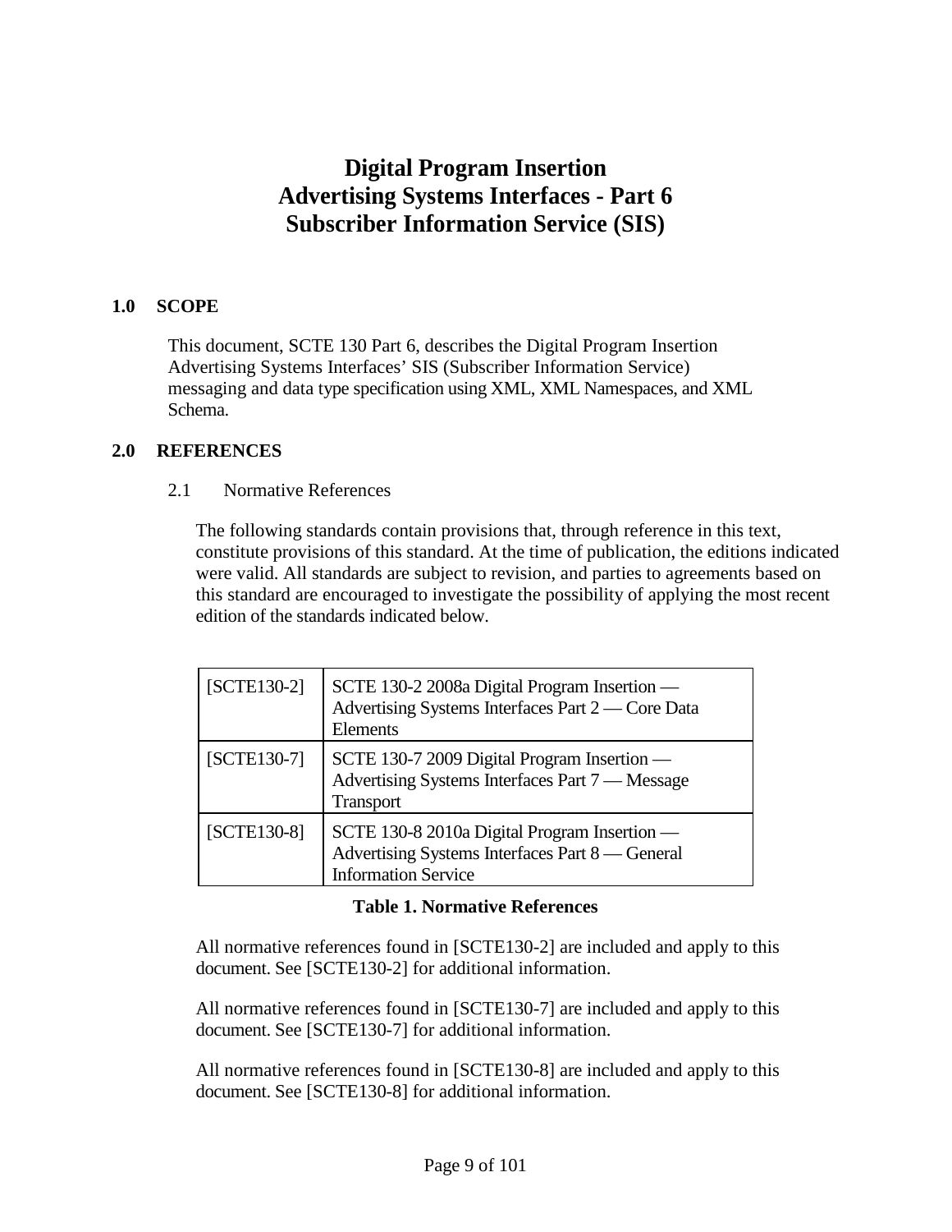# Digital Program Insertion
# Advertising Systems Interfaces - Part 6
# Subscriber Information Service (SIS)

## 1.0 SCOPE

This document, SCTE 130 Part 6, describes the Digital Program Insertion Advertising Systems Interfaces' SIS (Subscriber Information Service) messaging and data type specification using XML, XML Namespaces, and XML Schema.

## 2.0 REFERENCES

### 2.1 Normative References

The following standards contain provisions that, through reference in this text, constitute provisions of this standard. At the time of publication, the editions indicated were valid. All standards are subject to revision, and parties to agreements based on this standard are encouraged to investigate the possibility of applying the most recent edition of the standards indicated below.

| | |
|---|---|
| [SCTE130-2] | SCTE 130-2 2008a Digital Program Insertion — Advertising Systems Interfaces Part 2 — Core Data Elements |
| [SCTE130-7] | SCTE 130-7 2009 Digital Program Insertion — Advertising Systems Interfaces Part 7 — Message Transport |
| [SCTE130-8] | SCTE 130-8 2010a Digital Program Insertion — Advertising Systems Interfaces Part 8 — General Information Service |

**Table 1. Normative References**

All normative references found in [SCTE130-2] are included and apply to this document. See [SCTE130-2] for additional information.

All normative references found in [SCTE130-7] are included and apply to this document. See [SCTE130-7] for additional information.

All normative references found in [SCTE130-8] are included and apply to this document. See [SCTE130-8] for additional information.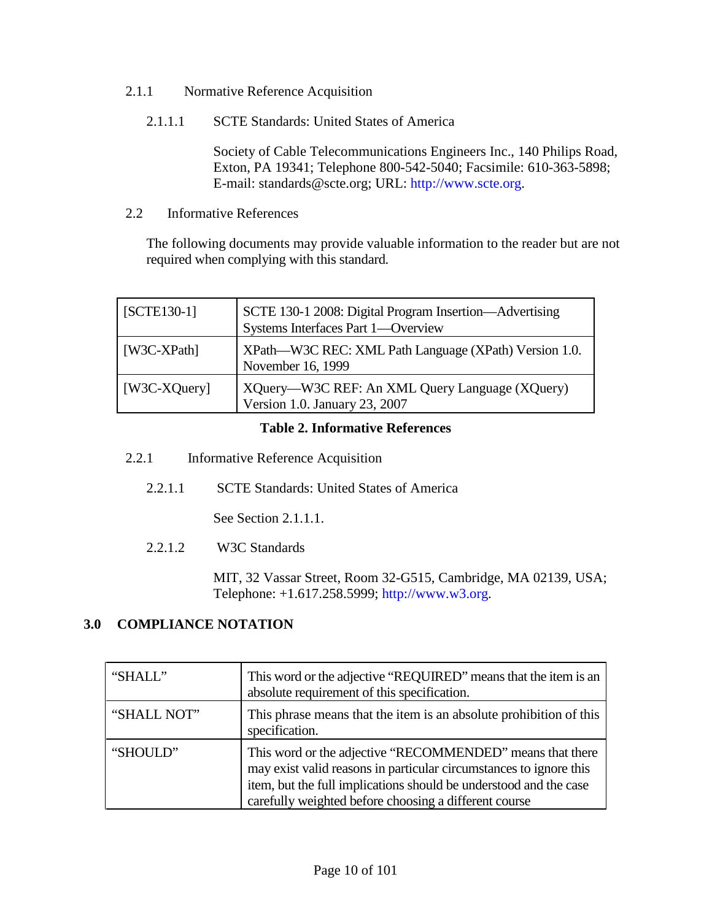#### 2.1.1 Normative Reference Acquisition

##### 2.1.1.1 SCTE Standards: United States of America

Society of Cable Telecommunications Engineers Inc., 140 Philips Road, Exton, PA 19341; Telephone 800-542-5040; Facsimile: 610-363-5898; E-mail: standards@scte.org; URL: http://www.scte.org.

### 2.2 Informative References

The following documents may provide valuable information to the reader but are not required when complying with this standard.

| | |
|---|---|
| [SCTE130-1] | SCTE 130-1 2008: Digital Program Insertion—Advertising Systems Interfaces Part 1—Overview |
| [W3C-XPath] | XPath—W3C REC: XML Path Language (XPath) Version 1.0. November 16, 1999 |
| [W3C-XQuery] | XQuery—W3C REF: An XML Query Language (XQuery) Version 1.0. January 23, 2007 |

**Table 2. Informative References**

#### 2.2.1 Informative Reference Acquisition

##### 2.2.1.1 SCTE Standards: United States of America

See Section 2.1.1.1.

##### 2.2.1.2 W3C Standards

MIT, 32 Vassar Street, Room 32-G515, Cambridge, MA 02139, USA; Telephone: +1.617.258.5999; http://www.w3.org.

## 3.0 COMPLIANCE NOTATION

| | |
|---|---|
| "SHALL" | This word or the adjective "REQUIRED" means that the item is an absolute requirement of this specification. |
| "SHALL NOT" | This phrase means that the item is an absolute prohibition of this specification. |
| "SHOULD" | This word or the adjective "RECOMMENDED" means that there may exist valid reasons in particular circumstances to ignore this item, but the full implications should be understood and the case carefully weighted before choosing a different course |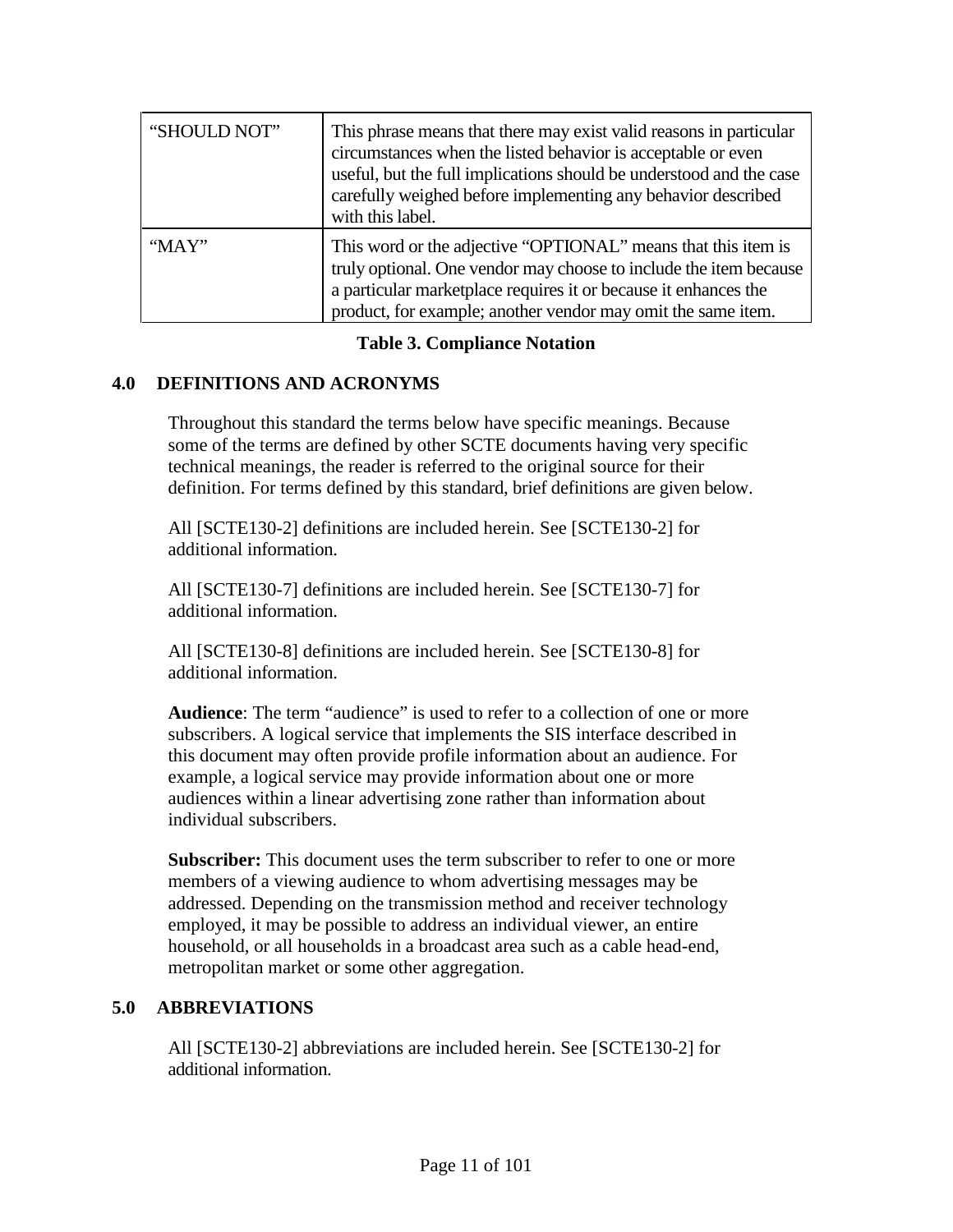| | |
|---|---|
| "SHOULD NOT" | This phrase means that there may exist valid reasons in particular circumstances when the listed behavior is acceptable or even useful, but the full implications should be understood and the case carefully weighed before implementing any behavior described with this label. |
| "MAY" | This word or the adjective "OPTIONAL" means that this item is truly optional. One vendor may choose to include the item because a particular marketplace requires it or because it enhances the product, for example; another vendor may omit the same item. |

**Table 3. Compliance Notation**

## 4.0 DEFINITIONS AND ACRONYMS

Throughout this standard the terms below have specific meanings. Because some of the terms are defined by other SCTE documents having very specific technical meanings, the reader is referred to the original source for their definition. For terms defined by this standard, brief definitions are given below.

All [SCTE130-2] definitions are included herein. See [SCTE130-2] for additional information.

All [SCTE130-7] definitions are included herein. See [SCTE130-7] for additional information.

All [SCTE130-8] definitions are included herein. See [SCTE130-8] for additional information.

**Audience**: The term "audience" is used to refer to a collection of one or more subscribers. A logical service that implements the SIS interface described in this document may often provide profile information about an audience. For example, a logical service may provide information about one or more audiences within a linear advertising zone rather than information about individual subscribers.

**Subscriber:** This document uses the term subscriber to refer to one or more members of a viewing audience to whom advertising messages may be addressed. Depending on the transmission method and receiver technology employed, it may be possible to address an individual viewer, an entire household, or all households in a broadcast area such as a cable head-end, metropolitan market or some other aggregation.

## 5.0 ABBREVIATIONS

All [SCTE130-2] abbreviations are included herein. See [SCTE130-2] for additional information.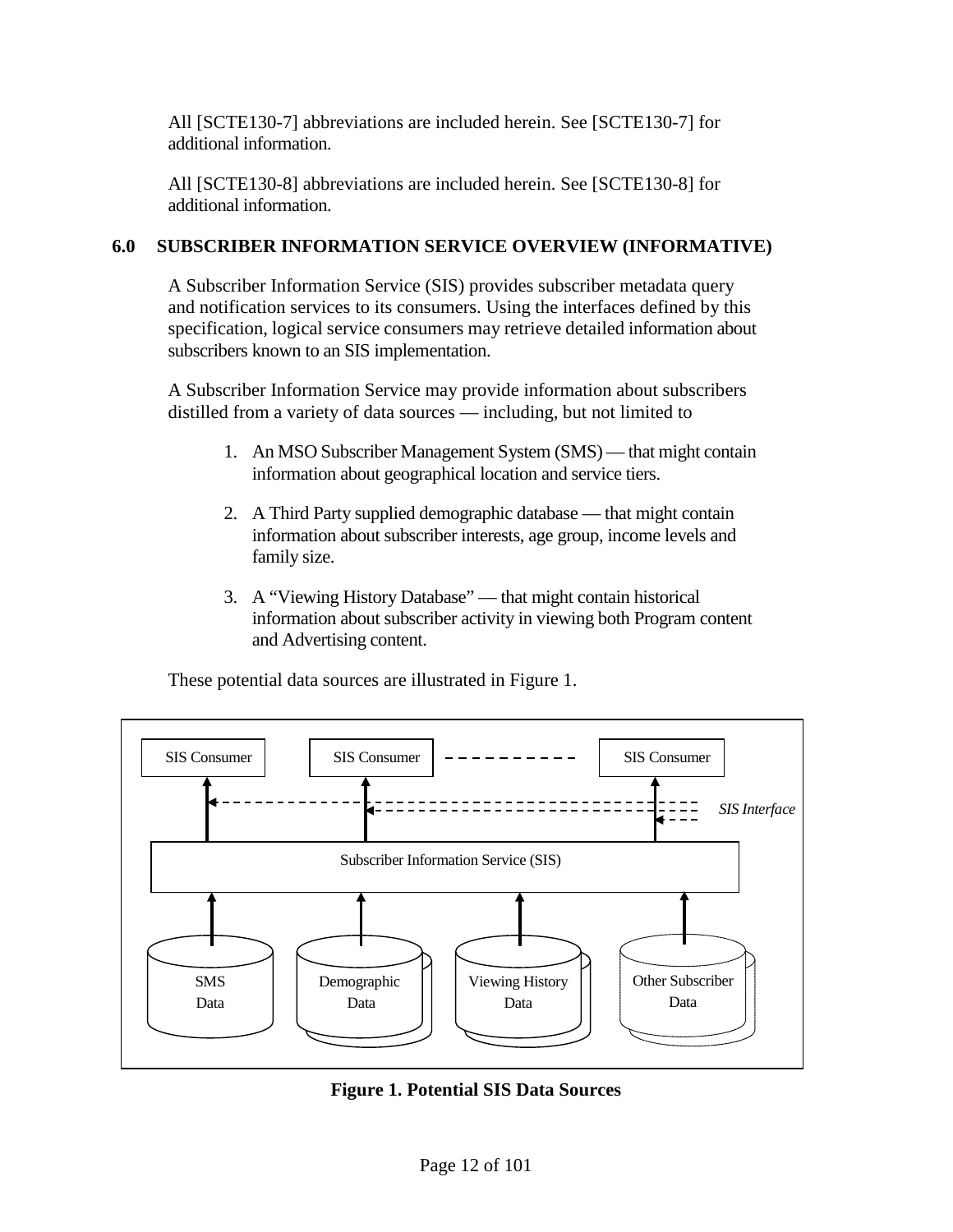All [SCTE130-7] abbreviations are included herein. See [SCTE130-7] for additional information.

All [SCTE130-8] abbreviations are included herein. See [SCTE130-8] for additional information.

## 6.0 SUBSCRIBER INFORMATION SERVICE OVERVIEW (INFORMATIVE)

A Subscriber Information Service (SIS) provides subscriber metadata query and notification services to its consumers. Using the interfaces defined by this specification, logical service consumers may retrieve detailed information about subscribers known to an SIS implementation.

A Subscriber Information Service may provide information about subscribers distilled from a variety of data sources — including, but not limited to

1. An MSO Subscriber Management System (SMS) — that might contain information about geographical location and service tiers.
2. A Third Party supplied demographic database — that might contain information about subscriber interests, age group, income levels and family size.
3. A "Viewing History Database" — that might contain historical information about subscriber activity in viewing both Program content and Advertising content.

These potential data sources are illustrated in Figure 1.

SIS Consumer | SIS Consumer | SIS Consumer

*SIS Interface*

Subscriber Information Service (SIS)

SMS Data | Demographic Data | Viewing History Data | Other Subscriber Data

**Figure 1. Potential SIS Data Sources**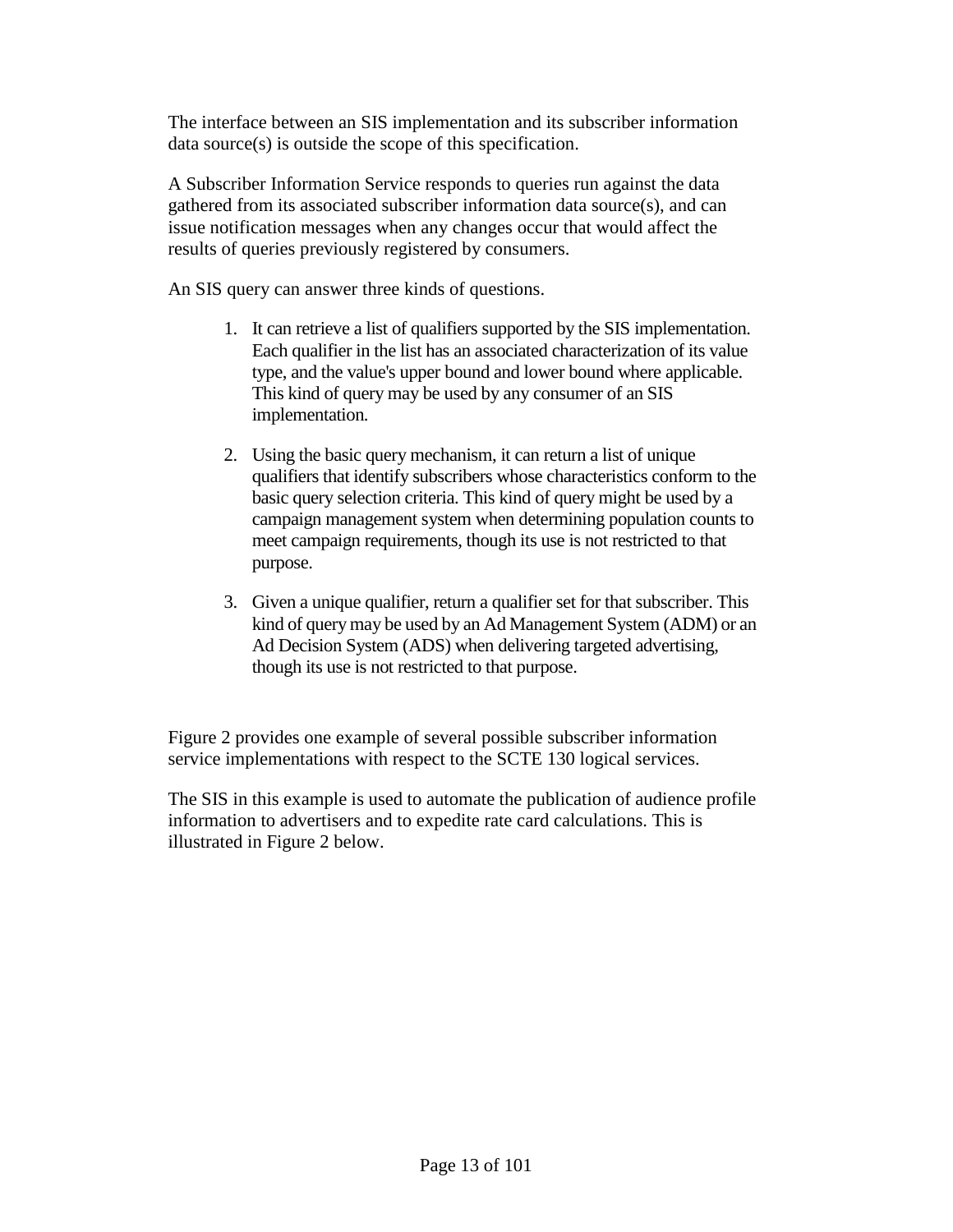The interface between an SIS implementation and its subscriber information data source(s) is outside the scope of this specification.

A Subscriber Information Service responds to queries run against the data gathered from its associated subscriber information data source(s), and can issue notification messages when any changes occur that would affect the results of queries previously registered by consumers.

An SIS query can answer three kinds of questions.

1. It can retrieve a list of qualifiers supported by the SIS implementation. Each qualifier in the list has an associated characterization of its value type, and the value's upper bound and lower bound where applicable. This kind of query may be used by any consumer of an SIS implementation.

2. Using the basic query mechanism, it can return a list of unique qualifiers that identify subscribers whose characteristics conform to the basic query selection criteria. This kind of query might be used by a campaign management system when determining population counts to meet campaign requirements, though its use is not restricted to that purpose.

3. Given a unique qualifier, return a qualifier set for that subscriber. This kind of query may be used by an Ad Management System (ADM) or an Ad Decision System (ADS) when delivering targeted advertising, though its use is not restricted to that purpose.

Figure 2 provides one example of several possible subscriber information service implementations with respect to the SCTE 130 logical services.

The SIS in this example is used to automate the publication of audience profile information to advertisers and to expedite rate card calculations. This is illustrated in Figure 2 below.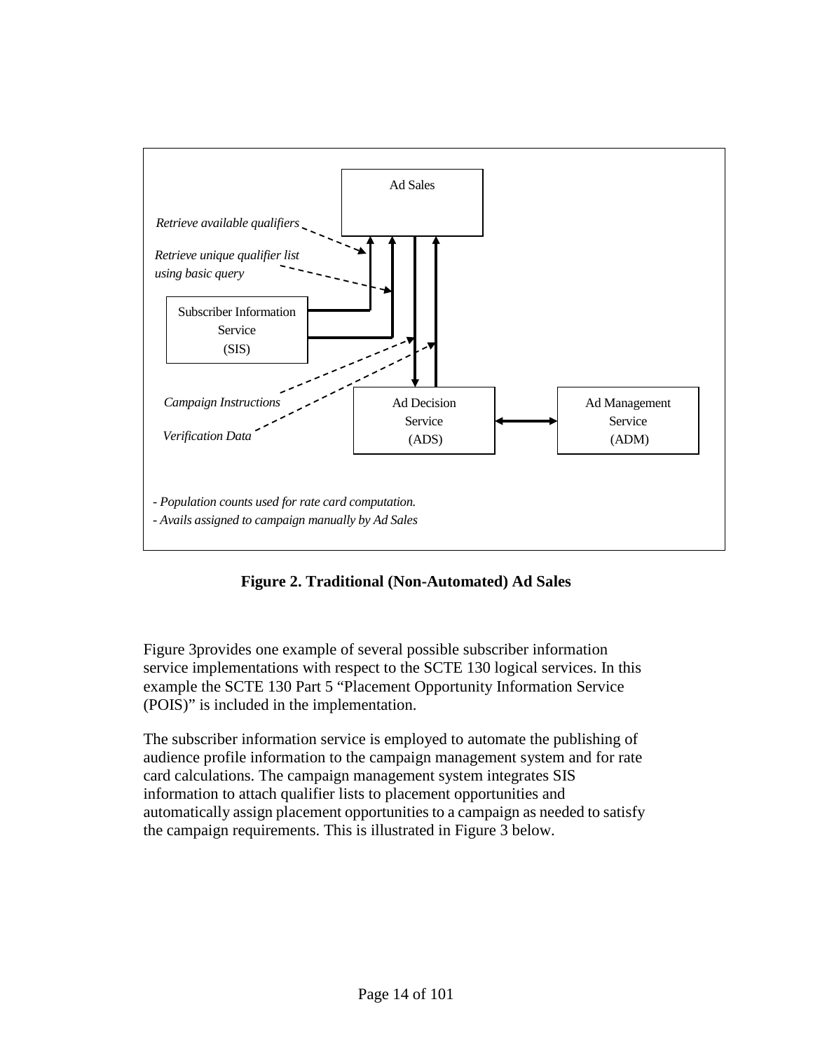Ad Sales

*Retrieve available qualifiers*

*Retrieve unique qualifier list using basic query*

Subscriber Information Service (SIS)

*Campaign Instructions*

*Verification Data*

Ad Decision Service (ADS)

Ad Management Service (ADM)

*- Population counts used for rate card computation.*
*- Avails assigned to campaign manually by Ad Sales*

**Figure 2. Traditional (Non-Automated) Ad Sales**

Figure 3provides one example of several possible subscriber information service implementations with respect to the SCTE 130 logical services. In this example the SCTE 130 Part 5 "Placement Opportunity Information Service (POIS)" is included in the implementation.

The subscriber information service is employed to automate the publishing of audience profile information to the campaign management system and for rate card calculations. The campaign management system integrates SIS information to attach qualifier lists to placement opportunities and automatically assign placement opportunities to a campaign as needed to satisfy the campaign requirements. This is illustrated in Figure 3 below.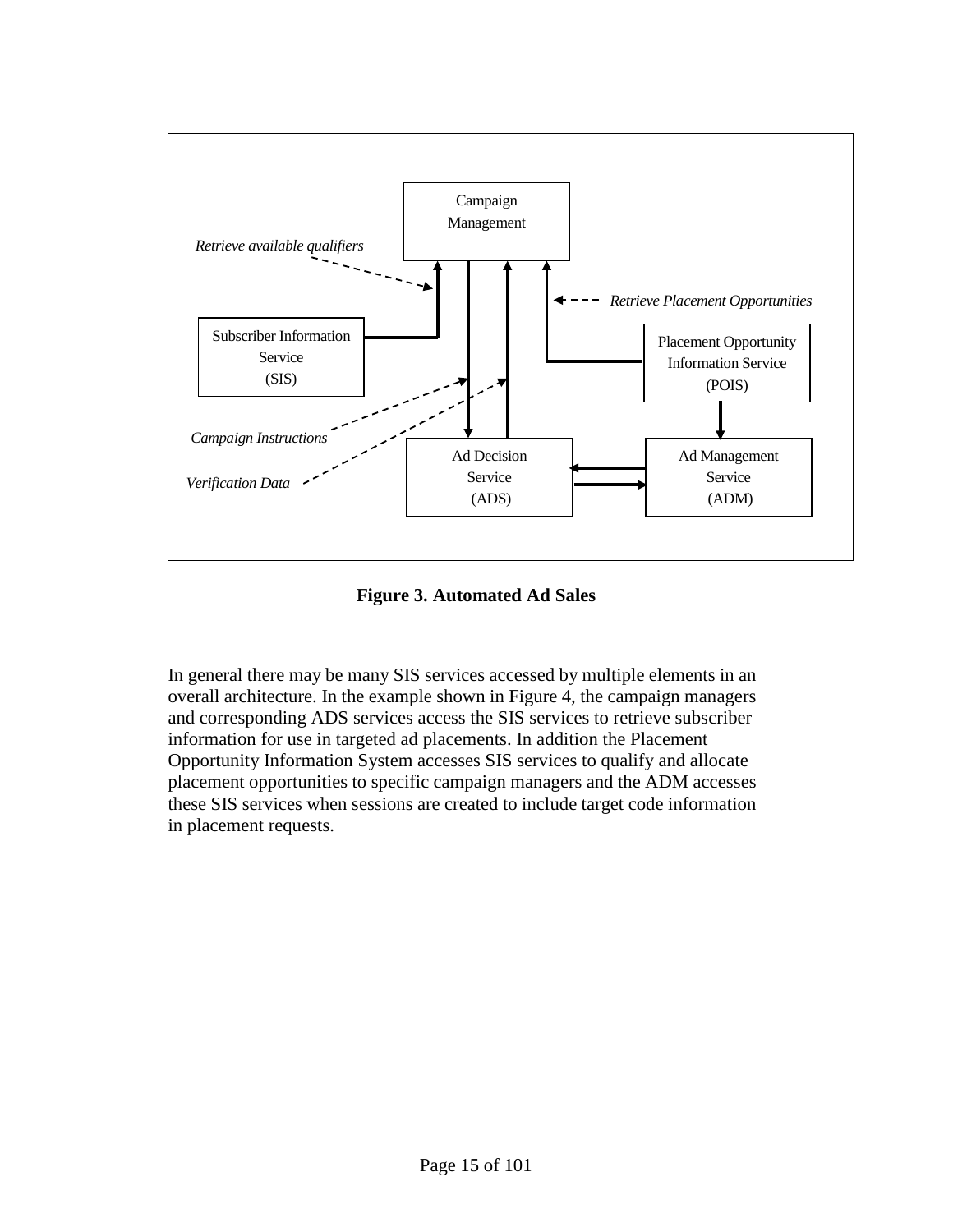**Figure 3. Automated Ad Sales**

In general there may be many SIS services accessed by multiple elements in an overall architecture. In the example shown in Figure 4, the campaign managers and corresponding ADS services access the SIS services to retrieve subscriber information for use in targeted ad placements. In addition the Placement Opportunity Information System accesses SIS services to qualify and allocate placement opportunities to specific campaign managers and the ADM accesses these SIS services when sessions are created to include target code information in placement requests.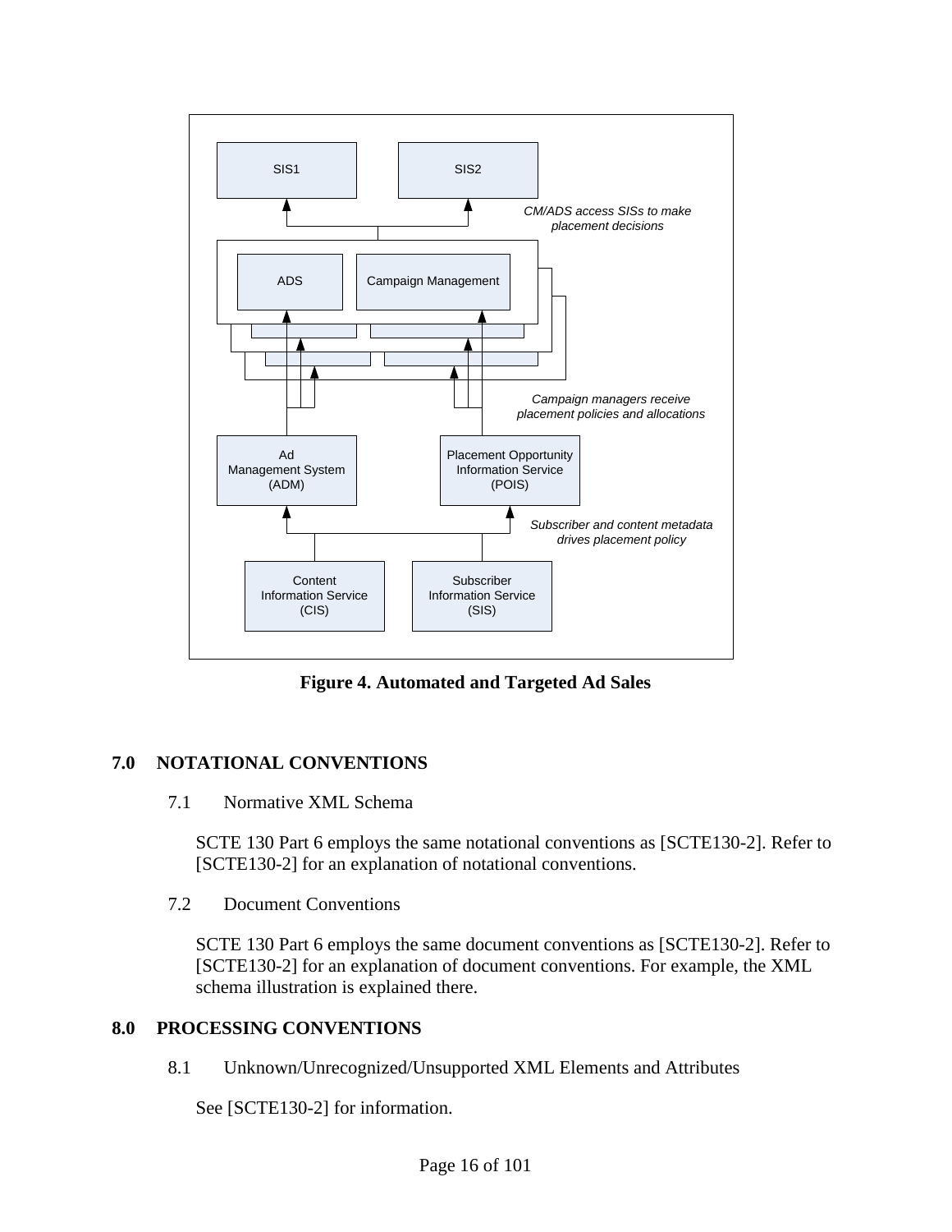**Figure 4. Automated and Targeted Ad Sales**

## 7.0 NOTATIONAL CONVENTIONS

### 7.1 Normative XML Schema

SCTE 130 Part 6 employs the same notational conventions as [SCTE130-2]. Refer to [SCTE130-2] for an explanation of notational conventions.

### 7.2 Document Conventions

SCTE 130 Part 6 employs the same document conventions as [SCTE130-2]. Refer to [SCTE130-2] for an explanation of document conventions. For example, the XML schema illustration is explained there.

## 8.0 PROCESSING CONVENTIONS

### 8.1 Unknown/Unrecognized/Unsupported XML Elements and Attributes

See [SCTE130-2] for information.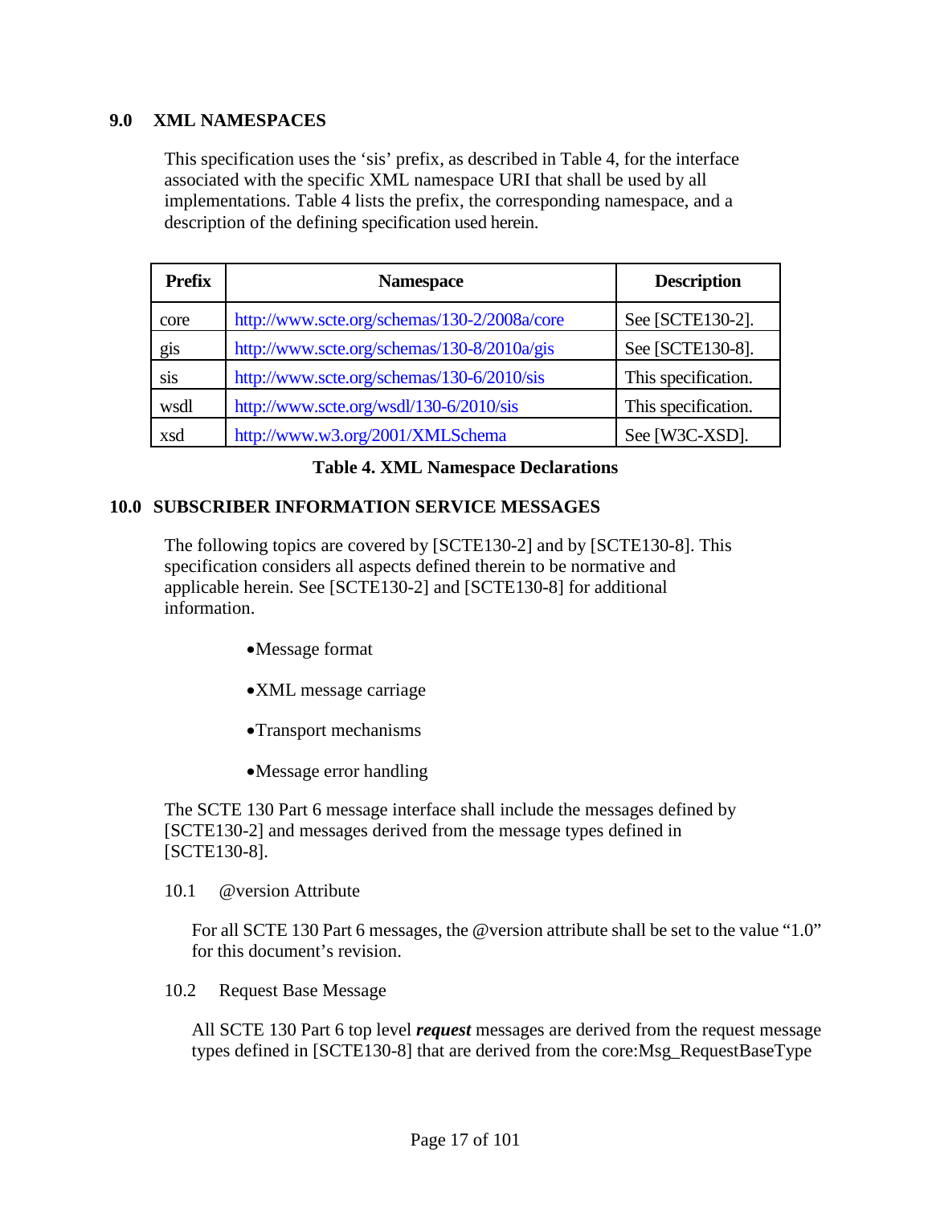## 9.0 XML NAMESPACES

This specification uses the 'sis' prefix, as described in Table 4, for the interface associated with the specific XML namespace URI that shall be used by all implementations. Table 4 lists the prefix, the corresponding namespace, and a description of the defining specification used herein.

| Prefix | Namespace | Description |
|---|---|---|
| core | http://www.scte.org/schemas/130-2/2008a/core | See [SCTE130-2]. |
| gis | http://www.scte.org/schemas/130-8/2010a/gis | See [SCTE130-8]. |
| sis | http://www.scte.org/schemas/130-6/2010/sis | This specification. |
| wsdl | http://www.scte.org/wsdl/130-6/2010/sis | This specification. |
| xsd | http://www.w3.org/2001/XMLSchema | See [W3C-XSD]. |

**Table 4. XML Namespace Declarations**

## 10.0 SUBSCRIBER INFORMATION SERVICE MESSAGES

The following topics are covered by [SCTE130-2] and by [SCTE130-8]. This specification considers all aspects defined therein to be normative and applicable herein. See [SCTE130-2] and [SCTE130-8] for additional information.

- Message format
- XML message carriage
- Transport mechanisms
- Message error handling

The SCTE 130 Part 6 message interface shall include the messages defined by [SCTE130-2] and messages derived from the message types defined in [SCTE130-8].

### 10.1 @version Attribute

For all SCTE 130 Part 6 messages, the @version attribute shall be set to the value "1.0" for this document's revision.

### 10.2 Request Base Message

All SCTE 130 Part 6 top level ***request*** messages are derived from the request message types defined in [SCTE130-8] that are derived from the core:Msg_RequestBaseType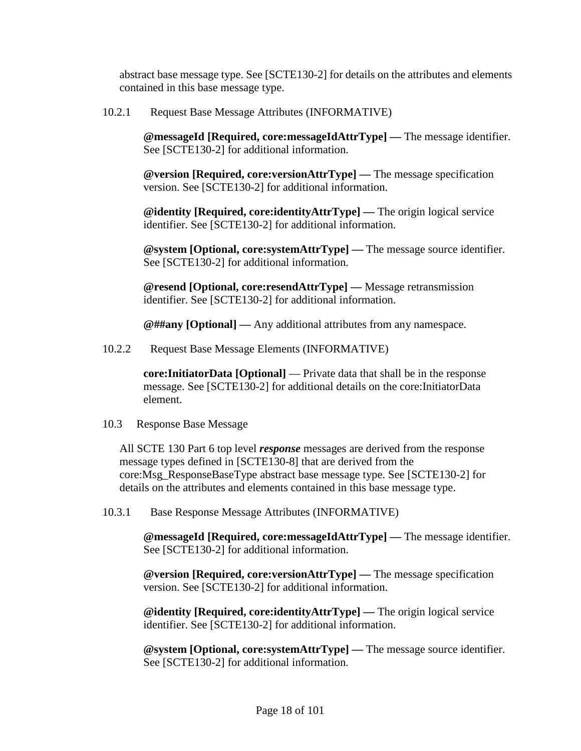abstract base message type. See [SCTE130-2] for details on the attributes and elements contained in this base message type.

#### 10.2.1 Request Base Message Attributes (INFORMATIVE)

**@messageId [Required, core:messageIdAttrType] —** The message identifier. See [SCTE130-2] for additional information.

**@version [Required, core:versionAttrType] —** The message specification version. See [SCTE130-2] for additional information.

**@identity [Required, core:identityAttrType] —** The origin logical service identifier. See [SCTE130-2] for additional information.

**@system [Optional, core:systemAttrType] —** The message source identifier. See [SCTE130-2] for additional information.

**@resend [Optional, core:resendAttrType] —** Message retransmission identifier. See [SCTE130-2] for additional information.

**@##any [Optional] —** Any additional attributes from any namespace.

#### 10.2.2 Request Base Message Elements (INFORMATIVE)

**core:InitiatorData [Optional]** — Private data that shall be in the response message. See [SCTE130-2] for additional details on the core:InitiatorData element.

### 10.3 Response Base Message

All SCTE 130 Part 6 top level ***response*** messages are derived from the response message types defined in [SCTE130-8] that are derived from the core:Msg_ResponseBaseType abstract base message type. See [SCTE130-2] for details on the attributes and elements contained in this base message type.

#### 10.3.1 Base Response Message Attributes (INFORMATIVE)

**@messageId [Required, core:messageIdAttrType] —** The message identifier. See [SCTE130-2] for additional information.

**@version [Required, core:versionAttrType] —** The message specification version. See [SCTE130-2] for additional information.

**@identity [Required, core:identityAttrType] —** The origin logical service identifier. See [SCTE130-2] for additional information.

**@system [Optional, core:systemAttrType] —** The message source identifier. See [SCTE130-2] for additional information.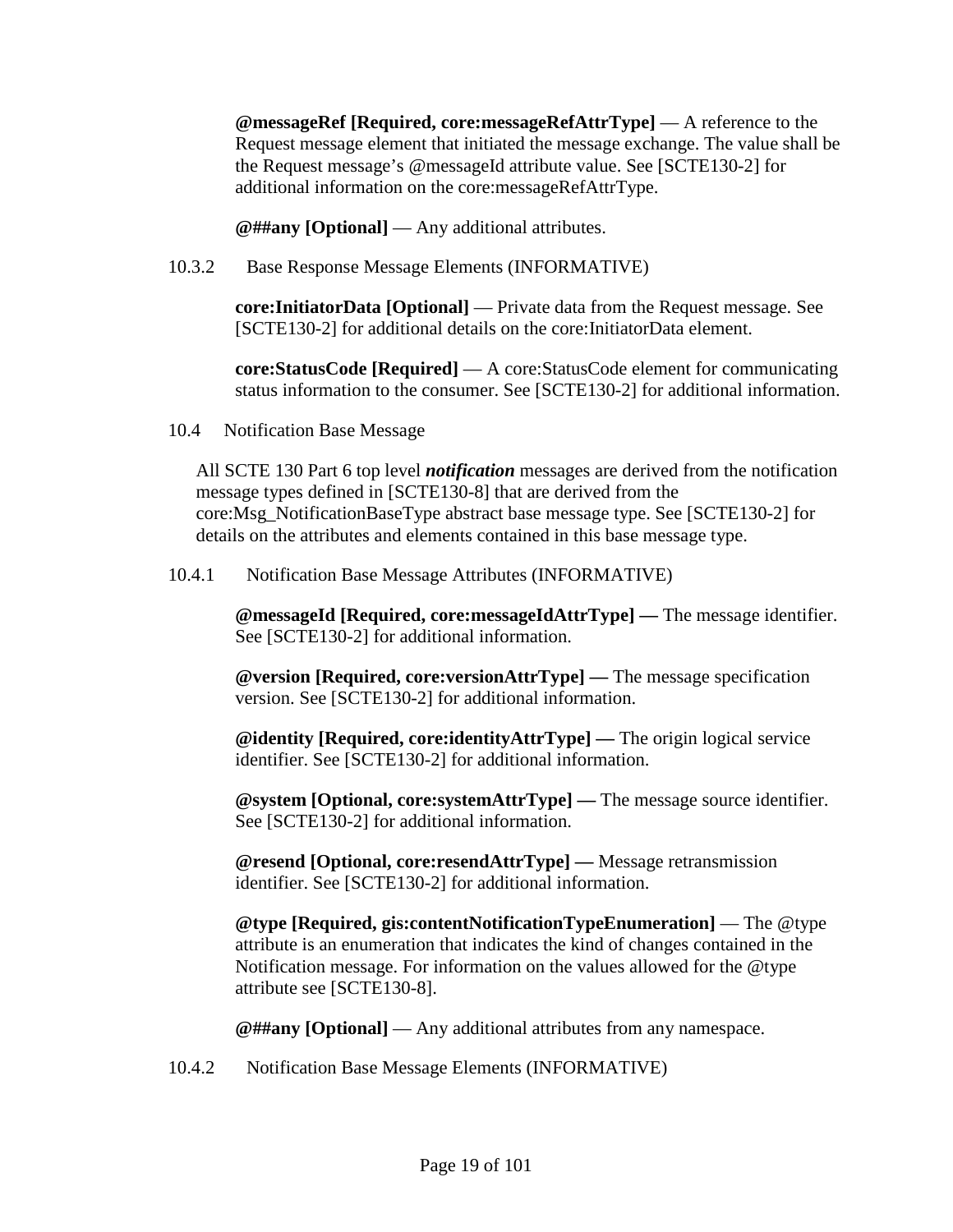**@messageRef [Required, core:messageRefAttrType]** — A reference to the Request message element that initiated the message exchange. The value shall be the Request message's @messageId attribute value. See [SCTE130-2] for additional information on the core:messageRefAttrType.

**@##any [Optional]** — Any additional attributes.

#### 10.3.2 Base Response Message Elements (INFORMATIVE)

**core:InitiatorData [Optional]** — Private data from the Request message. See [SCTE130-2] for additional details on the core:InitiatorData element.

**core:StatusCode [Required]** — A core:StatusCode element for communicating status information to the consumer. See [SCTE130-2] for additional information.

### 10.4 Notification Base Message

All SCTE 130 Part 6 top level ***notification*** messages are derived from the notification message types defined in [SCTE130-8] that are derived from the core:Msg_NotificationBaseType abstract base message type. See [SCTE130-2] for details on the attributes and elements contained in this base message type.

#### 10.4.1 Notification Base Message Attributes (INFORMATIVE)

**@messageId [Required, core:messageIdAttrType] —** The message identifier. See [SCTE130-2] for additional information.

**@version [Required, core:versionAttrType] —** The message specification version. See [SCTE130-2] for additional information.

**@identity [Required, core:identityAttrType] —** The origin logical service identifier. See [SCTE130-2] for additional information.

**@system [Optional, core:systemAttrType] —** The message source identifier. See [SCTE130-2] for additional information.

**@resend [Optional, core:resendAttrType] —** Message retransmission identifier. See [SCTE130-2] for additional information.

**@type [Required, gis:contentNotificationTypeEnumeration]** — The @type attribute is an enumeration that indicates the kind of changes contained in the Notification message. For information on the values allowed for the @type attribute see [SCTE130-8].

**@##any [Optional]** — Any additional attributes from any namespace.

#### 10.4.2 Notification Base Message Elements (INFORMATIVE)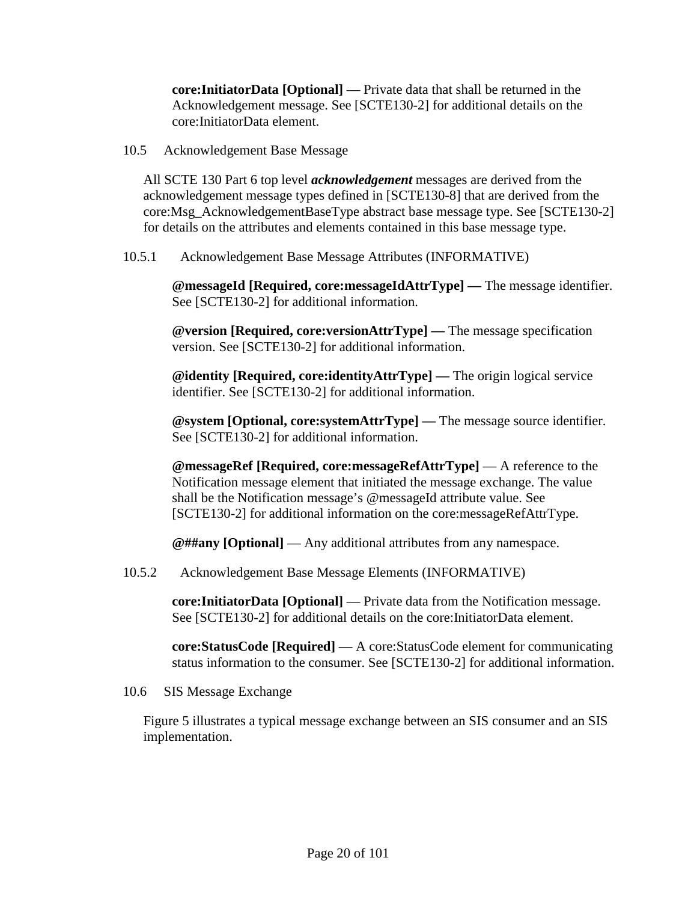**core:InitiatorData [Optional]** — Private data that shall be returned in the Acknowledgement message. See [SCTE130-2] for additional details on the core:InitiatorData element.

## 10.5 Acknowledgement Base Message

All SCTE 130 Part 6 top level ***acknowledgement*** messages are derived from the acknowledgement message types defined in [SCTE130-8] that are derived from the core:Msg_AcknowledgementBaseType abstract base message type. See [SCTE130-2] for details on the attributes and elements contained in this base message type.

### 10.5.1 Acknowledgement Base Message Attributes (INFORMATIVE)

**@messageId [Required, core:messageIdAttrType] —** The message identifier. See [SCTE130-2] for additional information.

**@version [Required, core:versionAttrType] —** The message specification version. See [SCTE130-2] for additional information.

**@identity [Required, core:identityAttrType] —** The origin logical service identifier. See [SCTE130-2] for additional information.

**@system [Optional, core:systemAttrType] —** The message source identifier. See [SCTE130-2] for additional information.

**@messageRef [Required, core:messageRefAttrType]** — A reference to the Notification message element that initiated the message exchange. The value shall be the Notification message's @messageId attribute value. See [SCTE130-2] for additional information on the core:messageRefAttrType.

**@##any [Optional]** — Any additional attributes from any namespace.

### 10.5.2 Acknowledgement Base Message Elements (INFORMATIVE)

**core:InitiatorData [Optional]** — Private data from the Notification message. See [SCTE130-2] for additional details on the core:InitiatorData element.

**core:StatusCode [Required]** — A core:StatusCode element for communicating status information to the consumer. See [SCTE130-2] for additional information.

## 10.6 SIS Message Exchange

Figure 5 illustrates a typical message exchange between an SIS consumer and an SIS implementation.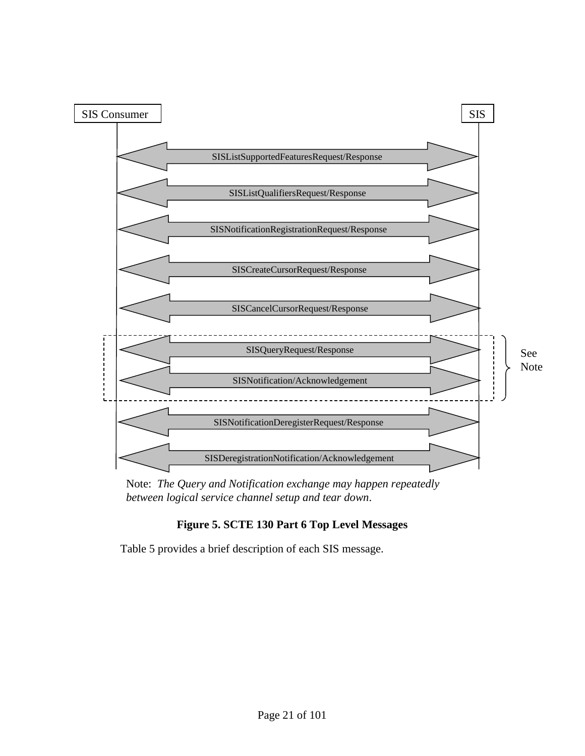SIS Consumer

SIS

SISListSupportedFeaturesRequest/Response

SISListQualifiersRequest/Response

SISNotificationRegistrationRequest/Response

SISCreateCursorRequest/Response

SISCancelCursorRequest/Response

SISQueryRequest/Response

SISNotification/Acknowledgement

See Note

SISNotificationDeregisterRequest/Response

SISDeregistrationNotification/Acknowledgement

Note: *The Query and Notification exchange may happen repeatedly between logical service channel setup and tear down.*

**Figure 5. SCTE 130 Part 6 Top Level Messages**

Table 5 provides a brief description of each SIS message.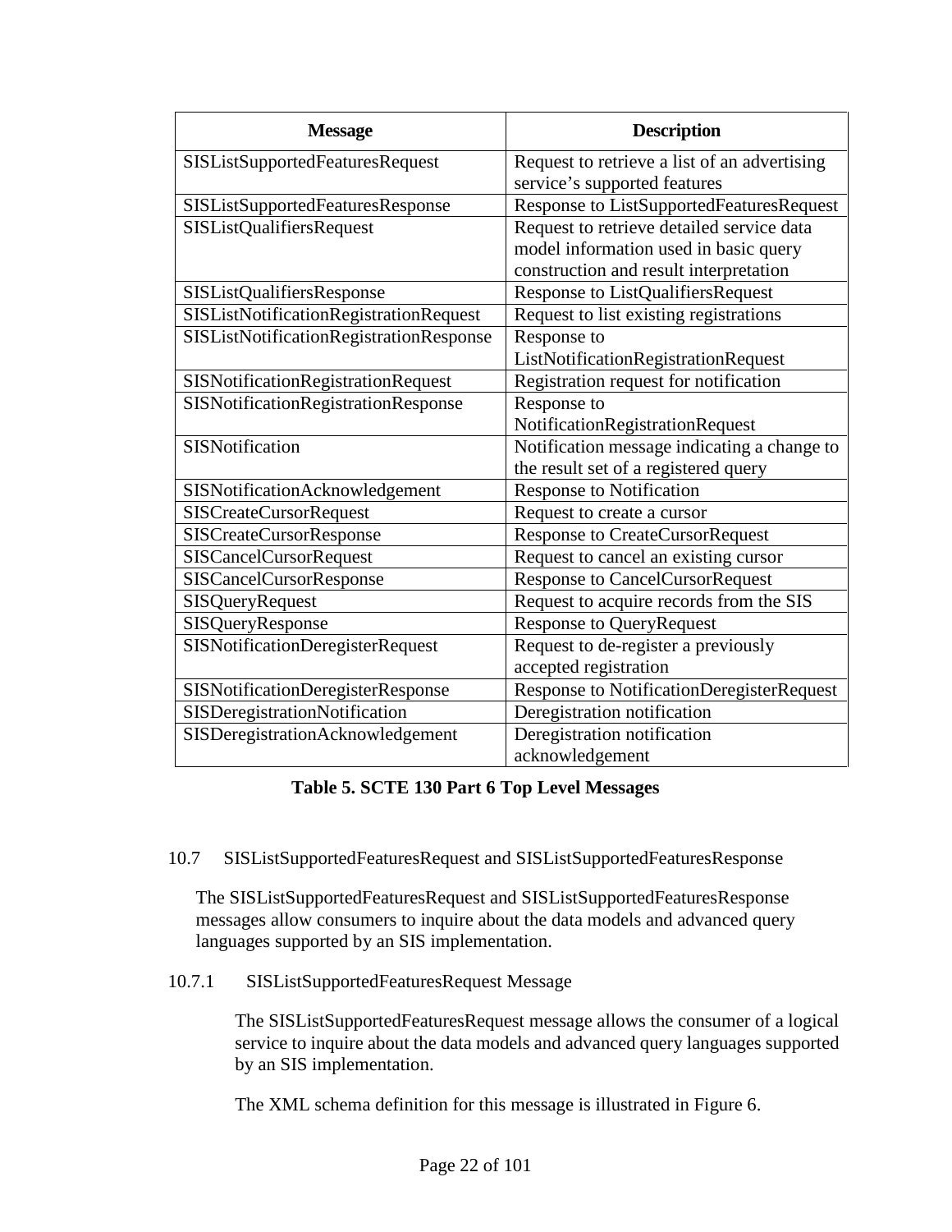| Message | Description |
| --- | --- |
| SISListSupportedFeaturesRequest | Request to retrieve a list of an advertising service’s supported features |
| SISListSupportedFeaturesResponse | Response to ListSupportedFeaturesRequest |
| SISListQualifiersRequest | Request to retrieve detailed service data model information used in basic query construction and result interpretation |
| SISListQualifiersResponse | Response to ListQualifiersRequest |
| SISListNotificationRegistrationRequest | Request to list existing registrations |
| SISListNotificationRegistrationResponse | Response to ListNotificationRegistrationRequest |
| SISNotificationRegistrationRequest | Registration request for notification |
| SISNotificationRegistrationResponse | Response to NotificationRegistrationRequest |
| SISNotification | Notification message indicating a change to the result set of a registered query |
| SISNotificationAcknowledgement | Response to Notification |
| SISCreateCursorRequest | Request to create a cursor |
| SISCreateCursorResponse | Response to CreateCursorRequest |
| SISCancelCursorRequest | Request to cancel an existing cursor |
| SISCancelCursorResponse | Response to CancelCursorRequest |
| SISQueryRequest | Request to acquire records from the SIS |
| SISQueryResponse | Response to QueryRequest |
| SISNotificationDeregisterRequest | Request to de-register a previously accepted registration |
| SISNotificationDeregisterResponse | Response to NotificationDeregisterRequest |
| SISDeregistrationNotification | Deregistration notification |
| SISDeregistrationAcknowledgement | Deregistration notification acknowledgement |

**Table 5. SCTE 130 Part 6 Top Level Messages**

## 10.7 SISListSupportedFeaturesRequest and SISListSupportedFeaturesResponse

The SISListSupportedFeaturesRequest and SISListSupportedFeaturesResponse messages allow consumers to inquire about the data models and advanced query languages supported by an SIS implementation.

### 10.7.1 SISListSupportedFeaturesRequest Message

The SISListSupportedFeaturesRequest message allows the consumer of a logical service to inquire about the data models and advanced query languages supported by an SIS implementation.

The XML schema definition for this message is illustrated in Figure 6.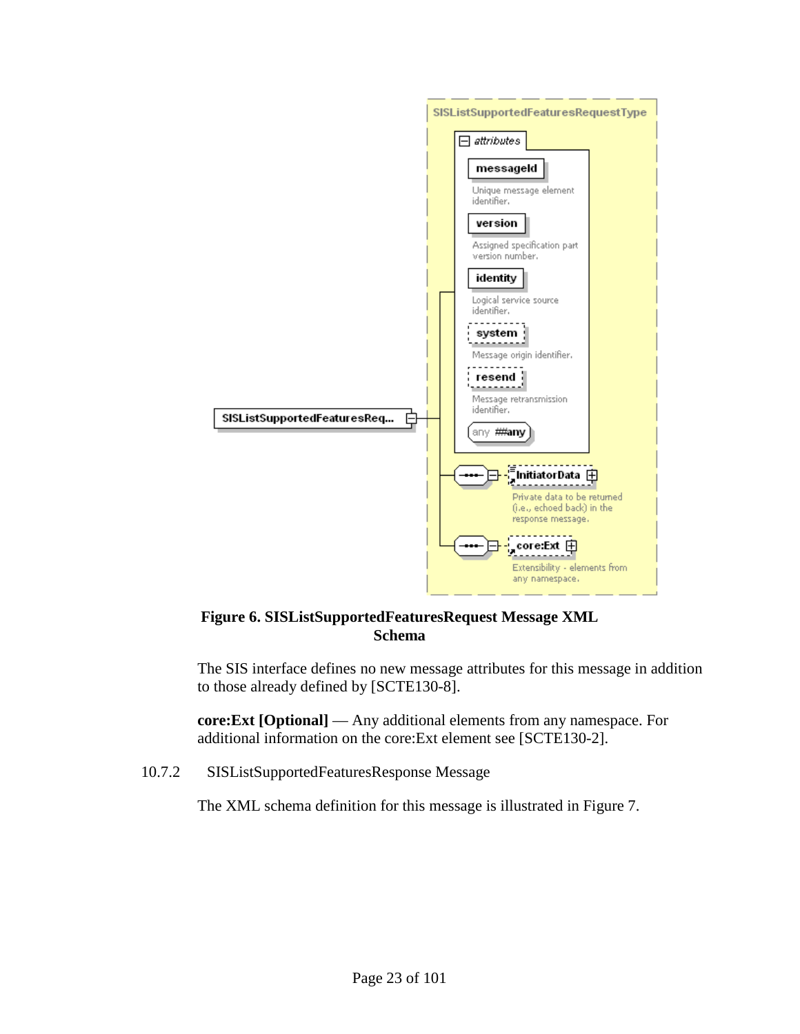**Figure 6. SISListSupportedFeaturesRequest Message XML Schema**

The SIS interface defines no new message attributes for this message in addition to those already defined by [SCTE130-8].

**core:Ext [Optional]** — Any additional elements from any namespace. For additional information on the core:Ext element see [SCTE130-2].

### 10.7.2 SISListSupportedFeaturesResponse Message

The XML schema definition for this message is illustrated in Figure 7.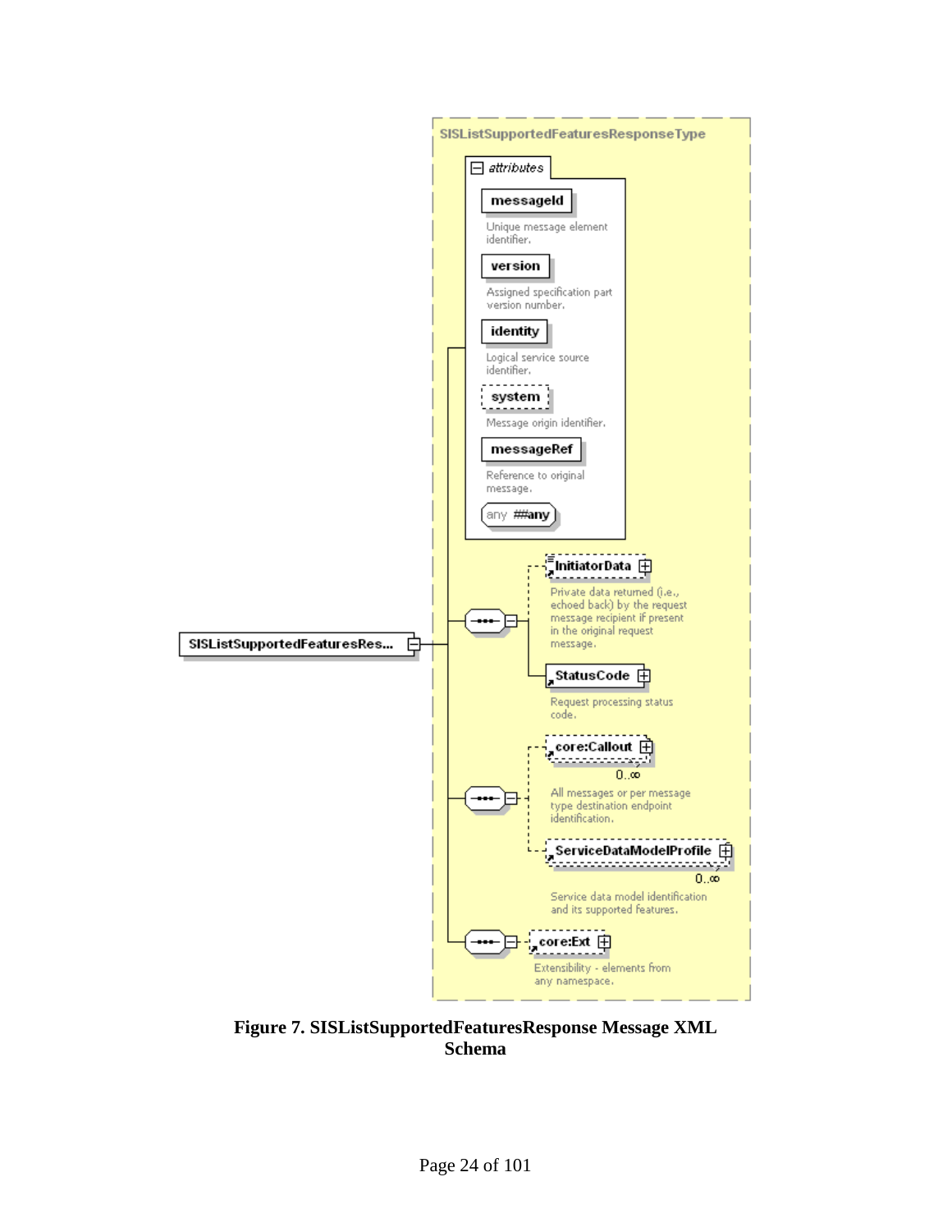SISListSupportedFeaturesResponseType

attributes

- messageId — Unique message element identifier.
- version — Assigned specification part version number.
- identity — Logical service source identifier.
- system — Message origin identifier.
- messageRef — Reference to original message.
- any ##any

SISListSupportedFeaturesRes...

- InitiatorData — Private data returned (i.e., echoed back) by the request message recipient if present in the original request message.
- StatusCode — Request processing status code.
- core:Callout 0..∞ — All messages or per message type destination endpoint identification.
- ServiceDataModelProfile 0..∞ — Service data model identification and its supported features.
- core:Ext — Extensibility - elements from any namespace.

**Figure 7. SISListSupportedFeaturesResponse Message XML Schema**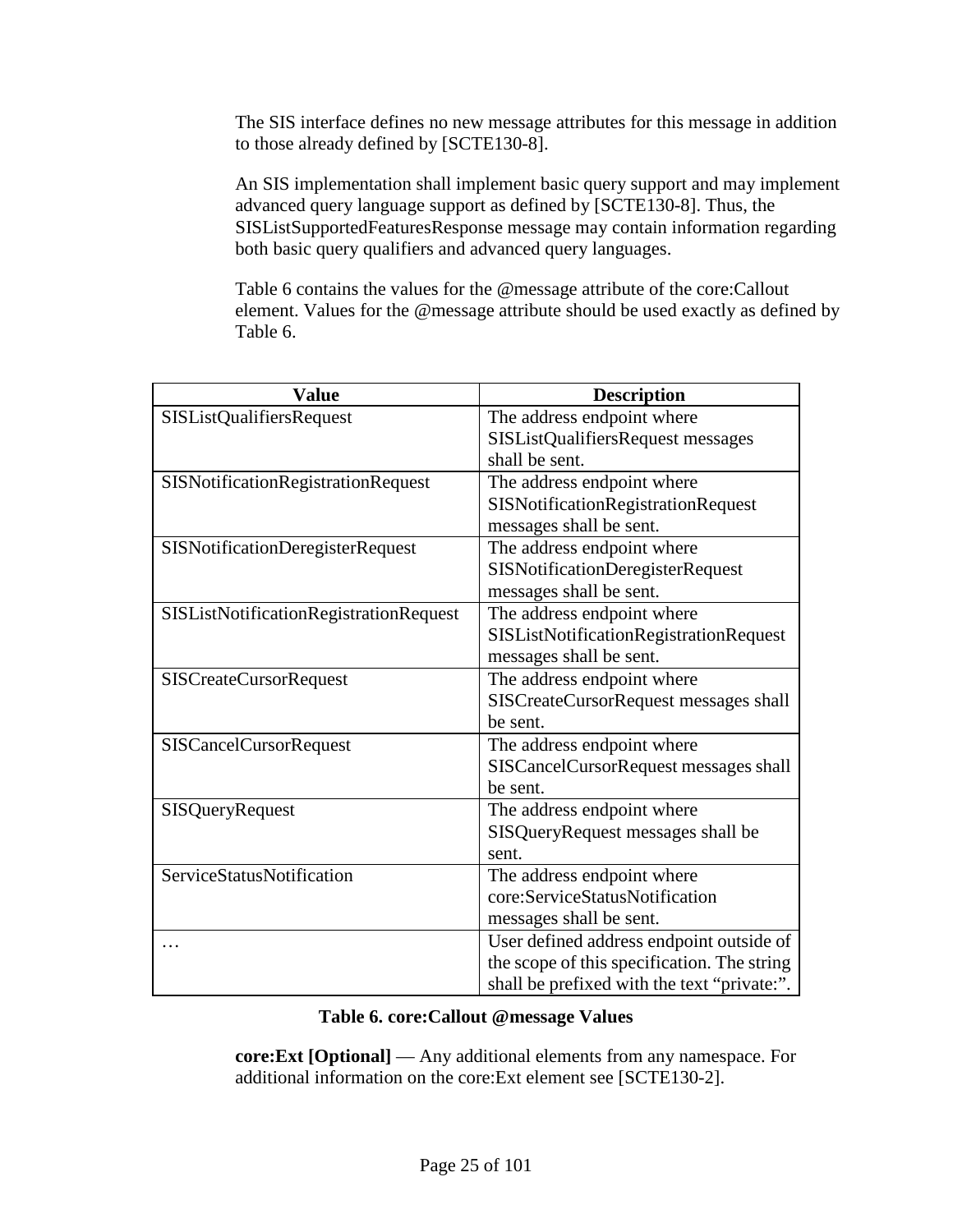The SIS interface defines no new message attributes for this message in addition to those already defined by [SCTE130-8].

An SIS implementation shall implement basic query support and may implement advanced query language support as defined by [SCTE130-8]. Thus, the SISListSupportedFeaturesResponse message may contain information regarding both basic query qualifiers and advanced query languages.

Table 6 contains the values for the @message attribute of the core:Callout element. Values for the @message attribute should be used exactly as defined by Table 6.

| Value | Description |
| --- | --- |
| SISListQualifiersRequest | The address endpoint where SISListQualifiersRequest messages shall be sent. |
| SISNotificationRegistrationRequest | The address endpoint where SISNotificationRegistrationRequest messages shall be sent. |
| SISNotificationDeregisterRequest | The address endpoint where SISNotificationDeregisterRequest messages shall be sent. |
| SISListNotificationRegistrationRequest | The address endpoint where SISListNotificationRegistrationRequest messages shall be sent. |
| SISCreateCursorRequest | The address endpoint where SISCreateCursorRequest messages shall be sent. |
| SISCancelCursorRequest | The address endpoint where SISCancelCursorRequest messages shall be sent. |
| SISQueryRequest | The address endpoint where SISQueryRequest messages shall be sent. |
| ServiceStatusNotification | The address endpoint where core:ServiceStatusNotification messages shall be sent. |
| … | User defined address endpoint outside of the scope of this specification. The string shall be prefixed with the text "private:". |

**Table 6. core:Callout @message Values**

**core:Ext [Optional]** — Any additional elements from any namespace. For additional information on the core:Ext element see [SCTE130-2].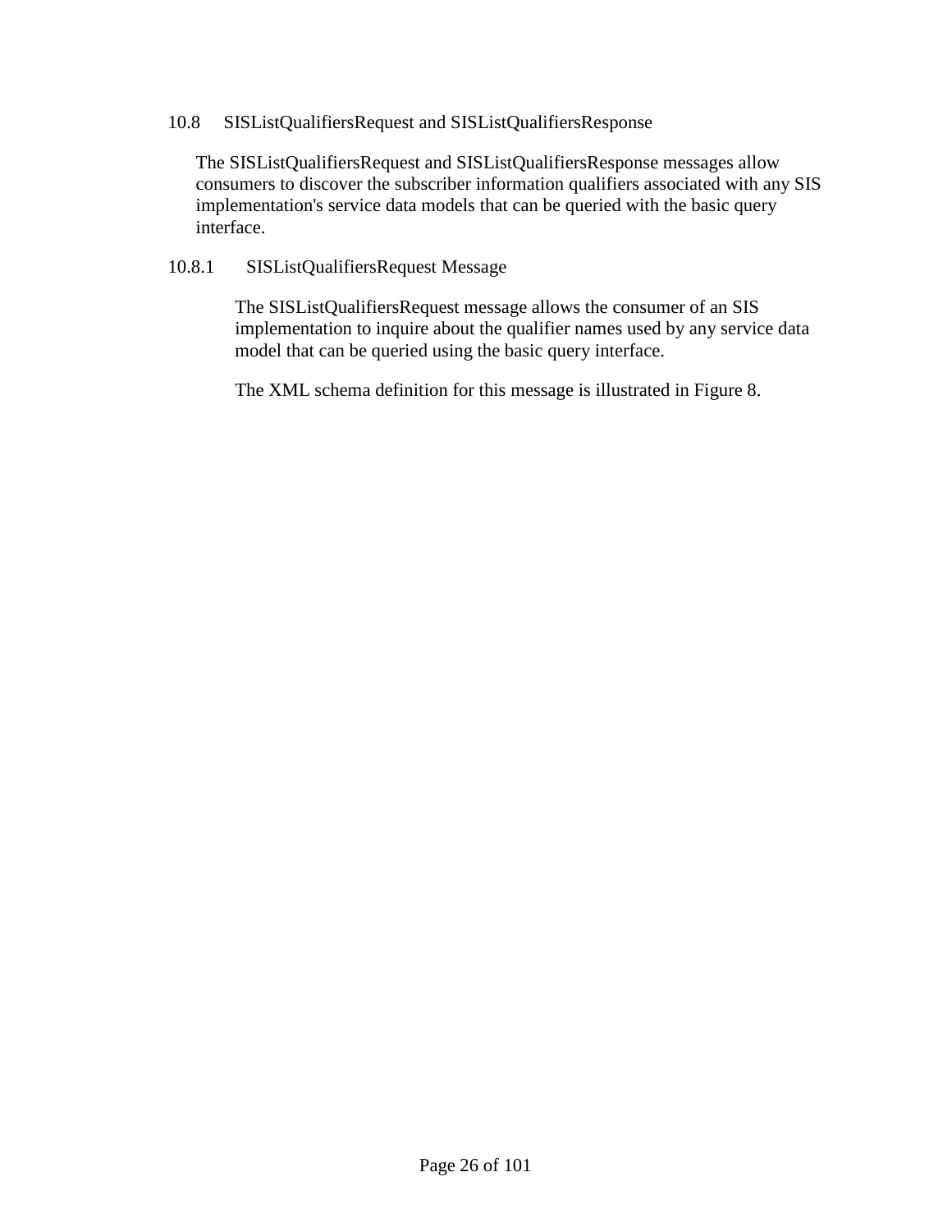## 10.8 SISListQualifiersRequest and SISListQualifiersResponse

The SISListQualifiersRequest and SISListQualifiersResponse messages allow consumers to discover the subscriber information qualifiers associated with any SIS implementation's service data models that can be queried with the basic query interface.

### 10.8.1 SISListQualifiersRequest Message

The SISListQualifiersRequest message allows the consumer of an SIS implementation to inquire about the qualifier names used by any service data model that can be queried using the basic query interface.

The XML schema definition for this message is illustrated in Figure 8.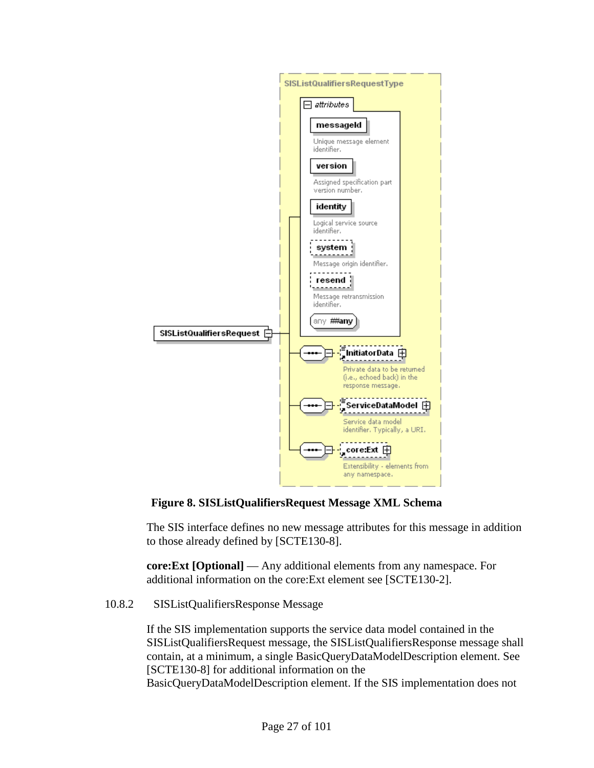**Figure 8. SISListQualifiersRequest Message XML Schema**

The SIS interface defines no new message attributes for this message in addition to those already defined by [SCTE130-8].

**core:Ext [Optional]** — Any additional elements from any namespace. For additional information on the core:Ext element see [SCTE130-2].

### 10.8.2 SISListQualifiersResponse Message

If the SIS implementation supports the service data model contained in the SISListQualifiersRequest message, the SISListQualifiersResponse message shall contain, at a minimum, a single BasicQueryDataModelDescription element. See [SCTE130-8] for additional information on the BasicQueryDataModelDescription element. If the SIS implementation does not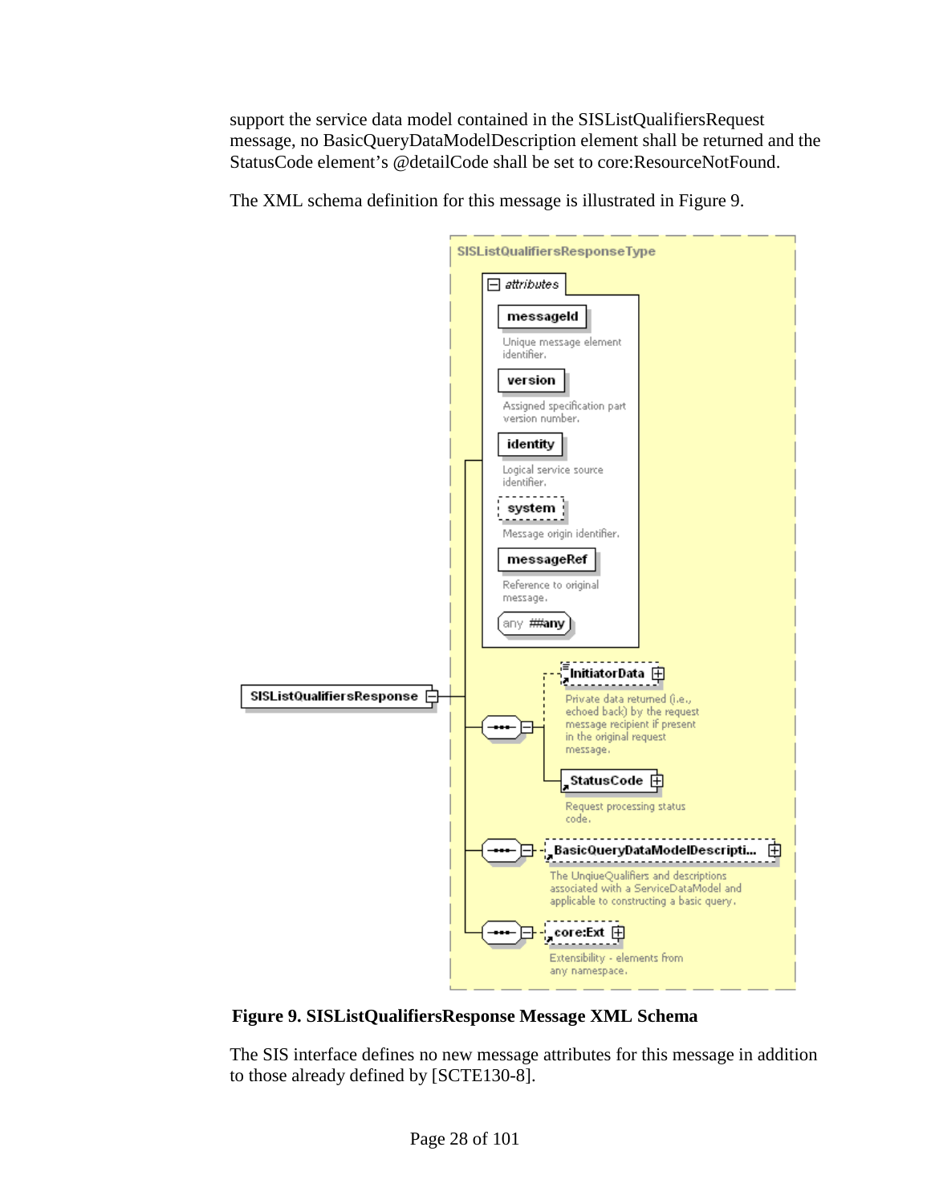support the service data model contained in the SISListQualifiersRequest message, no BasicQueryDataModelDescription element shall be returned and the StatusCode element's @detailCode shall be set to core:ResourceNotFound.

The XML schema definition for this message is illustrated in Figure 9.

**Figure 9. SISListQualifiersResponse Message XML Schema**

The SIS interface defines no new message attributes for this message in addition to those already defined by [SCTE130-8].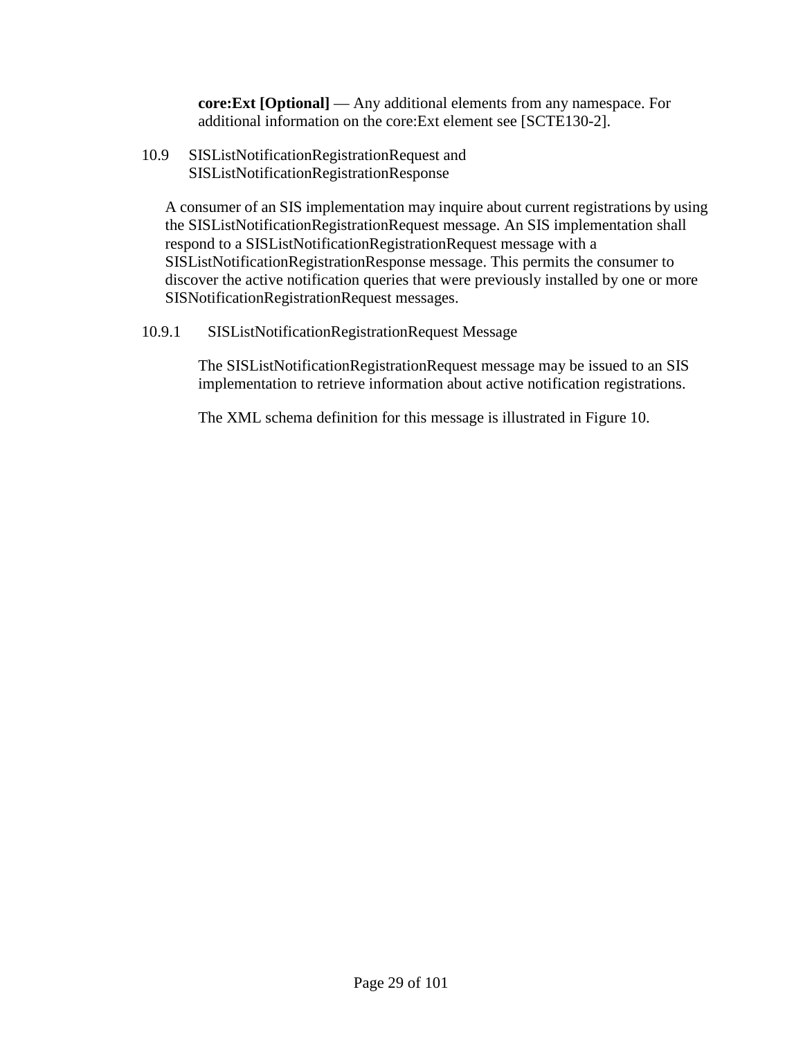**core:Ext [Optional]** — Any additional elements from any namespace. For additional information on the core:Ext element see [SCTE130-2].

## 10.9 SISListNotificationRegistrationRequest and SISListNotificationRegistrationResponse

A consumer of an SIS implementation may inquire about current registrations by using the SISListNotificationRegistrationRequest message. An SIS implementation shall respond to a SISListNotificationRegistrationRequest message with a SISListNotificationRegistrationResponse message. This permits the consumer to discover the active notification queries that were previously installed by one or more SISNotificationRegistrationRequest messages.

### 10.9.1 SISListNotificationRegistrationRequest Message

The SISListNotificationRegistrationRequest message may be issued to an SIS implementation to retrieve information about active notification registrations.

The XML schema definition for this message is illustrated in Figure 10.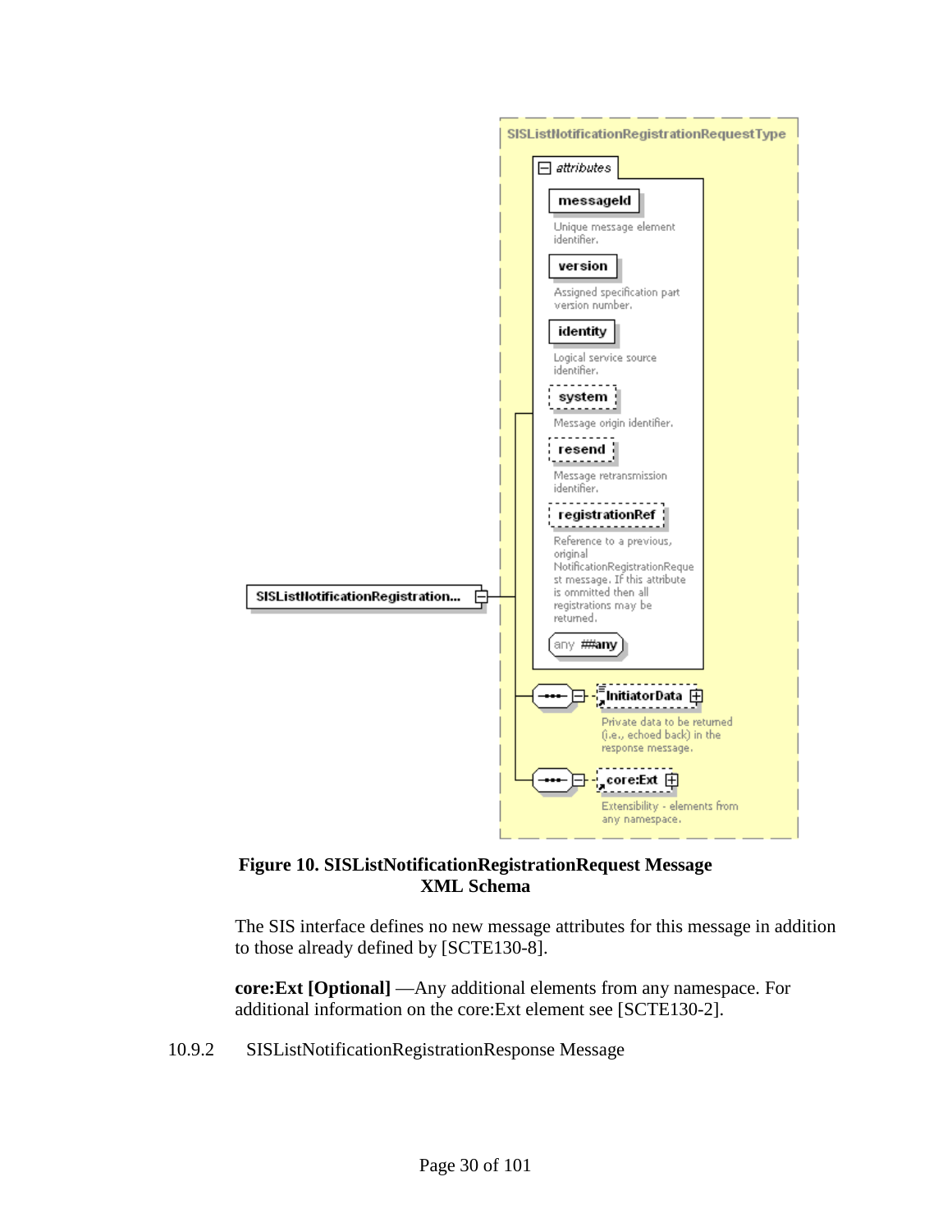SISListNotificationRegistrationRequestType

attributes

messageId
Unique message element identifier.

version
Assigned specification part version number.

identity
Logical service source identifier.

system
Message origin identifier.

resend
Message retransmission identifier.

registrationRef
Reference to a previous, original NotificationRegistrationRequest message. If this attribute is ommitted then all registrations may be returned.

any ##any

SISListNotificationRegistration...

InitiatorData
Private data to be returned (i.e., echoed back) in the response message.

core:Ext
Extensibility - elements from any namespace.

**Figure 10. SISListNotificationRegistrationRequest Message XML Schema**

The SIS interface defines no new message attributes for this message in addition to those already defined by [SCTE130-8].

**core:Ext [Optional]** —Any additional elements from any namespace. For additional information on the core:Ext element see [SCTE130-2].

### 10.9.2 SISListNotificationRegistrationResponse Message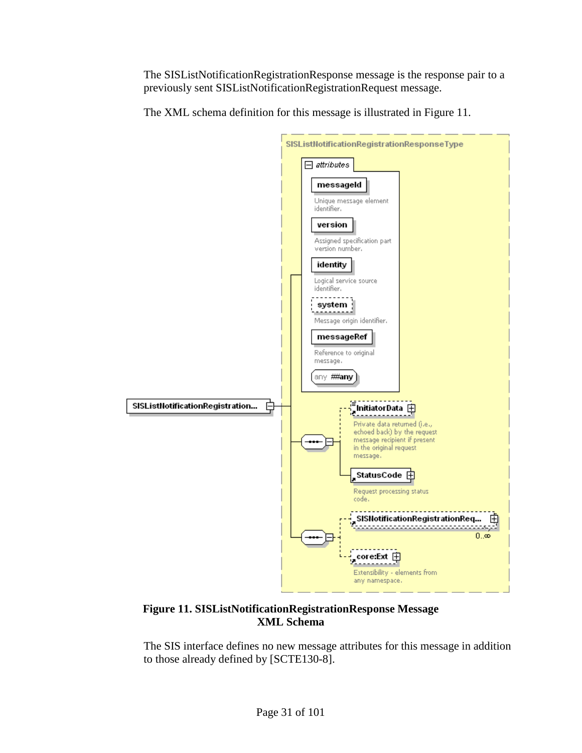The SISListNotificationRegistrationResponse message is the response pair to a previously sent SISListNotificationRegistrationRequest message.

The XML schema definition for this message is illustrated in Figure 11.

**Figure 11. SISListNotificationRegistrationResponse Message XML Schema**

The SIS interface defines no new message attributes for this message in addition to those already defined by [SCTE130-8].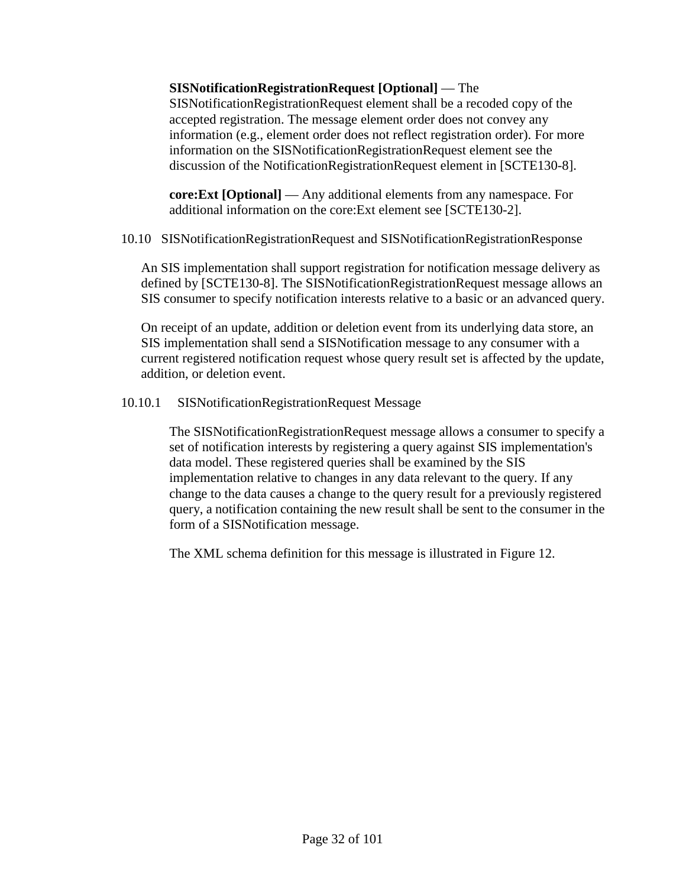**SISNotificationRegistrationRequest [Optional]** — The SISNotificationRegistrationRequest element shall be a recoded copy of the accepted registration. The message element order does not convey any information (e.g., element order does not reflect registration order). For more information on the SISNotificationRegistrationRequest element see the discussion of the NotificationRegistrationRequest element in [SCTE130-8].

**core:Ext [Optional]** — Any additional elements from any namespace. For additional information on the core:Ext element see [SCTE130-2].

## 10.10 SISNotificationRegistrationRequest and SISNotificationRegistrationResponse

An SIS implementation shall support registration for notification message delivery as defined by [SCTE130-8]. The SISNotificationRegistrationRequest message allows an SIS consumer to specify notification interests relative to a basic or an advanced query.

On receipt of an update, addition or deletion event from its underlying data store, an SIS implementation shall send a SISNotification message to any consumer with a current registered notification request whose query result set is affected by the update, addition, or deletion event.

### 10.10.1 SISNotificationRegistrationRequest Message

The SISNotificationRegistrationRequest message allows a consumer to specify a set of notification interests by registering a query against SIS implementation's data model. These registered queries shall be examined by the SIS implementation relative to changes in any data relevant to the query. If any change to the data causes a change to the query result for a previously registered query, a notification containing the new result shall be sent to the consumer in the form of a SISNotification message.

The XML schema definition for this message is illustrated in Figure 12.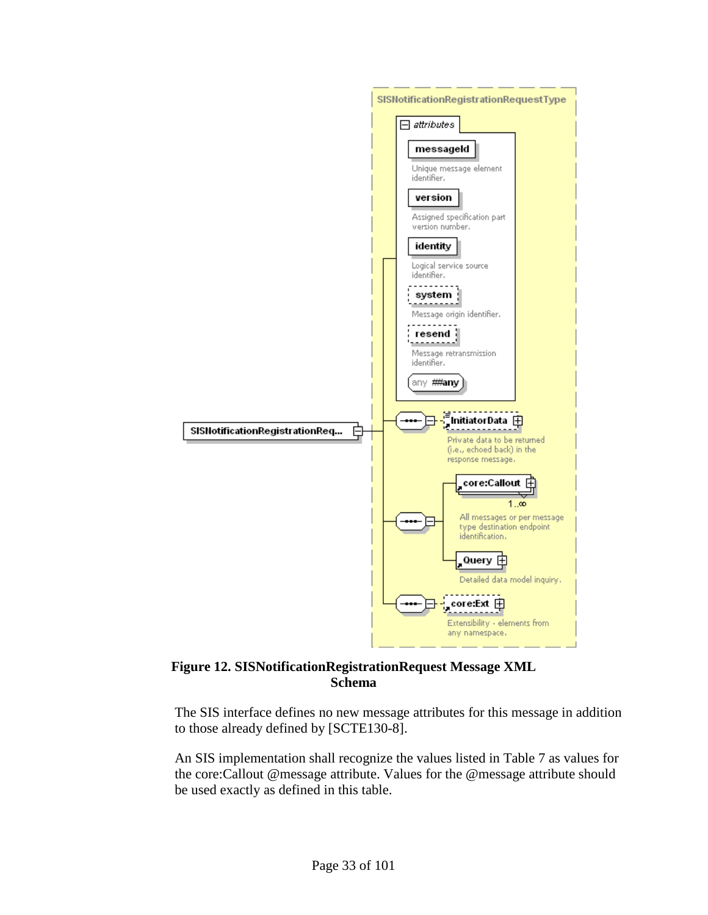**Figure 12. SISNotificationRegistrationRequest Message XML Schema**

The SIS interface defines no new message attributes for this message in addition to those already defined by [SCTE130-8].

An SIS implementation shall recognize the values listed in Table 7 as values for the core:Callout @message attribute. Values for the @message attribute should be used exactly as defined in this table.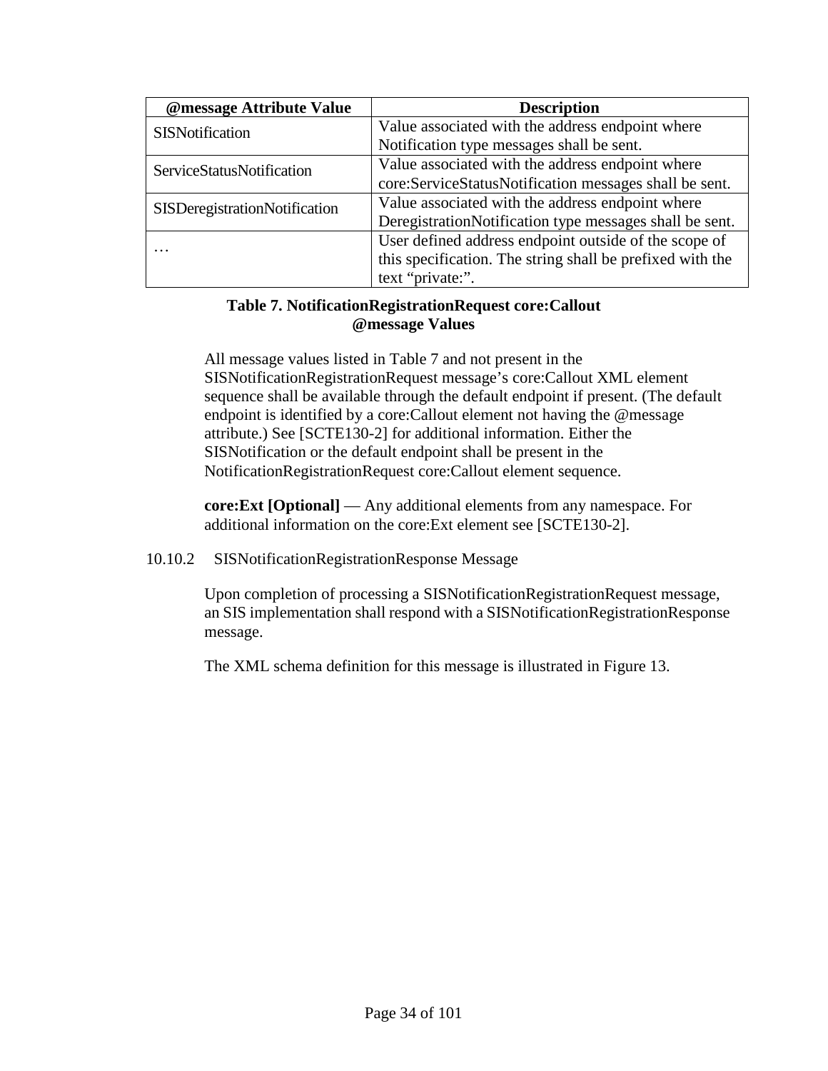| @message Attribute Value | Description |
|---|---|
| SISNotification | Value associated with the address endpoint where Notification type messages shall be sent. |
| ServiceStatusNotification | Value associated with the address endpoint where core:ServiceStatusNotification messages shall be sent. |
| SISDeregistrationNotification | Value associated with the address endpoint where DeregistrationNotification type messages shall be sent. |
| … | User defined address endpoint outside of the scope of this specification. The string shall be prefixed with the text “private:”. |

**Table 7. NotificationRegistrationRequest core:Callout @message Values**

All message values listed in Table 7 and not present in the SISNotificationRegistrationRequest message’s core:Callout XML element sequence shall be available through the default endpoint if present. (The default endpoint is identified by a core:Callout element not having the @message attribute.) See [SCTE130-2] for additional information. Either the SISNotification or the default endpoint shall be present in the NotificationRegistrationRequest core:Callout element sequence.

**core:Ext [Optional]** — Any additional elements from any namespace. For additional information on the core:Ext element see [SCTE130-2].

#### 10.10.2 SISNotificationRegistrationResponse Message

Upon completion of processing a SISNotificationRegistrationRequest message, an SIS implementation shall respond with a SISNotificationRegistrationResponse message.

The XML schema definition for this message is illustrated in Figure 13.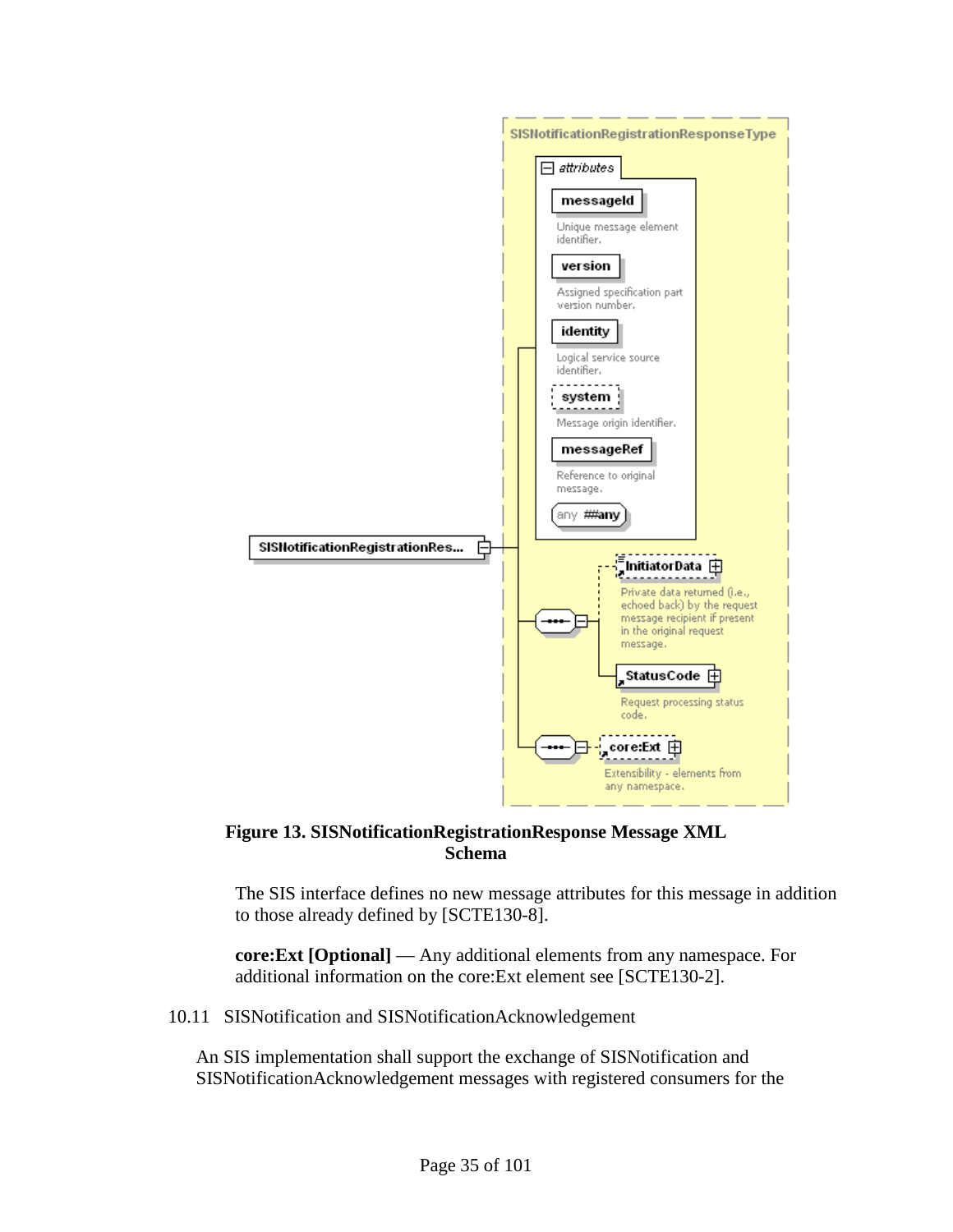**Figure 13. SISNotificationRegistrationResponse Message XML Schema**

The SIS interface defines no new message attributes for this message in addition to those already defined by [SCTE130-8].

**core:Ext [Optional]** — Any additional elements from any namespace. For additional information on the core:Ext element see [SCTE130-2].

### 10.11 SISNotification and SISNotificationAcknowledgement

An SIS implementation shall support the exchange of SISNotification and SISNotificationAcknowledgement messages with registered consumers for the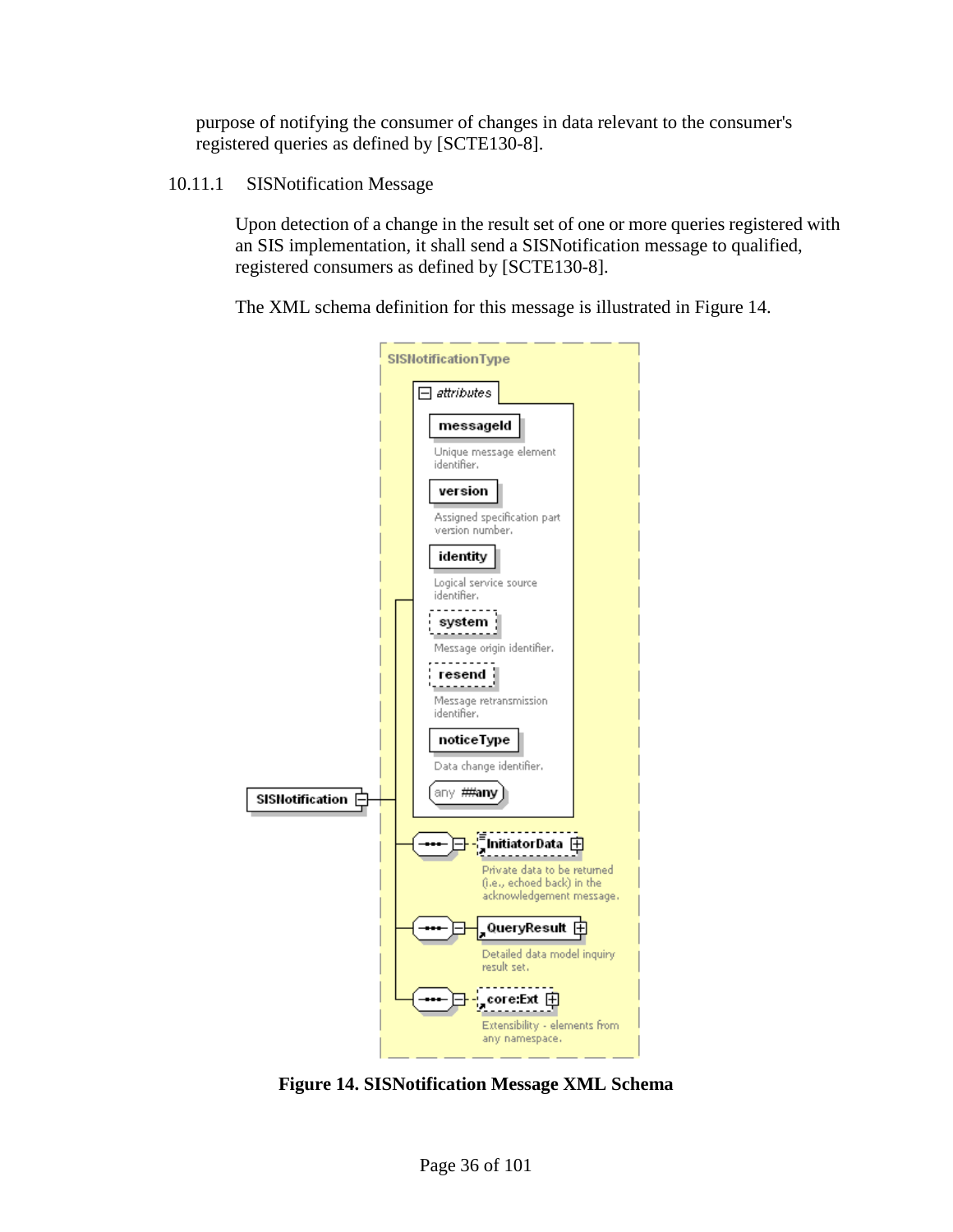purpose of notifying the consumer of changes in data relevant to the consumer's registered queries as defined by [SCTE130-8].

### 10.11.1 SISNotification Message

Upon detection of a change in the result set of one or more queries registered with an SIS implementation, it shall send a SISNotification message to qualified, registered consumers as defined by [SCTE130-8].

The XML schema definition for this message is illustrated in Figure 14.

**Figure 14. SISNotification Message XML Schema**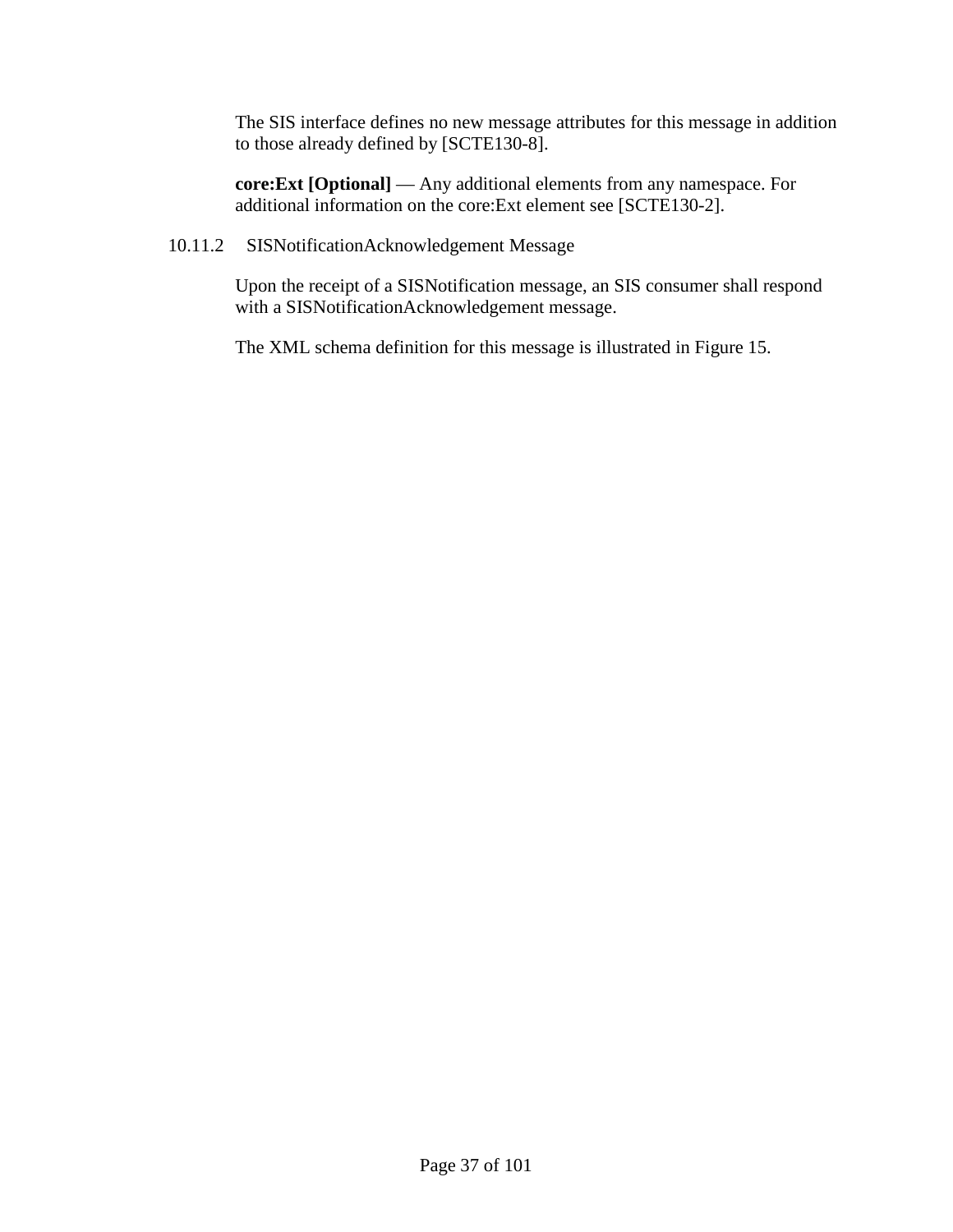The SIS interface defines no new message attributes for this message in addition to those already defined by [SCTE130-8].

**core:Ext [Optional]** — Any additional elements from any namespace. For additional information on the core:Ext element see [SCTE130-2].

### 10.11.2 SISNotificationAcknowledgement Message

Upon the receipt of a SISNotification message, an SIS consumer shall respond with a SISNotificationAcknowledgement message.

The XML schema definition for this message is illustrated in Figure 15.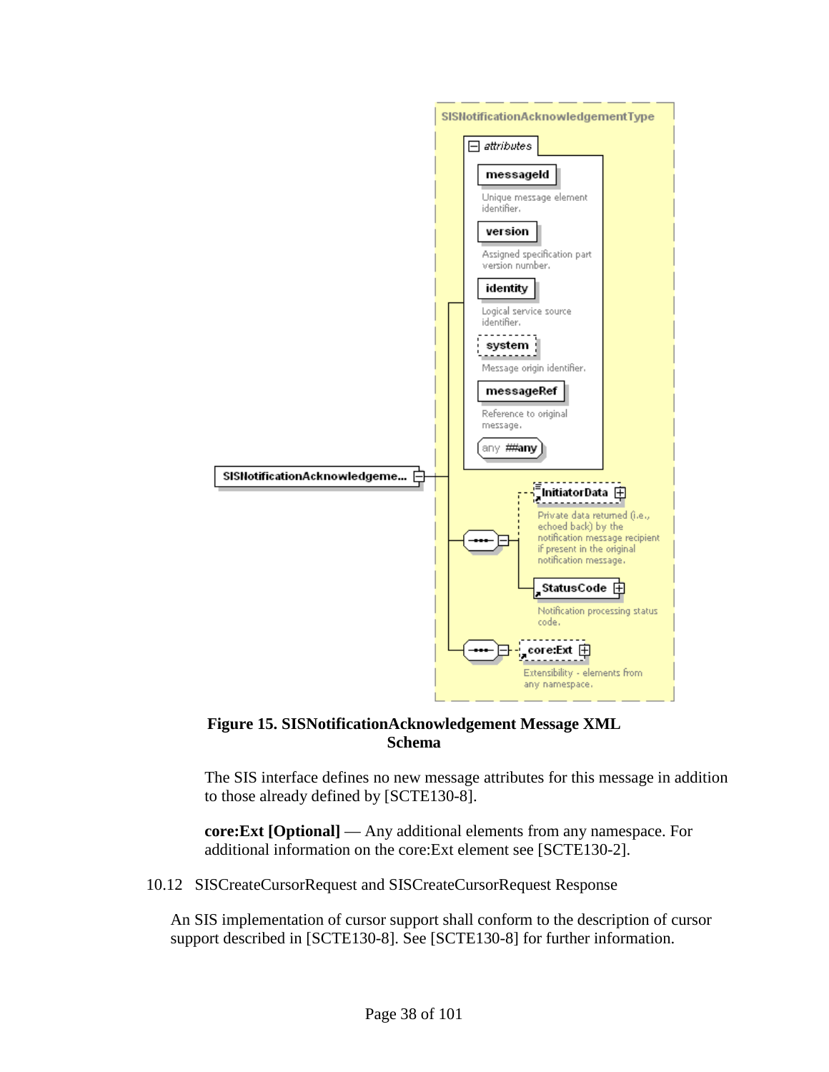**Figure 15. SISNotificationAcknowledgement Message XML Schema**

The SIS interface defines no new message attributes for this message in addition to those already defined by [SCTE130-8].

**core:Ext [Optional]** — Any additional elements from any namespace. For additional information on the core:Ext element see [SCTE130-2].

## 10.12 SISCreateCursorRequest and SISCreateCursorRequest Response

An SIS implementation of cursor support shall conform to the description of cursor support described in [SCTE130-8]. See [SCTE130-8] for further information.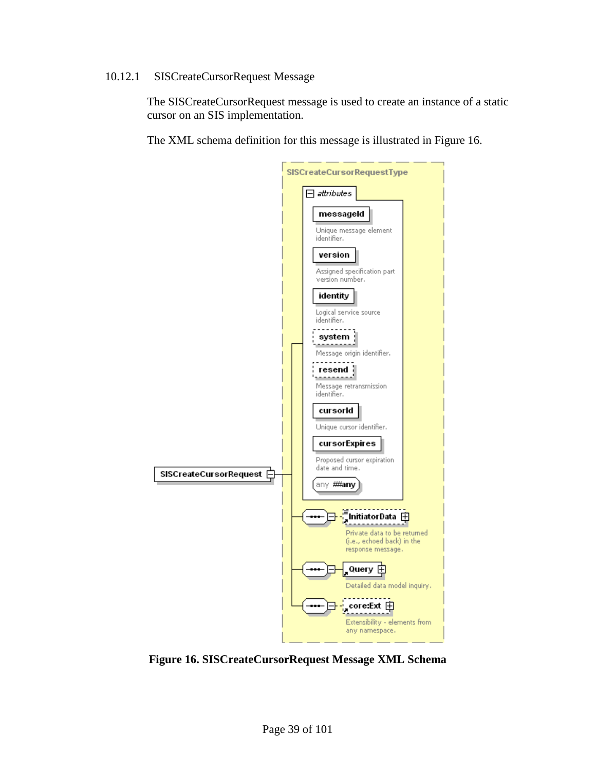### 10.12.1 SISCreateCursorRequest Message

The SISCreateCursorRequest message is used to create an instance of a static cursor on an SIS implementation.

The XML schema definition for this message is illustrated in Figure 16.

SISCreateCursorRequestType

attributes

- messageId — Unique message element identifier.
- version — Assigned specification part version number.
- identity — Logical service source identifier.
- system — Message origin identifier.
- resend — Message retransmission identifier.
- cursorId — Unique cursor identifier.
- cursorExpires — Proposed cursor expiration date and time.
- any ##any

SISCreateCursorRequest

- InitiatorData — Private data to be returned (i.e., echoed back) in the response message.
- Query — Detailed data model inquiry.
- core:Ext — Extensibility - elements from any namespace.

**Figure 16. SISCreateCursorRequest Message XML Schema**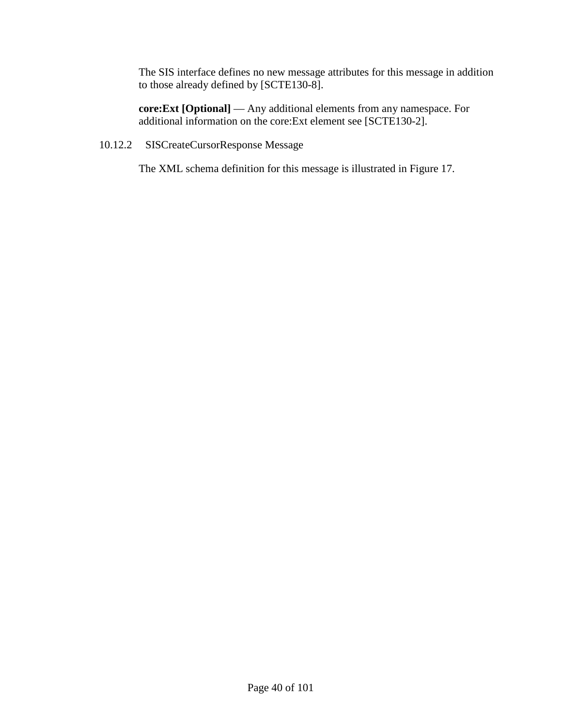The SIS interface defines no new message attributes for this message in addition to those already defined by [SCTE130-8].

**core:Ext [Optional]** — Any additional elements from any namespace. For additional information on the core:Ext element see [SCTE130-2].

### 10.12.2 SISCreateCursorResponse Message

The XML schema definition for this message is illustrated in Figure 17.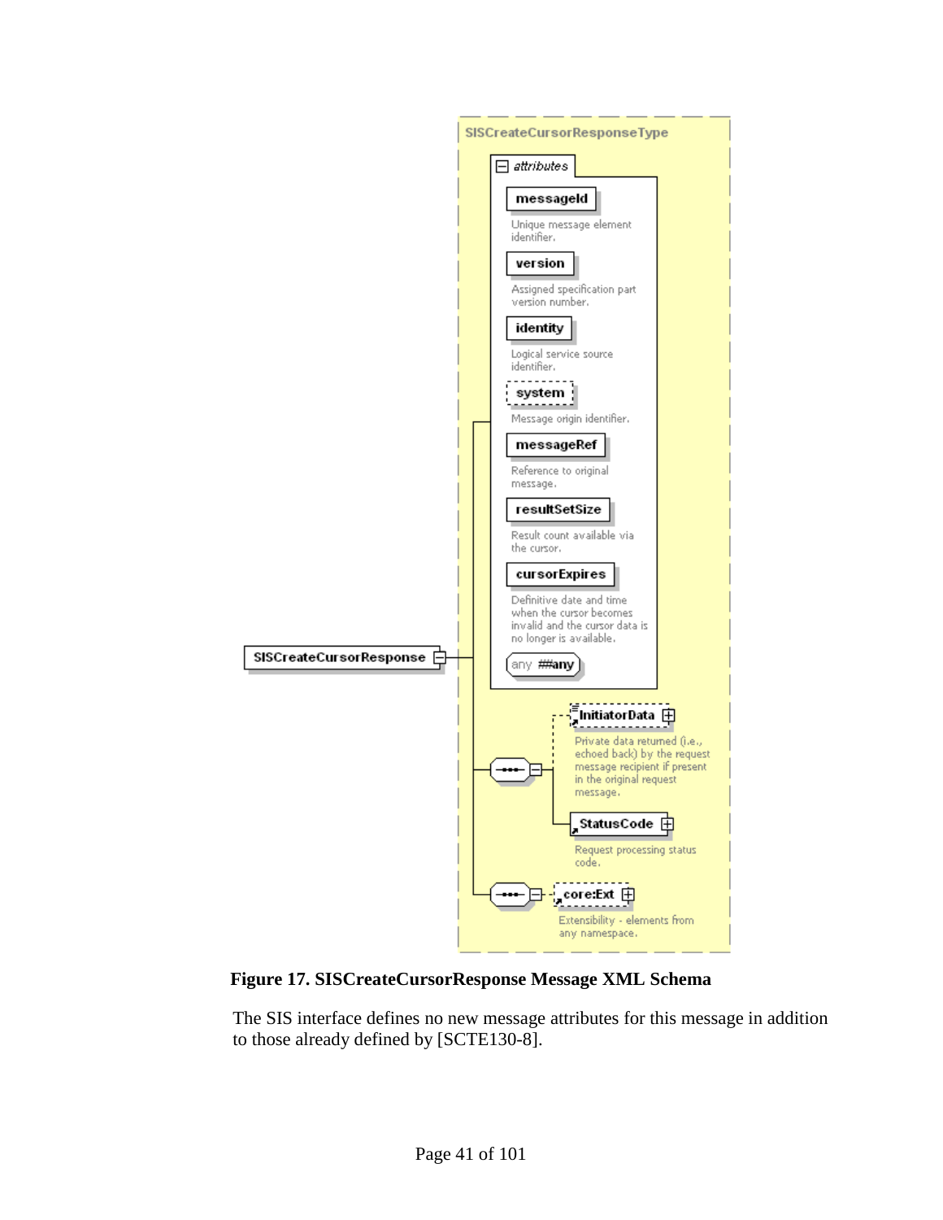SISCreateCursorResponseType

attributes

- **messageId** — Unique message element identifier.
- **version** — Assigned specification part version number.
- **identity** — Logical service source identifier.
- **system** — Message origin identifier.
- **messageRef** — Reference to original message.
- **resultSetSize** — Result count available via the cursor.
- **cursorExpires** — Definitive date and time when the cursor becomes invalid and the cursor data is no longer is available.
- any ##any

SISCreateCursorResponse

- **InitiatorData** — Private data returned (i.e., echoed back) by the request message recipient if present in the original request message.
- **StatusCode** — Request processing status code.
- **core:Ext** — Extensibility - elements from any namespace.

**Figure 17. SISCreateCursorResponse Message XML Schema**

The SIS interface defines no new message attributes for this message in addition to those already defined by [SCTE130-8].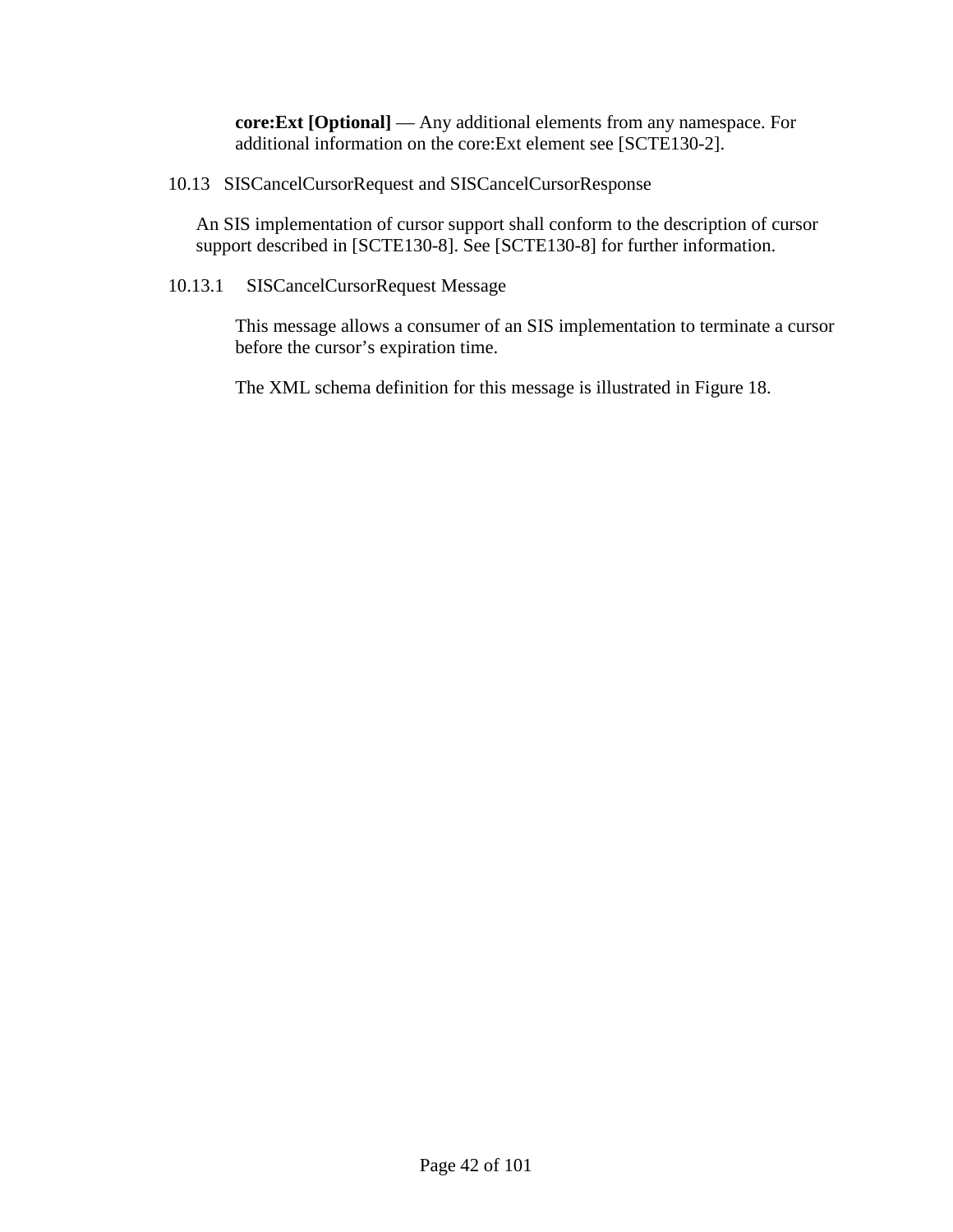**core:Ext [Optional]** — Any additional elements from any namespace. For additional information on the core:Ext element see [SCTE130-2].

## 10.13 SISCancelCursorRequest and SISCancelCursorResponse

An SIS implementation of cursor support shall conform to the description of cursor support described in [SCTE130-8]. See [SCTE130-8] for further information.

### 10.13.1 SISCancelCursorRequest Message

This message allows a consumer of an SIS implementation to terminate a cursor before the cursor's expiration time.

The XML schema definition for this message is illustrated in Figure 18.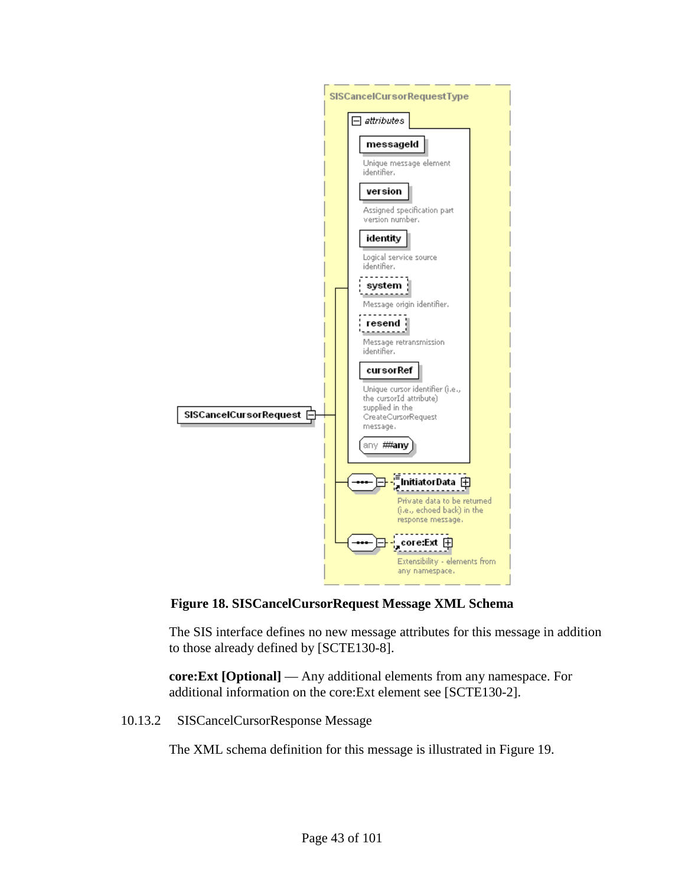SISCancelCursorRequestType

attributes

- **messageId** — Unique message element identifier.
- **version** — Assigned specification part version number.
- **identity** — Logical service source identifier.
- **system** — Message origin identifier.
- **resend** — Message retransmission identifier.
- **cursorRef** — Unique cursor identifier (i.e., the cursorId attribute) supplied in the CreateCursorRequest message.
- any ##any

SISCancelCursorRequest

- **InitiatorData** — Private data to be returned (i.e., echoed back) in the response message.
- **core:Ext** — Extensibility - elements from any namespace.

**Figure 18. SISCancelCursorRequest Message XML Schema**

The SIS interface defines no new message attributes for this message in addition to those already defined by [SCTE130-8].

**core:Ext [Optional]** — Any additional elements from any namespace. For additional information on the core:Ext element see [SCTE130-2].

### 10.13.2 SISCancelCursorResponse Message

The XML schema definition for this message is illustrated in Figure 19.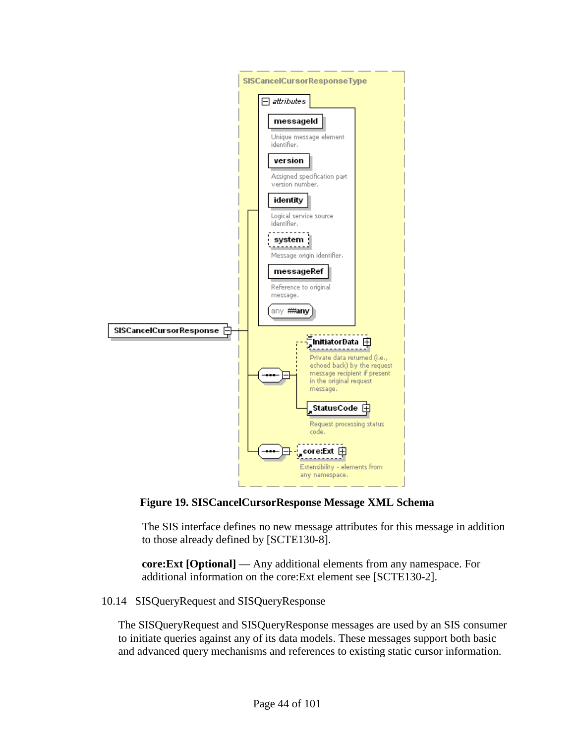**Figure 19. SISCancelCursorResponse Message XML Schema**

The SIS interface defines no new message attributes for this message in addition to those already defined by [SCTE130-8].

**core:Ext [Optional]** — Any additional elements from any namespace. For additional information on the core:Ext element see [SCTE130-2].

### 10.14 SISQueryRequest and SISQueryResponse

The SISQueryRequest and SISQueryResponse messages are used by an SIS consumer to initiate queries against any of its data models. These messages support both basic and advanced query mechanisms and references to existing static cursor information.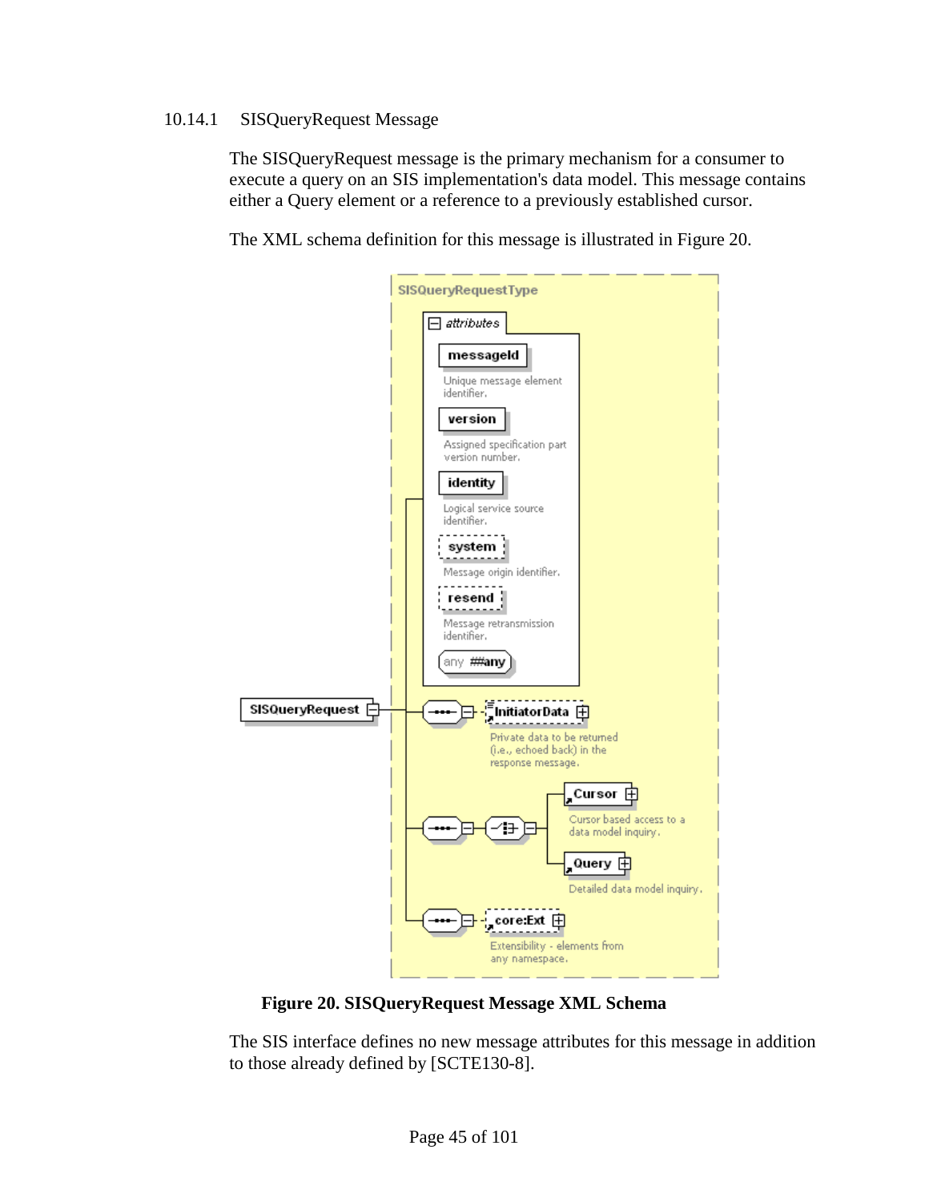### 10.14.1 SISQueryRequest Message

The SISQueryRequest message is the primary mechanism for a consumer to execute a query on an SIS implementation's data model. This message contains either a Query element or a reference to a previously established cursor.

The XML schema definition for this message is illustrated in Figure 20.

**Figure 20. SISQueryRequest Message XML Schema**

The SIS interface defines no new message attributes for this message in addition to those already defined by [SCTE130-8].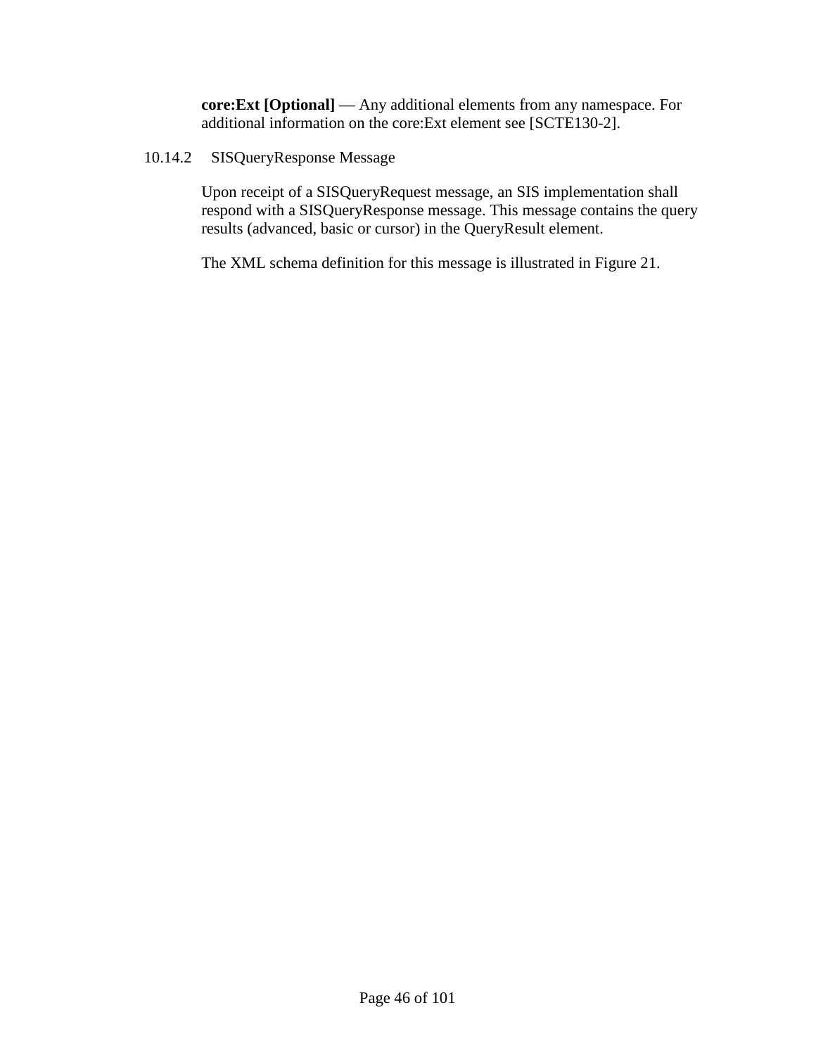**core:Ext [Optional]** — Any additional elements from any namespace. For additional information on the core:Ext element see [SCTE130-2].

### 10.14.2 SISQueryResponse Message

Upon receipt of a SISQueryRequest message, an SIS implementation shall respond with a SISQueryResponse message. This message contains the query results (advanced, basic or cursor) in the QueryResult element.

The XML schema definition for this message is illustrated in Figure 21.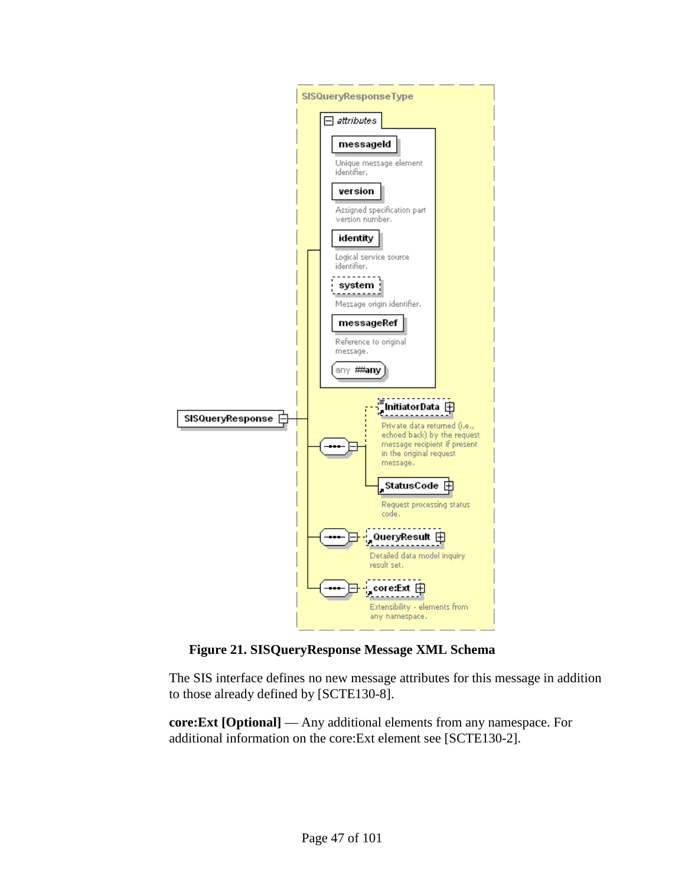**Figure 21. SISQueryResponse Message XML Schema**

The SIS interface defines no new message attributes for this message in addition to those already defined by [SCTE130-8].

**core:Ext [Optional]** — Any additional elements from any namespace. For additional information on the core:Ext element see [SCTE130-2].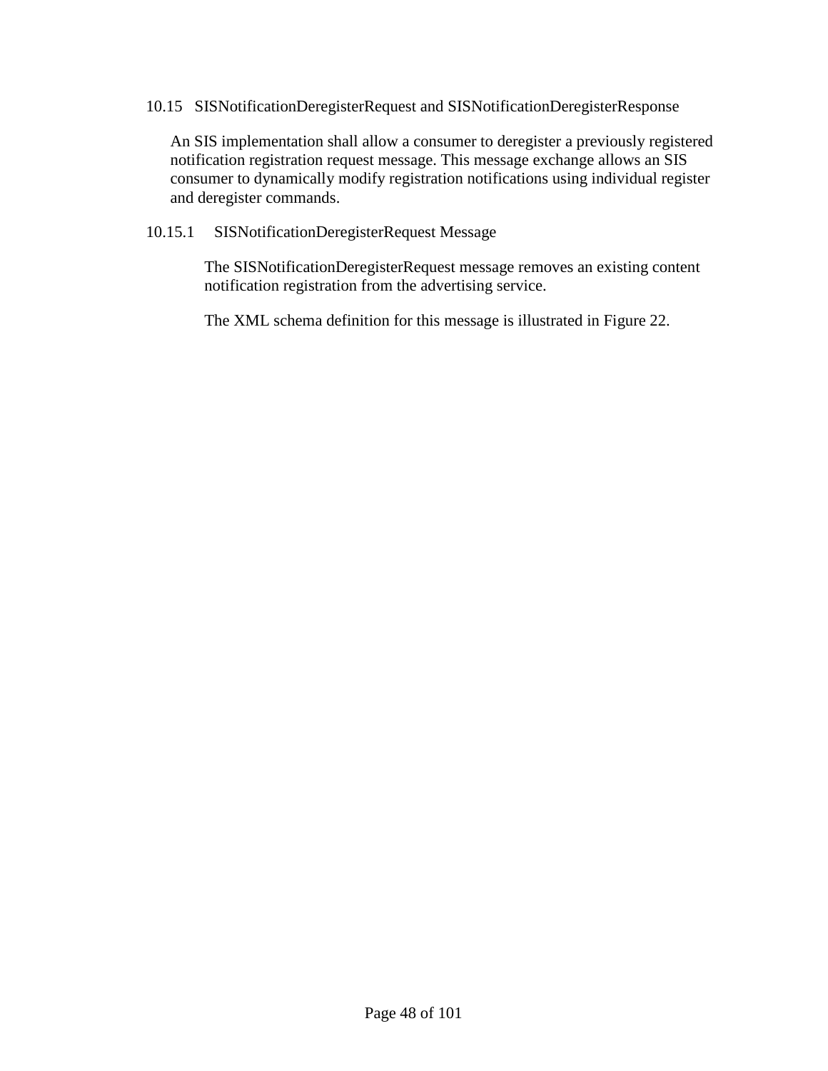## 10.15 SISNotificationDeregisterRequest and SISNotificationDeregisterResponse

An SIS implementation shall allow a consumer to deregister a previously registered notification registration request message. This message exchange allows an SIS consumer to dynamically modify registration notifications using individual register and deregister commands.

### 10.15.1 SISNotificationDeregisterRequest Message

The SISNotificationDeregisterRequest message removes an existing content notification registration from the advertising service.

The XML schema definition for this message is illustrated in Figure 22.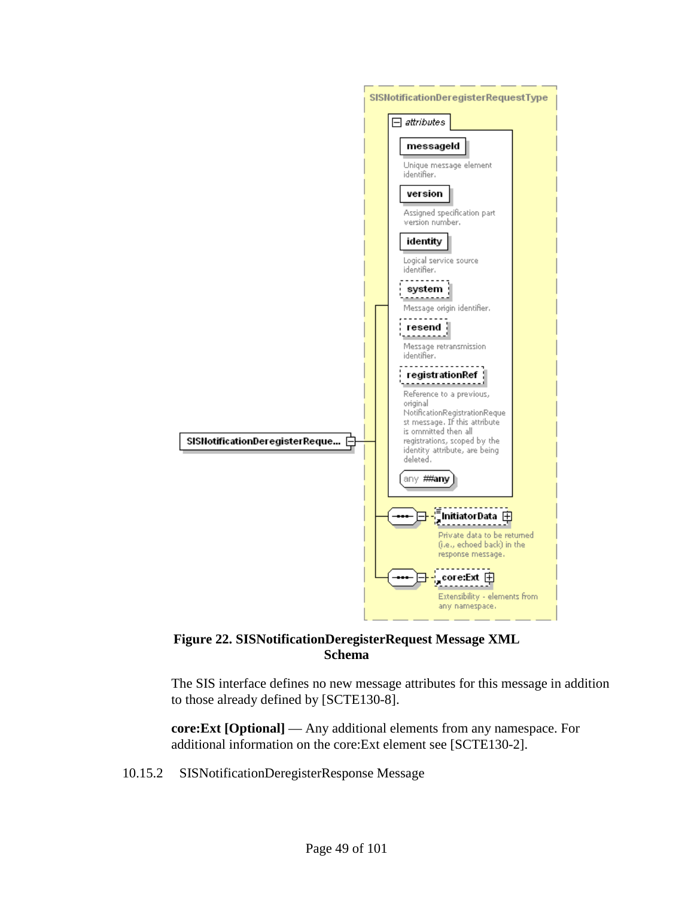**Figure 22. SISNotificationDeregisterRequest Message XML Schema**

The SIS interface defines no new message attributes for this message in addition to those already defined by [SCTE130-8].

**core:Ext [Optional]** — Any additional elements from any namespace. For additional information on the core:Ext element see [SCTE130-2].

#### 10.15.2 SISNotificationDeregisterResponse Message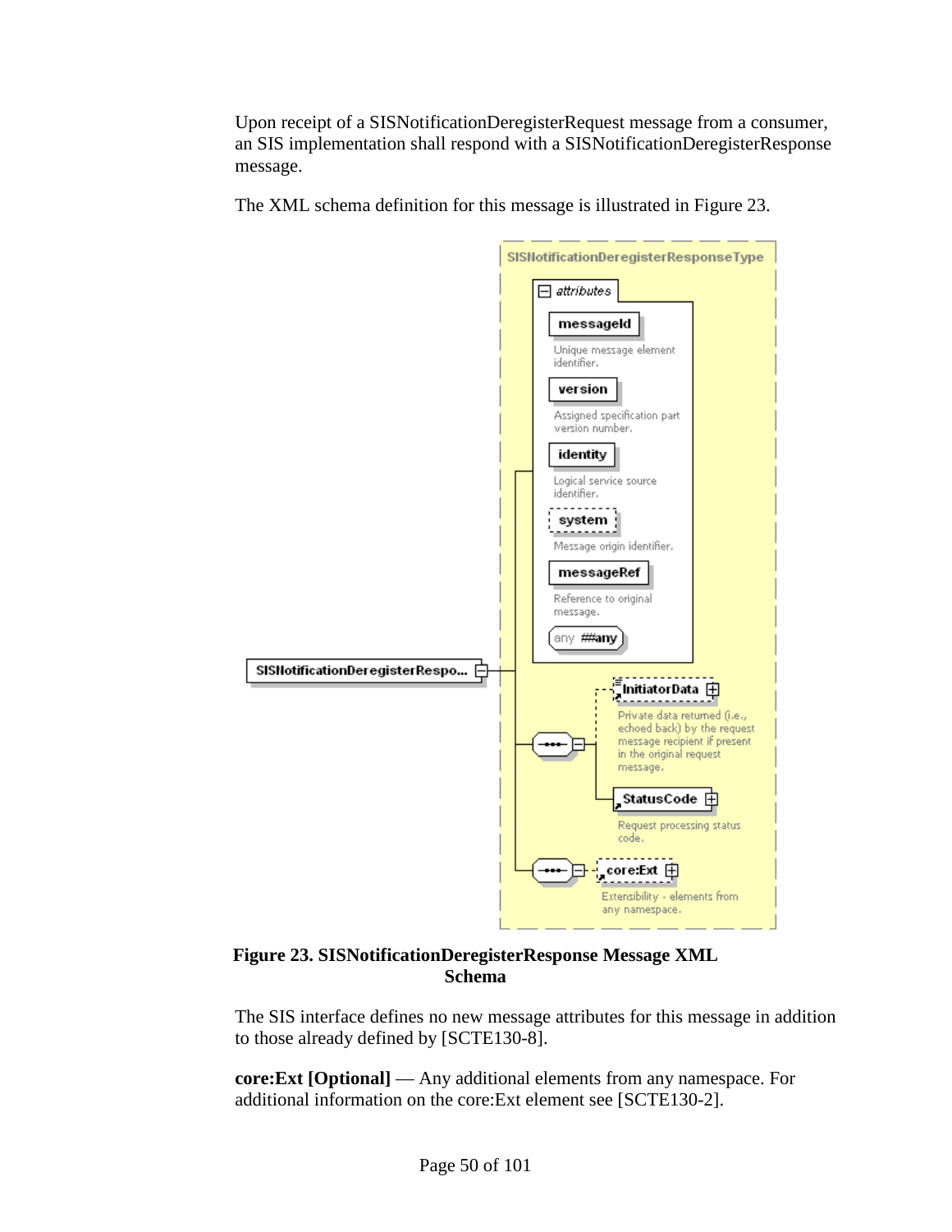Upon receipt of a SISNotificationDeregisterRequest message from a consumer, an SIS implementation shall respond with a SISNotificationDeregisterResponse message.

The XML schema definition for this message is illustrated in Figure 23.

**Figure 23. SISNotificationDeregisterResponse Message XML Schema**

The SIS interface defines no new message attributes for this message in addition to those already defined by [SCTE130-8].

**core:Ext [Optional]** — Any additional elements from any namespace. For additional information on the core:Ext element see [SCTE130-2].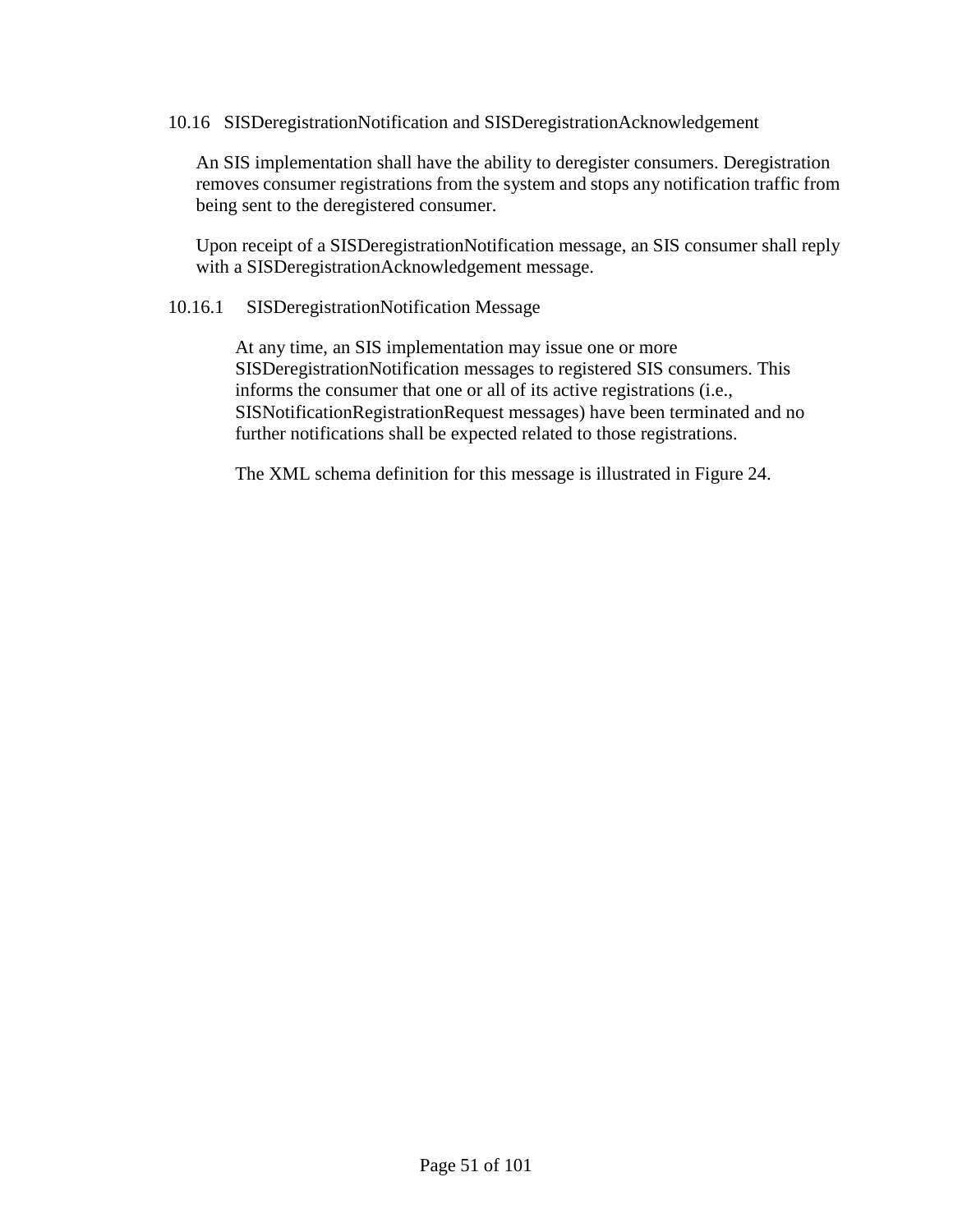## 10.16 SISDeregistrationNotification and SISDeregistrationAcknowledgement

An SIS implementation shall have the ability to deregister consumers. Deregistration removes consumer registrations from the system and stops any notification traffic from being sent to the deregistered consumer.

Upon receipt of a SISDeregistrationNotification message, an SIS consumer shall reply with a SISDeregistrationAcknowledgement message.

### 10.16.1 SISDeregistrationNotification Message

At any time, an SIS implementation may issue one or more SISDeregistrationNotification messages to registered SIS consumers. This informs the consumer that one or all of its active registrations (i.e., SISNotificationRegistrationRequest messages) have been terminated and no further notifications shall be expected related to those registrations.

The XML schema definition for this message is illustrated in Figure 24.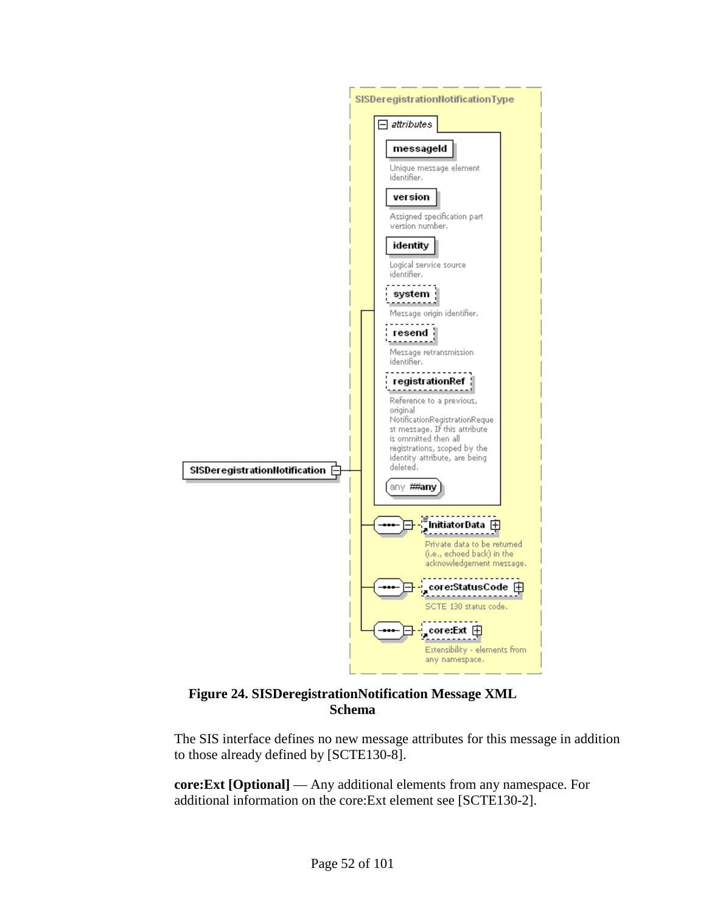SISDeregistrationNotificationType

attributes

**messageId**
Unique message element identifier.

**version**
Assigned specification part version number.

**identity**
Logical service source identifier.

**system**
Message origin identifier.

**resend**
Message retransmission identifier.

**registrationRef**
Reference to a previous, original NotificationRegistrationRequest message. If this attribute is ommitted then all registrations, scoped by the identity attribute, are being deleted.

any ##any

SISDeregistrationNotification

**InitiatorData**
Private data to be returned (i.e., echoed back) in the acknowledgement message.

**core:StatusCode**
SCTE 130 status code.

**core:Ext**
Extensibility - elements from any namespace.

**Figure 24. SISDeregistrationNotification Message XML Schema**

The SIS interface defines no new message attributes for this message in addition to those already defined by [SCTE130-8].

**core:Ext [Optional]** — Any additional elements from any namespace. For additional information on the core:Ext element see [SCTE130-2].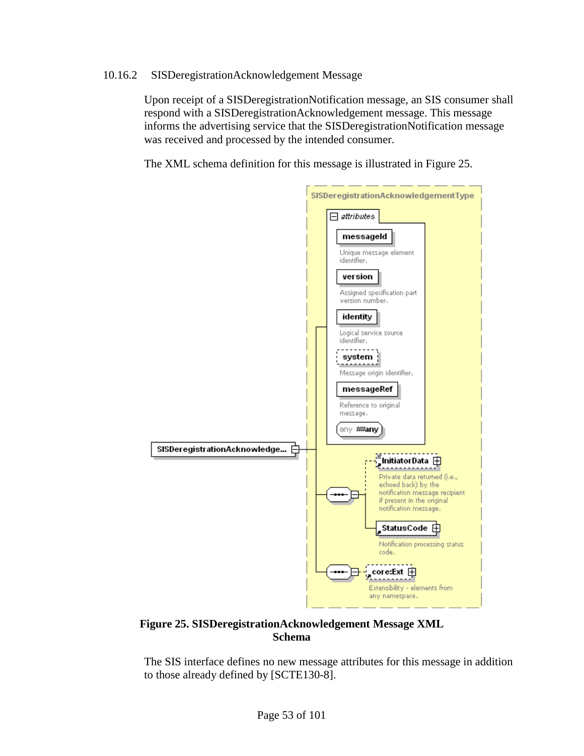### 10.16.2 SISDeregistrationAcknowledgement Message

Upon receipt of a SISDeregistrationNotification message, an SIS consumer shall respond with a SISDeregistrationAcknowledgement message. This message informs the advertising service that the SISDeregistrationNotification message was received and processed by the intended consumer.

The XML schema definition for this message is illustrated in Figure 25.

**Figure 25. SISDeregistrationAcknowledgement Message XML Schema**

The SIS interface defines no new message attributes for this message in addition to those already defined by [SCTE130-8].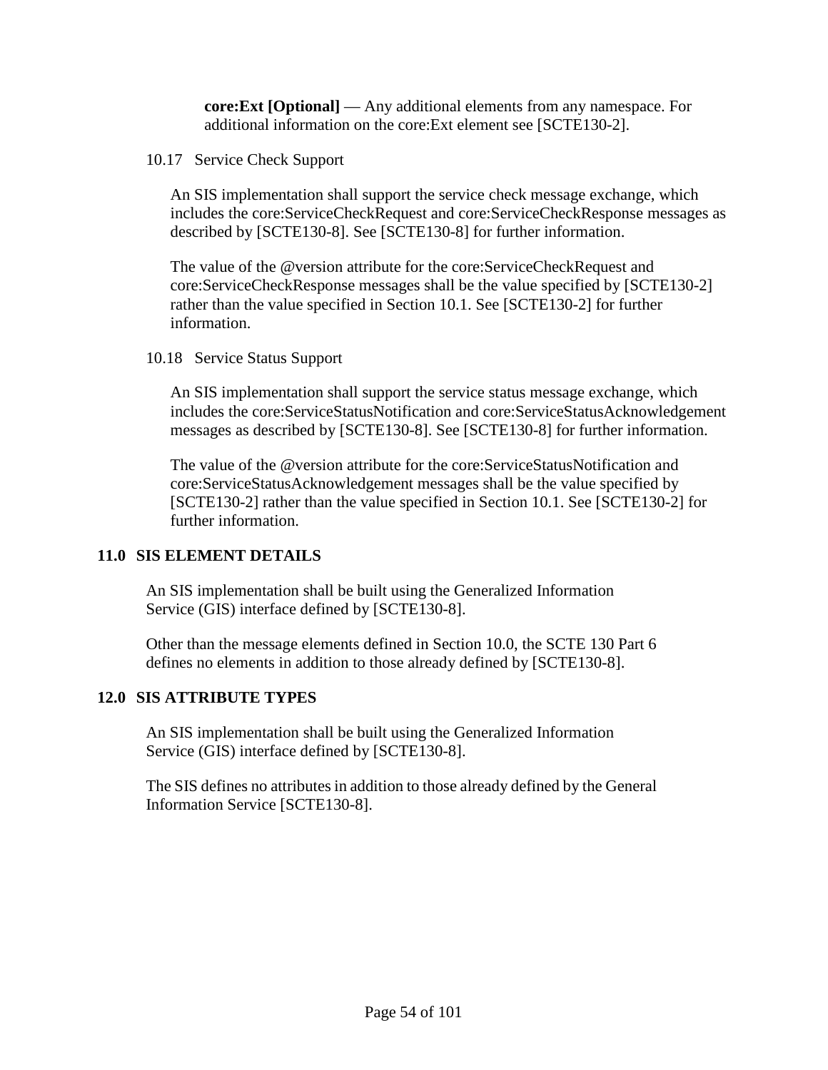**core:Ext [Optional]** — Any additional elements from any namespace. For additional information on the core:Ext element see [SCTE130-2].

### 10.17 Service Check Support

An SIS implementation shall support the service check message exchange, which includes the core:ServiceCheckRequest and core:ServiceCheckResponse messages as described by [SCTE130-8]. See [SCTE130-8] for further information.

The value of the @version attribute for the core:ServiceCheckRequest and core:ServiceCheckResponse messages shall be the value specified by [SCTE130-2] rather than the value specified in Section 10.1. See [SCTE130-2] for further information.

### 10.18 Service Status Support

An SIS implementation shall support the service status message exchange, which includes the core:ServiceStatusNotification and core:ServiceStatusAcknowledgement messages as described by [SCTE130-8]. See [SCTE130-8] for further information.

The value of the @version attribute for the core:ServiceStatusNotification and core:ServiceStatusAcknowledgement messages shall be the value specified by [SCTE130-2] rather than the value specified in Section 10.1. See [SCTE130-2] for further information.

## 11.0 SIS ELEMENT DETAILS

An SIS implementation shall be built using the Generalized Information Service (GIS) interface defined by [SCTE130-8].

Other than the message elements defined in Section 10.0, the SCTE 130 Part 6 defines no elements in addition to those already defined by [SCTE130-8].

## 12.0 SIS ATTRIBUTE TYPES

An SIS implementation shall be built using the Generalized Information Service (GIS) interface defined by [SCTE130-8].

The SIS defines no attributes in addition to those already defined by the General Information Service [SCTE130-8].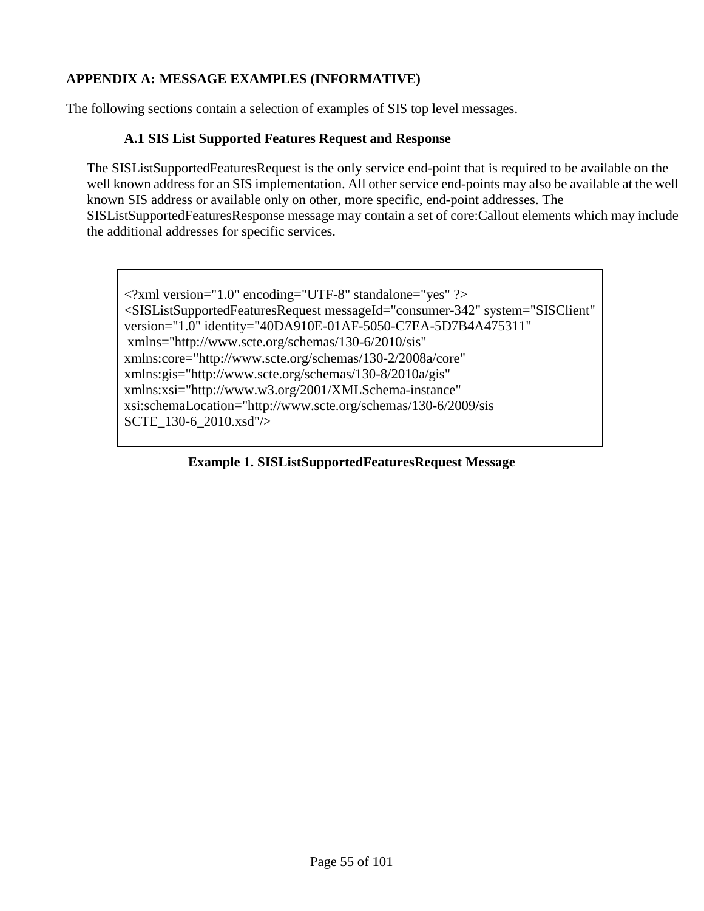# APPENDIX A: MESSAGE EXAMPLES (INFORMATIVE)

The following sections contain a selection of examples of SIS top level messages.

## A.1 SIS List Supported Features Request and Response

The SISListSupportedFeaturesRequest is the only service end-point that is required to be available on the well known address for an SIS implementation. All other service end-points may also be available at the well known SIS address or available only on other, more specific, end-point addresses. The SISListSupportedFeaturesResponse message may contain a set of core:Callout elements which may include the additional addresses for specific services.

```
<?xml version="1.0" encoding="UTF-8" standalone="yes" ?>
<SISListSupportedFeaturesRequest messageId="consumer-342" system="SISClient"
version="1.0" identity="40DA910E-01AF-5050-C7EA-5D7B4A475311"
 xmlns="http://www.scte.org/schemas/130-6/2010/sis"
xmlns:core="http://www.scte.org/schemas/130-2/2008a/core"
xmlns:gis="http://www.scte.org/schemas/130-8/2010a/gis"
xmlns:xsi="http://www.w3.org/2001/XMLSchema-instance"
xsi:schemaLocation="http://www.scte.org/schemas/130-6/2009/sis
SCTE_130-6_2010.xsd"/>
```

**Example 1. SISListSupportedFeaturesRequest Message**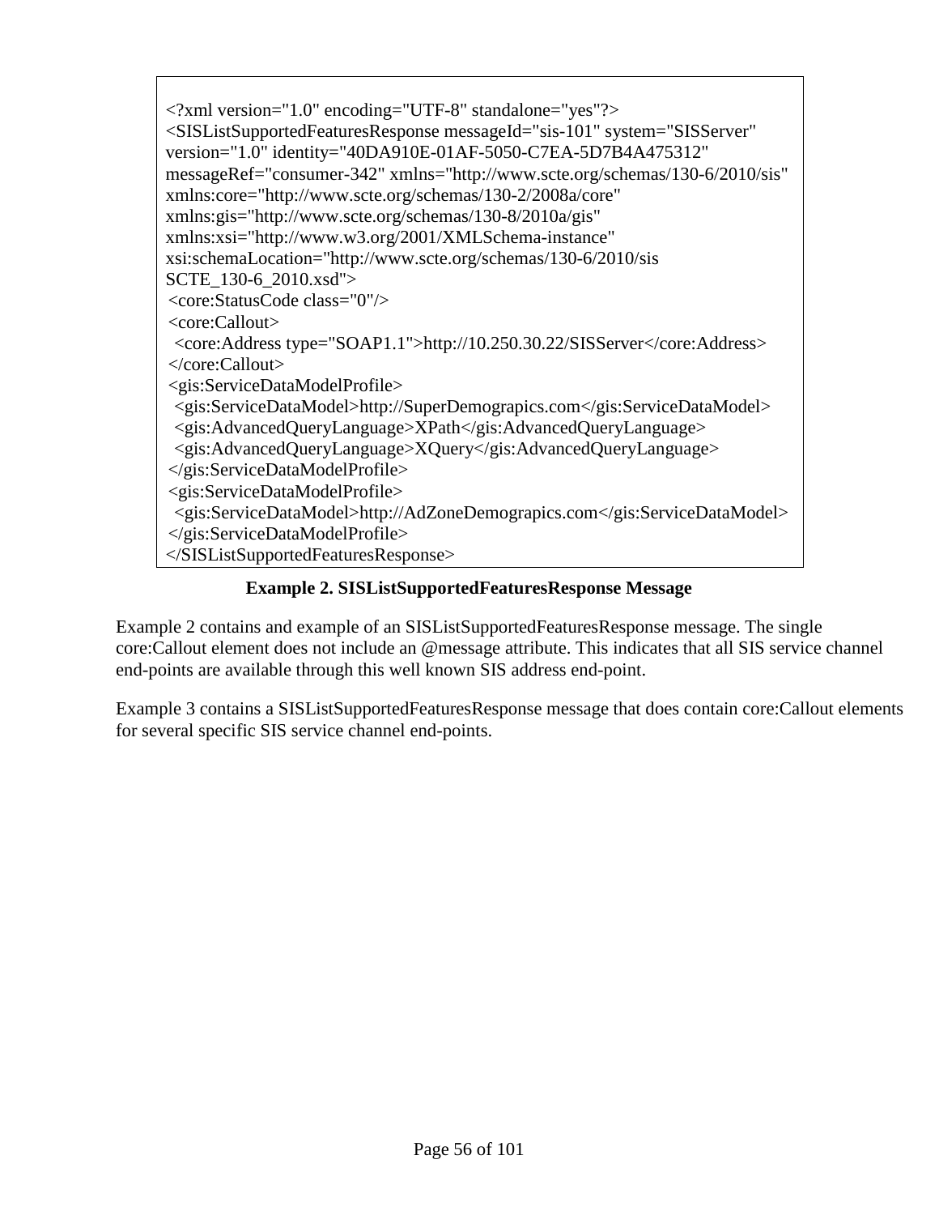```
<?xml version="1.0" encoding="UTF-8" standalone="yes"?>
<SISListSupportedFeaturesResponse messageId="sis-101" system="SISServer"
version="1.0" identity="40DA910E-01AF-5050-C7EA-5D7B4A475312"
messageRef="consumer-342" xmlns="http://www.scte.org/schemas/130-6/2010/sis"
xmlns:core="http://www.scte.org/schemas/130-2/2008a/core"
xmlns:gis="http://www.scte.org/schemas/130-8/2010a/gis"
xmlns:xsi="http://www.w3.org/2001/XMLSchema-instance"
xsi:schemaLocation="http://www.scte.org/schemas/130-6/2010/sis
SCTE_130-6_2010.xsd">
 <core:StatusCode class="0"/>
 <core:Callout>
  <core:Address type="SOAP1.1">http://10.250.30.22/SISServer</core:Address>
 </core:Callout>
 <gis:ServiceDataModelProfile>
  <gis:ServiceDataModel>http://SuperDemograpics.com</gis:ServiceDataModel>
  <gis:AdvancedQueryLanguage>XPath</gis:AdvancedQueryLanguage>
  <gis:AdvancedQueryLanguage>XQuery</gis:AdvancedQueryLanguage>
 </gis:ServiceDataModelProfile>
 <gis:ServiceDataModelProfile>
  <gis:ServiceDataModel>http://AdZoneDemograpics.com</gis:ServiceDataModel>
 </gis:ServiceDataModelProfile>
</SISListSupportedFeaturesResponse>
```

**Example 2. SISListSupportedFeaturesResponse Message**

Example 2 contains and example of an SISListSupportedFeaturesResponse message. The single core:Callout element does not include an @message attribute. This indicates that all SIS service channel end-points are available through this well known SIS address end-point.

Example 3 contains a SISListSupportedFeaturesResponse message that does contain core:Callout elements for several specific SIS service channel end-points.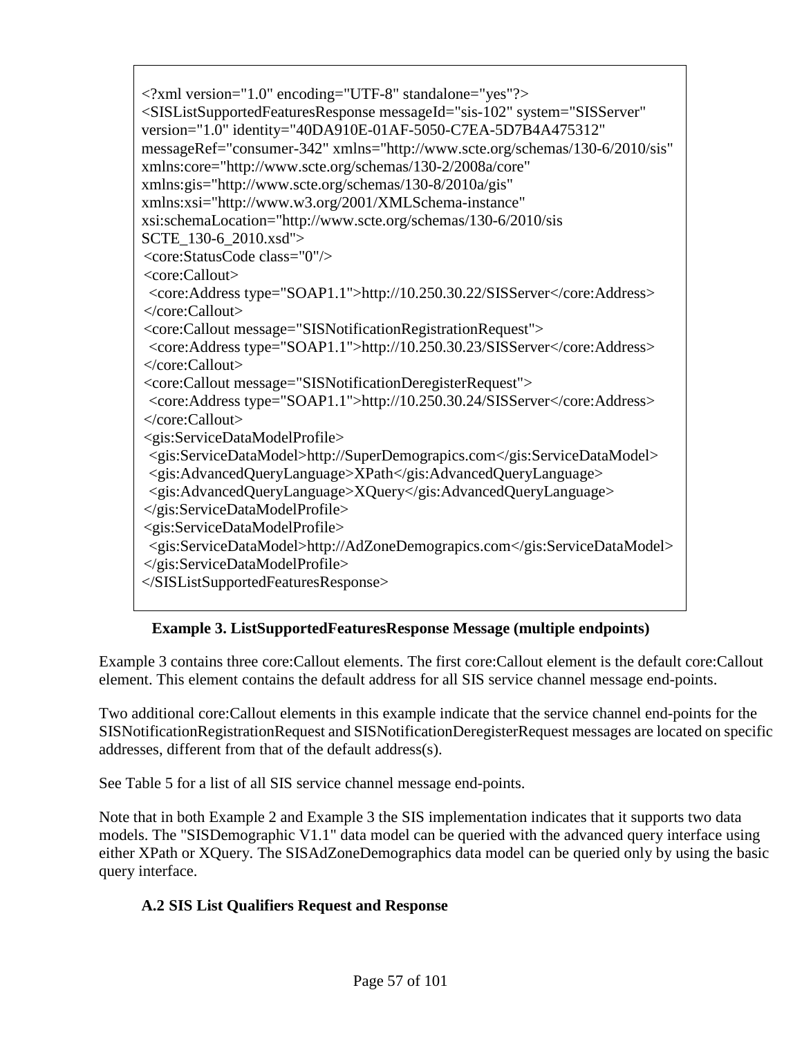```xml
<?xml version="1.0" encoding="UTF-8" standalone="yes"?>
<SISListSupportedFeaturesResponse messageId="sis-102" system="SISServer"
version="1.0" identity="40DA910E-01AF-5050-C7EA-5D7B4A475312"
messageRef="consumer-342" xmlns="http://www.scte.org/schemas/130-6/2010/sis"
xmlns:core="http://www.scte.org/schemas/130-2/2008a/core"
xmlns:gis="http://www.scte.org/schemas/130-8/2010a/gis"
xmlns:xsi="http://www.w3.org/2001/XMLSchema-instance"
xsi:schemaLocation="http://www.scte.org/schemas/130-6/2010/sis
SCTE_130-6_2010.xsd">
 <core:StatusCode class="0"/>
 <core:Callout>
  <core:Address type="SOAP1.1">http://10.250.30.22/SISServer</core:Address>
 </core:Callout>
 <core:Callout message="SISNotificationRegistrationRequest">
  <core:Address type="SOAP1.1">http://10.250.30.23/SISServer</core:Address>
 </core:Callout>
 <core:Callout message="SISNotificationDeregisterRequest">
  <core:Address type="SOAP1.1">http://10.250.30.24/SISServer</core:Address>
 </core:Callout>
 <gis:ServiceDataModelProfile>
  <gis:ServiceDataModel>http://SuperDemograpics.com</gis:ServiceDataModel>
  <gis:AdvancedQueryLanguage>XPath</gis:AdvancedQueryLanguage>
  <gis:AdvancedQueryLanguage>XQuery</gis:AdvancedQueryLanguage>
 </gis:ServiceDataModelProfile>
 <gis:ServiceDataModelProfile>
  <gis:ServiceDataModel>http://AdZoneDemograpics.com</gis:ServiceDataModel>
 </gis:ServiceDataModelProfile>
</SISListSupportedFeaturesResponse>
```

**Example 3. ListSupportedFeaturesResponse Message (multiple endpoints)**

Example 3 contains three core:Callout elements. The first core:Callout element is the default core:Callout element. This element contains the default address for all SIS service channel message end-points.

Two additional core:Callout elements in this example indicate that the service channel end-points for the SISNotificationRegistrationRequest and SISNotificationDeregisterRequest messages are located on specific addresses, different from that of the default address(s).

See Table 5 for a list of all SIS service channel message end-points.

Note that in both Example 2 and Example 3 the SIS implementation indicates that it supports two data models. The "SISDemographic V1.1" data model can be queried with the advanced query interface using either XPath or XQuery. The SISAdZoneDemographics data model can be queried only by using the basic query interface.

## A.2 SIS List Qualifiers Request and Response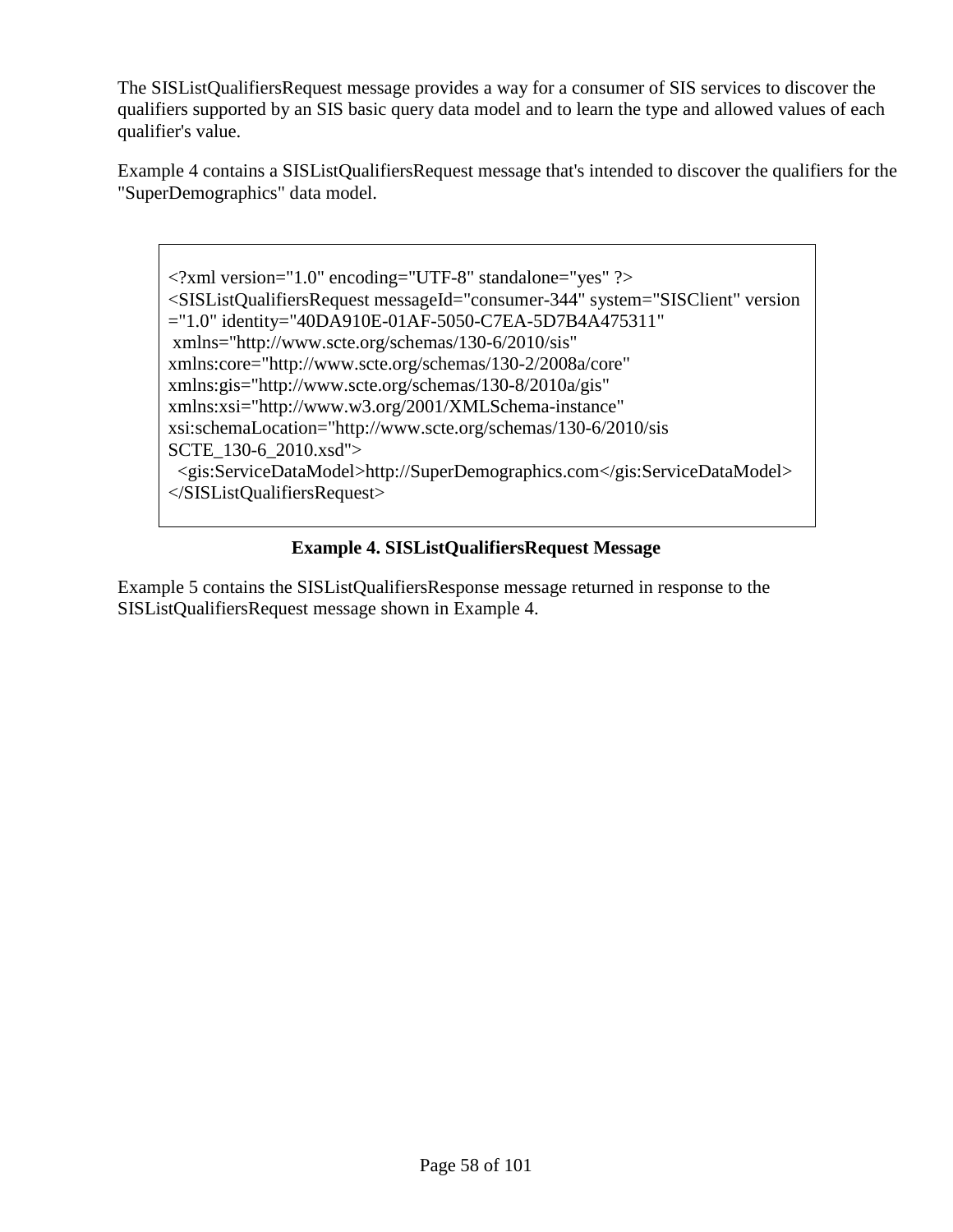The SISListQualifiersRequest message provides a way for a consumer of SIS services to discover the qualifiers supported by an SIS basic query data model and to learn the type and allowed values of each qualifier's value.

Example 4 contains a SISListQualifiersRequest message that's intended to discover the qualifiers for the "SuperDemographics" data model.

```
<?xml version="1.0" encoding="UTF-8" standalone="yes" ?>
<SISListQualifiersRequest messageId="consumer-344" system="SISClient" version
="1.0" identity="40DA910E-01AF-5050-C7EA-5D7B4A475311"
 xmlns="http://www.scte.org/schemas/130-6/2010/sis"
xmlns:core="http://www.scte.org/schemas/130-2/2008a/core"
xmlns:gis="http://www.scte.org/schemas/130-8/2010a/gis"
xmlns:xsi="http://www.w3.org/2001/XMLSchema-instance"
xsi:schemaLocation="http://www.scte.org/schemas/130-6/2010/sis
SCTE_130-6_2010.xsd">
  <gis:ServiceDataModel>http://SuperDemographics.com</gis:ServiceDataModel>
</SISListQualifiersRequest>
```

**Example 4. SISListQualifiersRequest Message**

Example 5 contains the SISListQualifiersResponse message returned in response to the SISListQualifiersRequest message shown in Example 4.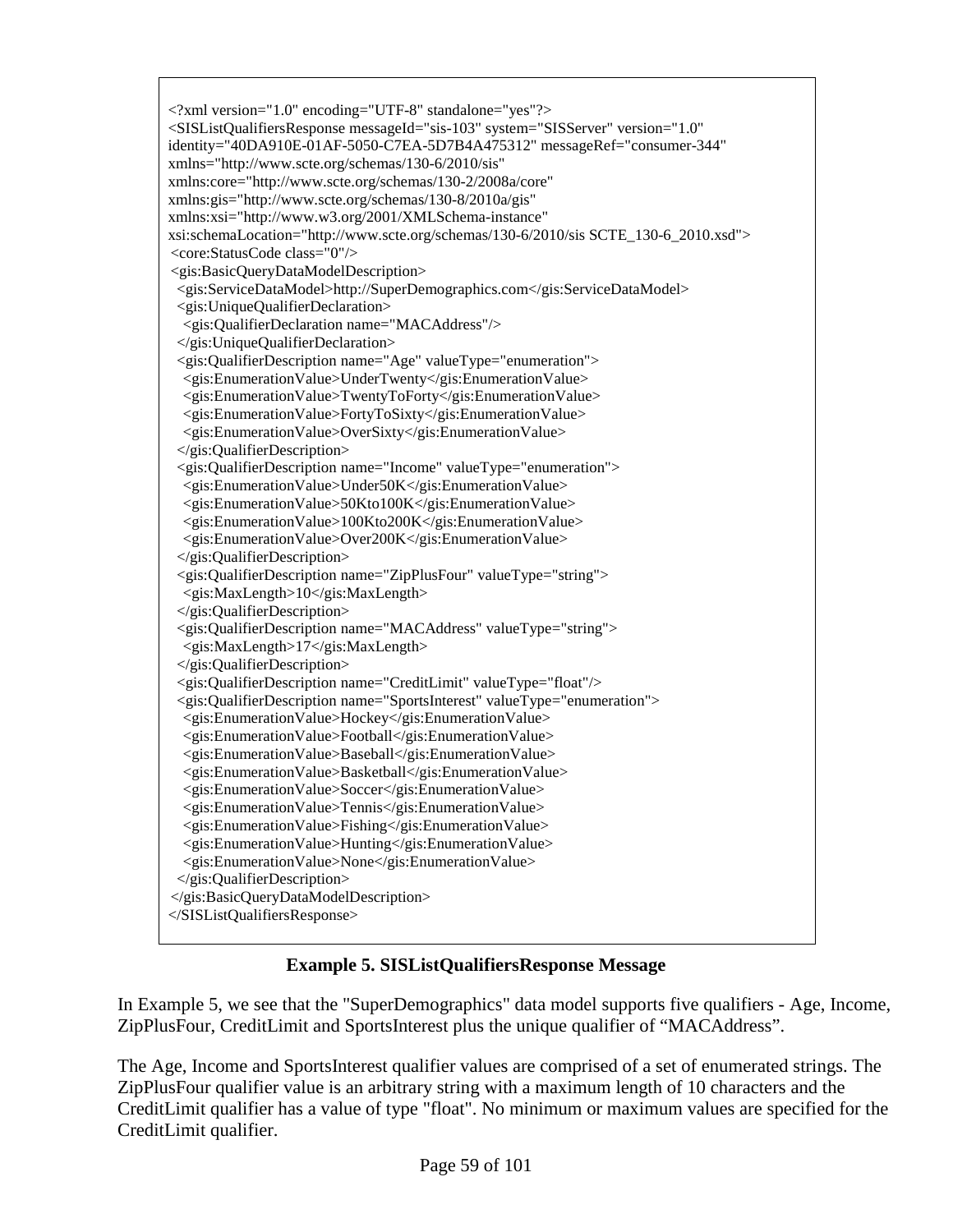```
<?xml version="1.0" encoding="UTF-8" standalone="yes"?>
<SISListQualifiersResponse messageId="sis-103" system="SISServer" version="1.0"
identity="40DA910E-01AF-5050-C7EA-5D7B4A475312" messageRef="consumer-344"
xmlns="http://www.scte.org/schemas/130-6/2010/sis"
xmlns:core="http://www.scte.org/schemas/130-2/2008a/core"
xmlns:gis="http://www.scte.org/schemas/130-8/2010a/gis"
xmlns:xsi="http://www.w3.org/2001/XMLSchema-instance"
xsi:schemaLocation="http://www.scte.org/schemas/130-6/2010/sis SCTE_130-6_2010.xsd">
 <core:StatusCode class="0"/>
 <gis:BasicQueryDataModelDescription>
  <gis:ServiceDataModel>http://SuperDemographics.com</gis:ServiceDataModel>
  <gis:UniqueQualifierDeclaration>
   <gis:QualifierDeclaration name="MACAddress"/>
  </gis:UniqueQualifierDeclaration>
  <gis:QualifierDescription name="Age" valueType="enumeration">
   <gis:EnumerationValue>UnderTwenty</gis:EnumerationValue>
   <gis:EnumerationValue>TwentyToForty</gis:EnumerationValue>
   <gis:EnumerationValue>FortyToSixty</gis:EnumerationValue>
   <gis:EnumerationValue>OverSixty</gis:EnumerationValue>
  </gis:QualifierDescription>
  <gis:QualifierDescription name="Income" valueType="enumeration">
   <gis:EnumerationValue>Under50K</gis:EnumerationValue>
   <gis:EnumerationValue>50Kto100K</gis:EnumerationValue>
   <gis:EnumerationValue>100Kto200K</gis:EnumerationValue>
   <gis:EnumerationValue>Over200K</gis:EnumerationValue>
  </gis:QualifierDescription>
  <gis:QualifierDescription name="ZipPlusFour" valueType="string">
   <gis:MaxLength>10</gis:MaxLength>
  </gis:QualifierDescription>
  <gis:QualifierDescription name="MACAddress" valueType="string">
   <gis:MaxLength>17</gis:MaxLength>
  </gis:QualifierDescription>
  <gis:QualifierDescription name="CreditLimit" valueType="float"/>
  <gis:QualifierDescription name="SportsInterest" valueType="enumeration">
   <gis:EnumerationValue>Hockey</gis:EnumerationValue>
   <gis:EnumerationValue>Football</gis:EnumerationValue>
   <gis:EnumerationValue>Baseball</gis:EnumerationValue>
   <gis:EnumerationValue>Basketball</gis:EnumerationValue>
   <gis:EnumerationValue>Soccer</gis:EnumerationValue>
   <gis:EnumerationValue>Tennis</gis:EnumerationValue>
   <gis:EnumerationValue>Fishing</gis:EnumerationValue>
   <gis:EnumerationValue>Hunting</gis:EnumerationValue>
   <gis:EnumerationValue>None</gis:EnumerationValue>
  </gis:QualifierDescription>
 </gis:BasicQueryDataModelDescription>
</SISListQualifiersResponse>
```

**Example 5. SISListQualifiersResponse Message**

In Example 5, we see that the "SuperDemographics" data model supports five qualifiers - Age, Income, ZipPlusFour, CreditLimit and SportsInterest plus the unique qualifier of "MACAddress".

The Age, Income and SportsInterest qualifier values are comprised of a set of enumerated strings. The ZipPlusFour qualifier value is an arbitrary string with a maximum length of 10 characters and the CreditLimit qualifier has a value of type "float". No minimum or maximum values are specified for the CreditLimit qualifier.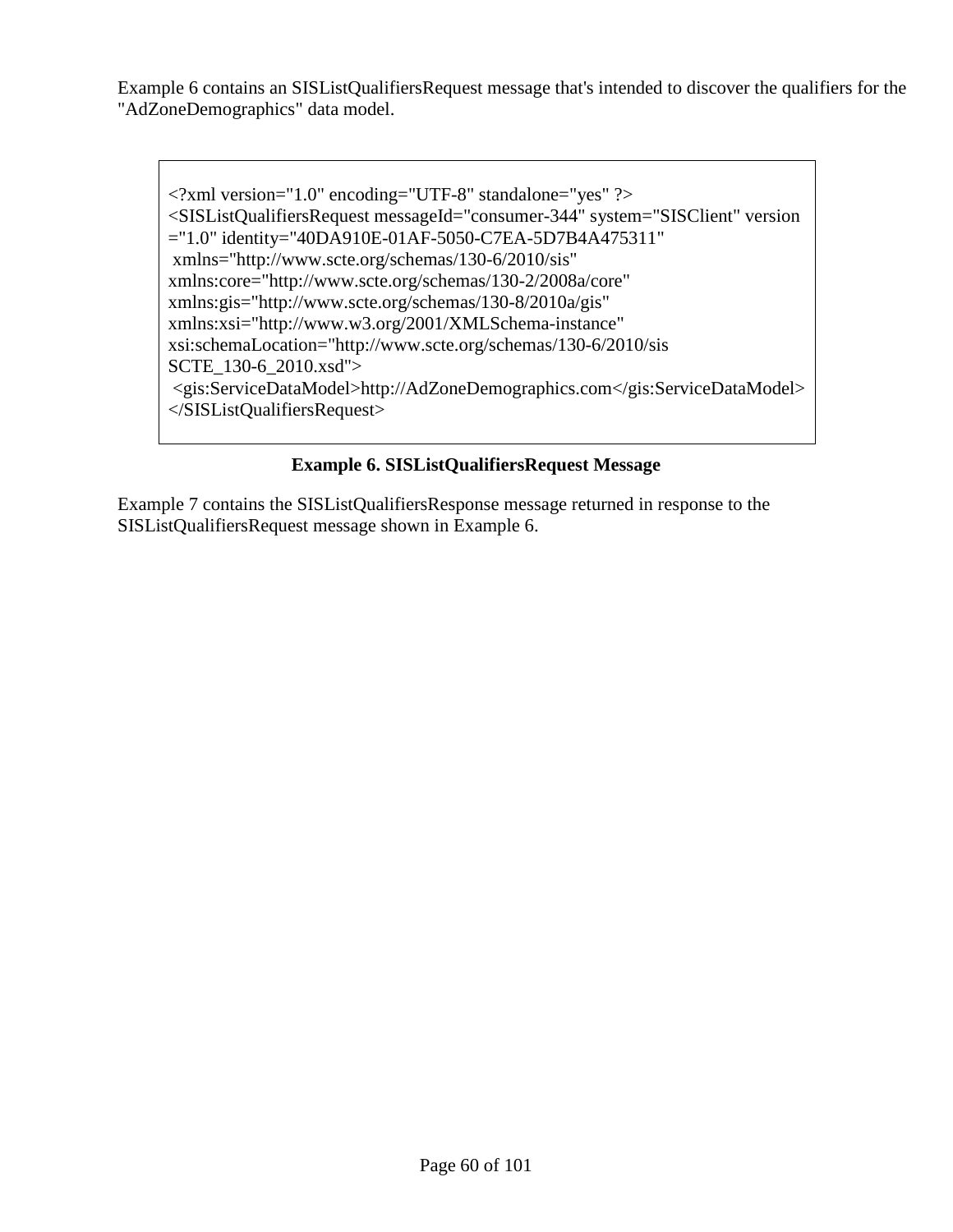Example 6 contains an SISListQualifiersRequest message that's intended to discover the qualifiers for the "AdZoneDemographics" data model.

```
<?xml version="1.0" encoding="UTF-8" standalone="yes" ?>
<SISListQualifiersRequest messageId="consumer-344" system="SISClient" version
="1.0" identity="40DA910E-01AF-5050-C7EA-5D7B4A475311"
 xmlns="http://www.scte.org/schemas/130-6/2010/sis"
xmlns:core="http://www.scte.org/schemas/130-2/2008a/core"
xmlns:gis="http://www.scte.org/schemas/130-8/2010a/gis"
xmlns:xsi="http://www.w3.org/2001/XMLSchema-instance"
xsi:schemaLocation="http://www.scte.org/schemas/130-6/2010/sis
SCTE_130-6_2010.xsd">
 <gis:ServiceDataModel>http://AdZoneDemographics.com</gis:ServiceDataModel>
</SISListQualifiersRequest>
```

**Example 6. SISListQualifiersRequest Message**

Example 7 contains the SISListQualifiersResponse message returned in response to the SISListQualifiersRequest message shown in Example 6.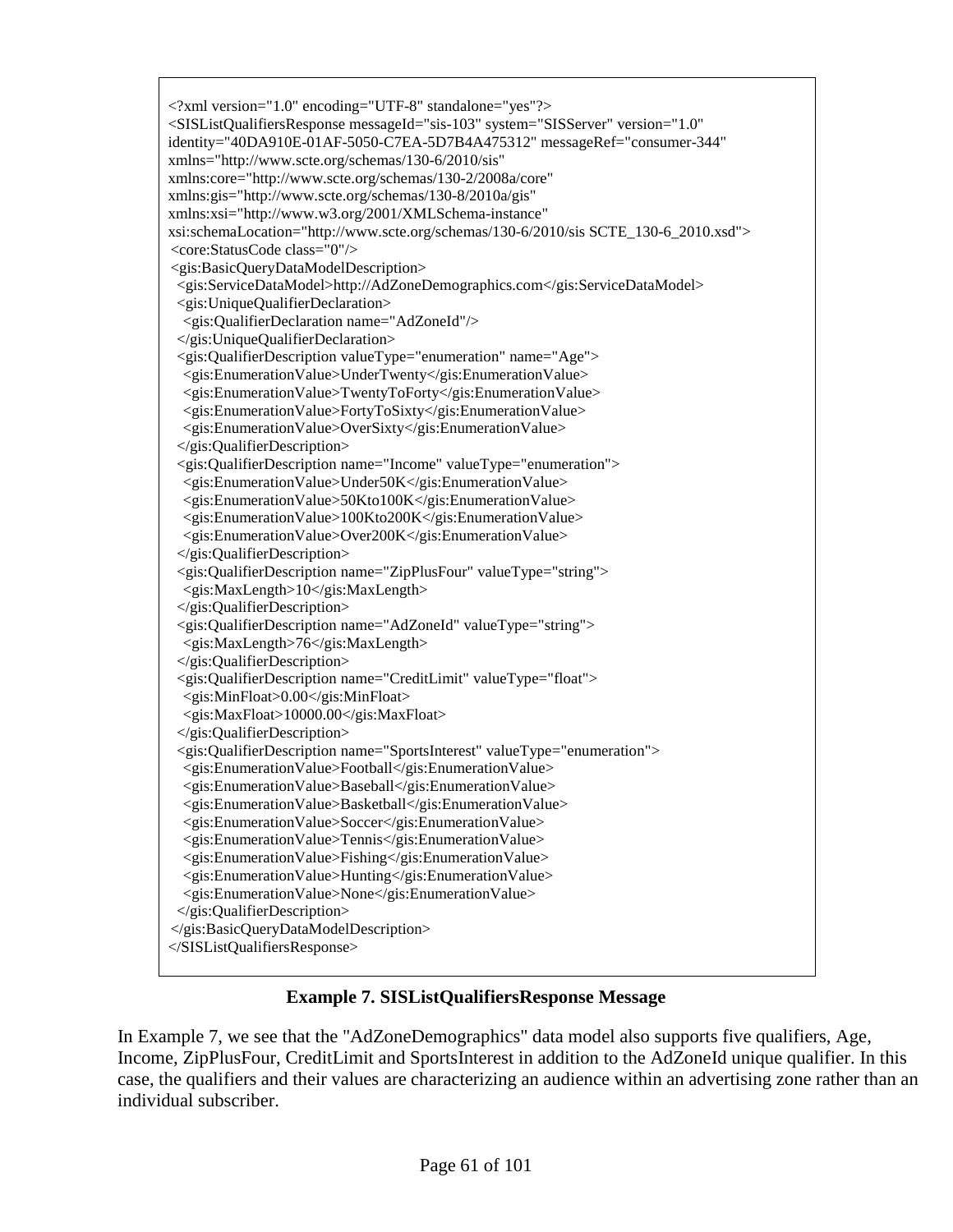```xml
<?xml version="1.0" encoding="UTF-8" standalone="yes"?>
<SISListQualifiersResponse messageId="sis-103" system="SISServer" version="1.0"
identity="40DA910E-01AF-5050-C7EA-5D7B4A475312" messageRef="consumer-344"
xmlns="http://www.scte.org/schemas/130-6/2010/sis"
xmlns:core="http://www.scte.org/schemas/130-2/2008a/core"
xmlns:gis="http://www.scte.org/schemas/130-8/2010a/gis"
xmlns:xsi="http://www.w3.org/2001/XMLSchema-instance"
xsi:schemaLocation="http://www.scte.org/schemas/130-6/2010/sis SCTE_130-6_2010.xsd">
 <core:StatusCode class="0"/>
 <gis:BasicQueryDataModelDescription>
  <gis:ServiceDataModel>http://AdZoneDemographics.com</gis:ServiceDataModel>
  <gis:UniqueQualifierDeclaration>
   <gis:QualifierDeclaration name="AdZoneId"/>
  </gis:UniqueQualifierDeclaration>
  <gis:QualifierDescription valueType="enumeration" name="Age">
   <gis:EnumerationValue>UnderTwenty</gis:EnumerationValue>
   <gis:EnumerationValue>TwentyToForty</gis:EnumerationValue>
   <gis:EnumerationValue>FortyToSixty</gis:EnumerationValue>
   <gis:EnumerationValue>OverSixty</gis:EnumerationValue>
  </gis:QualifierDescription>
  <gis:QualifierDescription name="Income" valueType="enumeration">
   <gis:EnumerationValue>Under50K</gis:EnumerationValue>
   <gis:EnumerationValue>50Kto100K</gis:EnumerationValue>
   <gis:EnumerationValue>100Kto200K</gis:EnumerationValue>
   <gis:EnumerationValue>Over200K</gis:EnumerationValue>
  </gis:QualifierDescription>
  <gis:QualifierDescription name="ZipPlusFour" valueType="string">
   <gis:MaxLength>10</gis:MaxLength>
  </gis:QualifierDescription>
  <gis:QualifierDescription name="AdZoneId" valueType="string">
   <gis:MaxLength>76</gis:MaxLength>
  </gis:QualifierDescription>
  <gis:QualifierDescription name="CreditLimit" valueType="float">
   <gis:MinFloat>0.00</gis:MinFloat>
   <gis:MaxFloat>10000.00</gis:MaxFloat>
  </gis:QualifierDescription>
  <gis:QualifierDescription name="SportsInterest" valueType="enumeration">
   <gis:EnumerationValue>Football</gis:EnumerationValue>
   <gis:EnumerationValue>Baseball</gis:EnumerationValue>
   <gis:EnumerationValue>Basketball</gis:EnumerationValue>
   <gis:EnumerationValue>Soccer</gis:EnumerationValue>
   <gis:EnumerationValue>Tennis</gis:EnumerationValue>
   <gis:EnumerationValue>Fishing</gis:EnumerationValue>
   <gis:EnumerationValue>Hunting</gis:EnumerationValue>
   <gis:EnumerationValue>None</gis:EnumerationValue>
  </gis:QualifierDescription>
 </gis:BasicQueryDataModelDescription>
</SISListQualifiersResponse>
```

**Example 7. SISListQualifiersResponse Message**

In Example 7, we see that the "AdZoneDemographics" data model also supports five qualifiers, Age, Income, ZipPlusFour, CreditLimit and SportsInterest in addition to the AdZoneId unique qualifier. In this case, the qualifiers and their values are characterizing an audience within an advertising zone rather than an individual subscriber.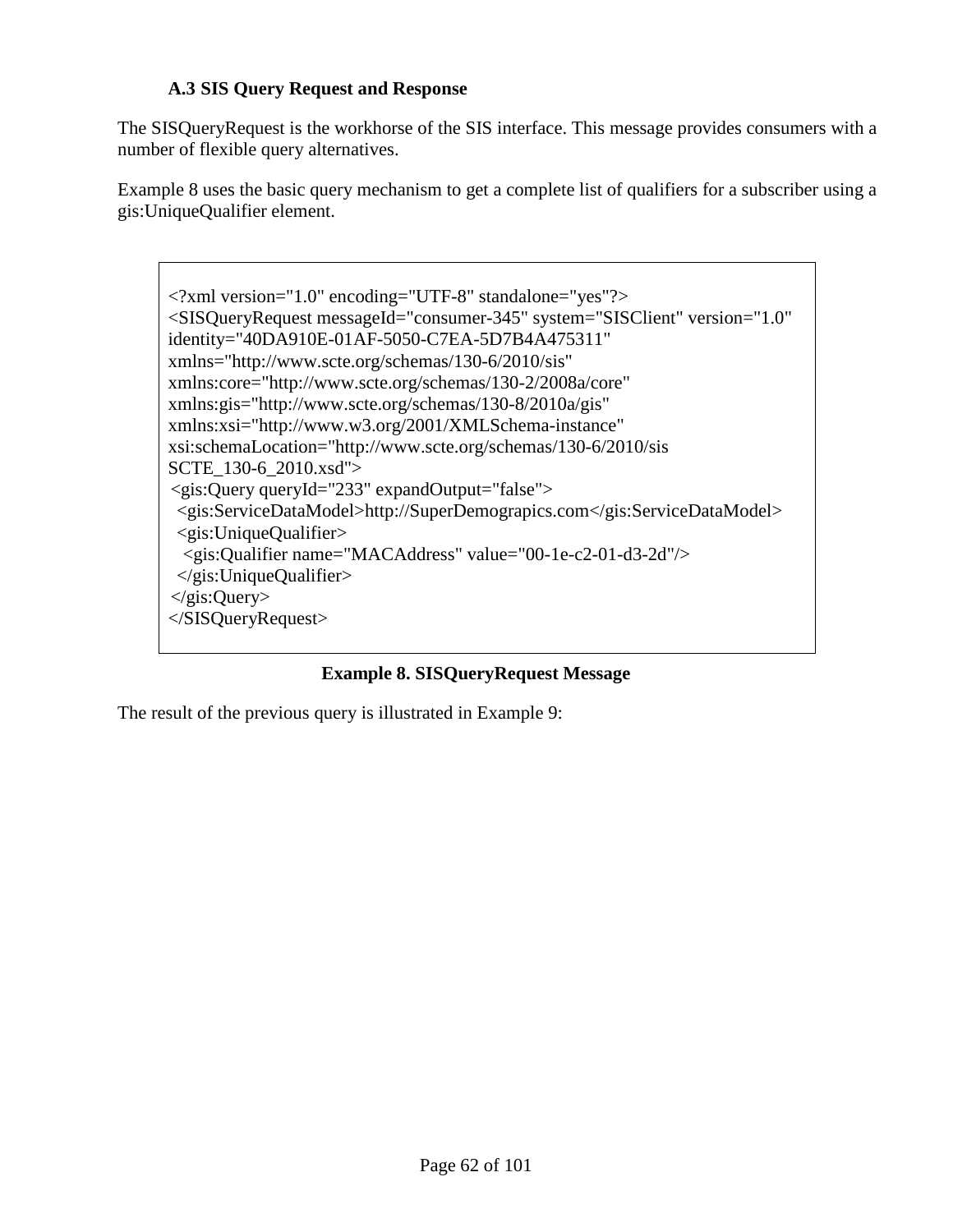### A.3 SIS Query Request and Response

The SISQueryRequest is the workhorse of the SIS interface. This message provides consumers with a number of flexible query alternatives.

Example 8 uses the basic query mechanism to get a complete list of qualifiers for a subscriber using a gis:UniqueQualifier element.

```
<?xml version="1.0" encoding="UTF-8" standalone="yes"?>
<SISQueryRequest messageId="consumer-345" system="SISClient" version="1.0"
identity="40DA910E-01AF-5050-C7EA-5D7B4A475311"
xmlns="http://www.scte.org/schemas/130-6/2010/sis"
xmlns:core="http://www.scte.org/schemas/130-2/2008a/core"
xmlns:gis="http://www.scte.org/schemas/130-8/2010a/gis"
xmlns:xsi="http://www.w3.org/2001/XMLSchema-instance"
xsi:schemaLocation="http://www.scte.org/schemas/130-6/2010/sis
SCTE_130-6_2010.xsd">
 <gis:Query queryId="233" expandOutput="false">
  <gis:ServiceDataModel>http://SuperDemograpics.com</gis:ServiceDataModel>
  <gis:UniqueQualifier>
   <gis:Qualifier name="MACAddress" value="00-1e-c2-01-d3-2d"/>
  </gis:UniqueQualifier>
 </gis:Query>
</SISQueryRequest>
```

**Example 8. SISQueryRequest Message**

The result of the previous query is illustrated in Example 9: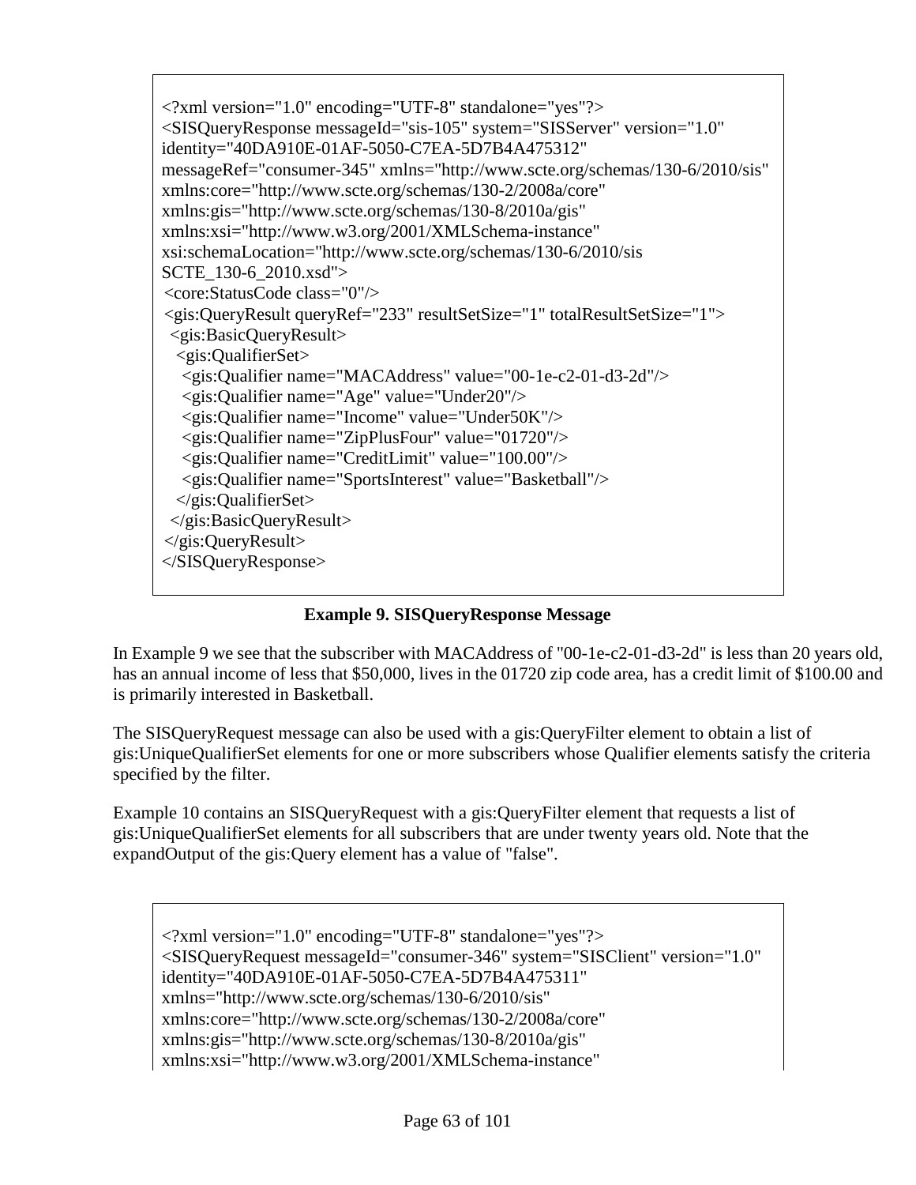```
<?xml version="1.0" encoding="UTF-8" standalone="yes"?>
<SISQueryResponse messageId="sis-105" system="SISServer" version="1.0"
identity="40DA910E-01AF-5050-C7EA-5D7B4A475312"
messageRef="consumer-345" xmlns="http://www.scte.org/schemas/130-6/2010/sis"
xmlns:core="http://www.scte.org/schemas/130-2/2008a/core"
xmlns:gis="http://www.scte.org/schemas/130-8/2010a/gis"
xmlns:xsi="http://www.w3.org/2001/XMLSchema-instance"
xsi:schemaLocation="http://www.scte.org/schemas/130-6/2010/sis
SCTE_130-6_2010.xsd">
 <core:StatusCode class="0"/>
 <gis:QueryResult queryRef="233" resultSetSize="1" totalResultSetSize="1">
  <gis:BasicQueryResult>
   <gis:QualifierSet>
    <gis:Qualifier name="MACAddress" value="00-1e-c2-01-d3-2d"/>
    <gis:Qualifier name="Age" value="Under20"/>
    <gis:Qualifier name="Income" value="Under50K"/>
    <gis:Qualifier name="ZipPlusFour" value="01720"/>
    <gis:Qualifier name="CreditLimit" value="100.00"/>
    <gis:Qualifier name="SportsInterest" value="Basketball"/>
   </gis:QualifierSet>
  </gis:BasicQueryResult>
 </gis:QueryResult>
</SISQueryResponse>
```

**Example 9. SISQueryResponse Message**

In Example 9 we see that the subscriber with MACAddress of "00-1e-c2-01-d3-2d" is less than 20 years old, has an annual income of less that $50,000, lives in the 01720 zip code area, has a credit limit of $100.00 and is primarily interested in Basketball.

The SISQueryRequest message can also be used with a gis:QueryFilter element to obtain a list of gis:UniqueQualifierSet elements for one or more subscribers whose Qualifier elements satisfy the criteria specified by the filter.

Example 10 contains an SISQueryRequest with a gis:QueryFilter element that requests a list of gis:UniqueQualifierSet elements for all subscribers that are under twenty years old. Note that the expandOutput of the gis:Query element has a value of "false".

```
<?xml version="1.0" encoding="UTF-8" standalone="yes"?>
<SISQueryRequest messageId="consumer-346" system="SISClient" version="1.0"
identity="40DA910E-01AF-5050-C7EA-5D7B4A475311"
xmlns="http://www.scte.org/schemas/130-6/2010/sis"
xmlns:core="http://www.scte.org/schemas/130-2/2008a/core"
xmlns:gis="http://www.scte.org/schemas/130-8/2010a/gis"
xmlns:xsi="http://www.w3.org/2001/XMLSchema-instance"
```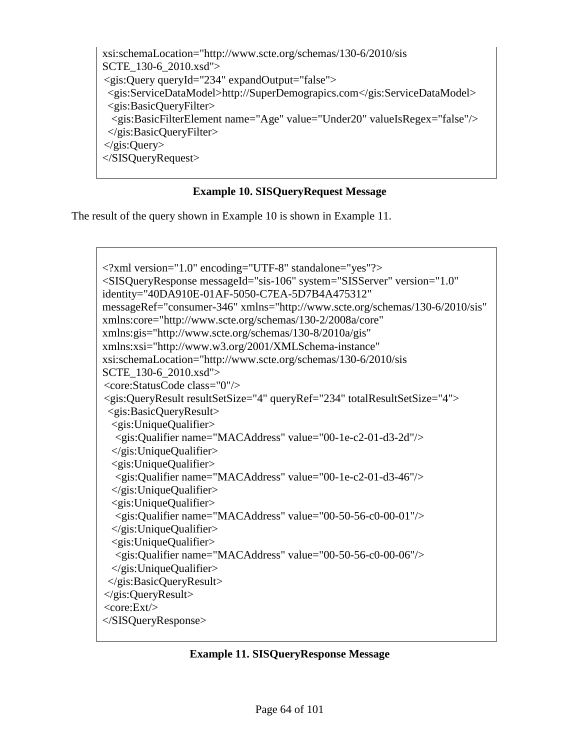```
xsi:schemaLocation="http://www.scte.org/schemas/130-6/2010/sis
SCTE_130-6_2010.xsd">
 <gis:Query queryId="234" expandOutput="false">
  <gis:ServiceDataModel>http://SuperDemograpics.com</gis:ServiceDataModel>
  <gis:BasicQueryFilter>
   <gis:BasicFilterElement name="Age" value="Under20" valueIsRegex="false"/>
  </gis:BasicQueryFilter>
 </gis:Query>
</SISQueryRequest>
```

**Example 10. SISQueryRequest Message**

The result of the query shown in Example 10 is shown in Example 11.

```
<?xml version="1.0" encoding="UTF-8" standalone="yes"?>
<SISQueryResponse messageId="sis-106" system="SISServer" version="1.0"
identity="40DA910E-01AF-5050-C7EA-5D7B4A475312"
messageRef="consumer-346" xmlns="http://www.scte.org/schemas/130-6/2010/sis"
xmlns:core="http://www.scte.org/schemas/130-2/2008a/core"
xmlns:gis="http://www.scte.org/schemas/130-8/2010a/gis"
xmlns:xsi="http://www.w3.org/2001/XMLSchema-instance"
xsi:schemaLocation="http://www.scte.org/schemas/130-6/2010/sis
SCTE_130-6_2010.xsd">
 <core:StatusCode class="0"/>
 <gis:QueryResult resultSetSize="4" queryRef="234" totalResultSetSize="4">
  <gis:BasicQueryResult>
   <gis:UniqueQualifier>
    <gis:Qualifier name="MACAddress" value="00-1e-c2-01-d3-2d"/>
   </gis:UniqueQualifier>
   <gis:UniqueQualifier>
    <gis:Qualifier name="MACAddress" value="00-1e-c2-01-d3-46"/>
   </gis:UniqueQualifier>
   <gis:UniqueQualifier>
    <gis:Qualifier name="MACAddress" value="00-50-56-c0-00-01"/>
   </gis:UniqueQualifier>
   <gis:UniqueQualifier>
    <gis:Qualifier name="MACAddress" value="00-50-56-c0-00-06"/>
   </gis:UniqueQualifier>
  </gis:BasicQueryResult>
 </gis:QueryResult>
 <core:Ext/>
</SISQueryResponse>
```

**Example 11. SISQueryResponse Message**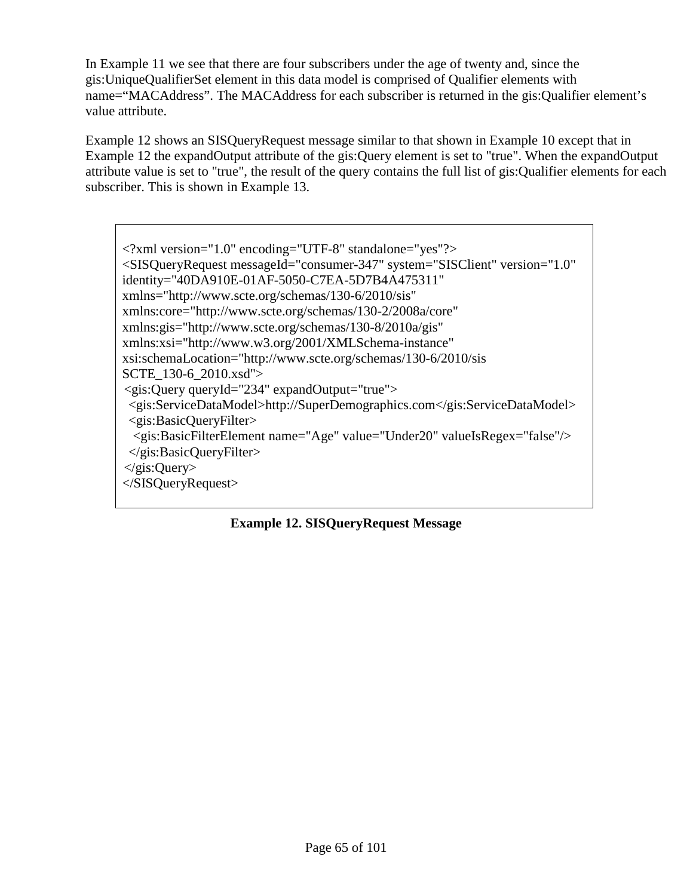In Example 11 we see that there are four subscribers under the age of twenty and, since the gis:UniqueQualifierSet element in this data model is comprised of Qualifier elements with name=“MACAddress”. The MACAddress for each subscriber is returned in the gis:Qualifier element’s value attribute.

Example 12 shows an SISQueryRequest message similar to that shown in Example 10 except that in Example 12 the expandOutput attribute of the gis:Query element is set to "true". When the expandOutput attribute value is set to "true", the result of the query contains the full list of gis:Qualifier elements for each subscriber. This is shown in Example 13.

```
<?xml version="1.0" encoding="UTF-8" standalone="yes"?>
<SISQueryRequest messageId="consumer-347" system="SISClient" version="1.0"
identity="40DA910E-01AF-5050-C7EA-5D7B4A475311"
xmlns="http://www.scte.org/schemas/130-6/2010/sis"
xmlns:core="http://www.scte.org/schemas/130-2/2008a/core"
xmlns:gis="http://www.scte.org/schemas/130-8/2010a/gis"
xmlns:xsi="http://www.w3.org/2001/XMLSchema-instance"
xsi:schemaLocation="http://www.scte.org/schemas/130-6/2010/sis
SCTE_130-6_2010.xsd">
 <gis:Query queryId="234" expandOutput="true">
  <gis:ServiceDataModel>http://SuperDemographics.com</gis:ServiceDataModel>
  <gis:BasicQueryFilter>
   <gis:BasicFilterElement name="Age" value="Under20" valueIsRegex="false"/>
  </gis:BasicQueryFilter>
 </gis:Query>
</SISQueryRequest>
```

**Example 12. SISQueryRequest Message**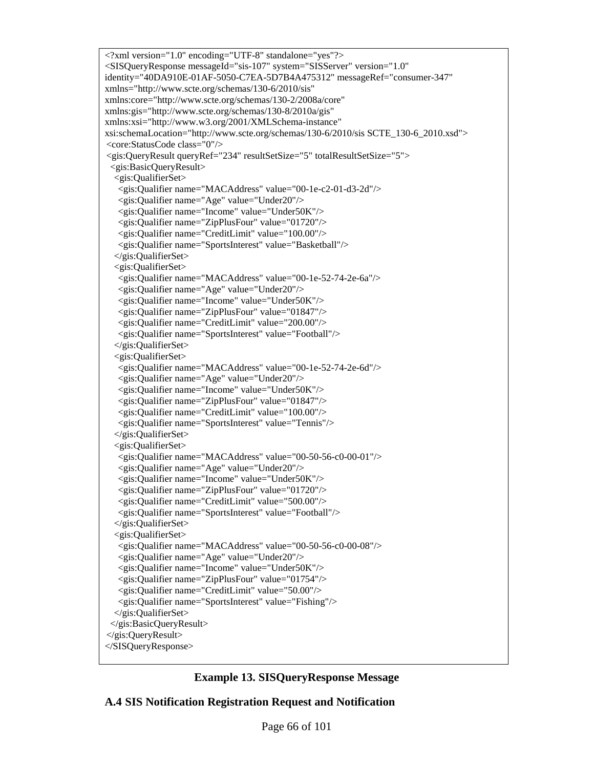```xml
<?xml version="1.0" encoding="UTF-8" standalone="yes"?>
<SISQueryResponse messageId="sis-107" system="SISServer" version="1.0"
identity="40DA910E-01AF-5050-C7EA-5D7B4A475312" messageRef="consumer-347"
xmlns="http://www.scte.org/schemas/130-6/2010/sis"
xmlns:core="http://www.scte.org/schemas/130-2/2008a/core"
xmlns:gis="http://www.scte.org/schemas/130-8/2010a/gis"
xmlns:xsi="http://www.w3.org/2001/XMLSchema-instance"
xsi:schemaLocation="http://www.scte.org/schemas/130-6/2010/sis SCTE_130-6_2010.xsd">
 <core:StatusCode class="0"/>
 <gis:QueryResult queryRef="234" resultSetSize="5" totalResultSetSize="5">
  <gis:BasicQueryResult>
   <gis:QualifierSet>
    <gis:Qualifier name="MACAddress" value="00-1e-c2-01-d3-2d"/>
    <gis:Qualifier name="Age" value="Under20"/>
    <gis:Qualifier name="Income" value="Under50K"/>
    <gis:Qualifier name="ZipPlusFour" value="01720"/>
    <gis:Qualifier name="CreditLimit" value="100.00"/>
    <gis:Qualifier name="SportsInterest" value="Basketball"/>
   </gis:QualifierSet>
   <gis:QualifierSet>
    <gis:Qualifier name="MACAddress" value="00-1e-52-74-2e-6a"/>
    <gis:Qualifier name="Age" value="Under20"/>
    <gis:Qualifier name="Income" value="Under50K"/>
    <gis:Qualifier name="ZipPlusFour" value="01847"/>
    <gis:Qualifier name="CreditLimit" value="200.00"/>
    <gis:Qualifier name="SportsInterest" value="Football"/>
   </gis:QualifierSet>
   <gis:QualifierSet>
    <gis:Qualifier name="MACAddress" value="00-1e-52-74-2e-6d"/>
    <gis:Qualifier name="Age" value="Under20"/>
    <gis:Qualifier name="Income" value="Under50K"/>
    <gis:Qualifier name="ZipPlusFour" value="01847"/>
    <gis:Qualifier name="CreditLimit" value="100.00"/>
    <gis:Qualifier name="SportsInterest" value="Tennis"/>
   </gis:QualifierSet>
   <gis:QualifierSet>
    <gis:Qualifier name="MACAddress" value="00-50-56-c0-00-01"/>
    <gis:Qualifier name="Age" value="Under20"/>
    <gis:Qualifier name="Income" value="Under50K"/>
    <gis:Qualifier name="ZipPlusFour" value="01720"/>
    <gis:Qualifier name="CreditLimit" value="500.00"/>
    <gis:Qualifier name="SportsInterest" value="Football"/>
   </gis:QualifierSet>
   <gis:QualifierSet>
    <gis:Qualifier name="MACAddress" value="00-50-56-c0-00-08"/>
    <gis:Qualifier name="Age" value="Under20"/>
    <gis:Qualifier name="Income" value="Under50K"/>
    <gis:Qualifier name="ZipPlusFour" value="01754"/>
    <gis:Qualifier name="CreditLimit" value="50.00"/>
    <gis:Qualifier name="SportsInterest" value="Fishing"/>
   </gis:QualifierSet>
  </gis:BasicQueryResult>
 </gis:QueryResult>
</SISQueryResponse>
```

**Example 13. SISQueryResponse Message**

## A.4 SIS Notification Registration Request and Notification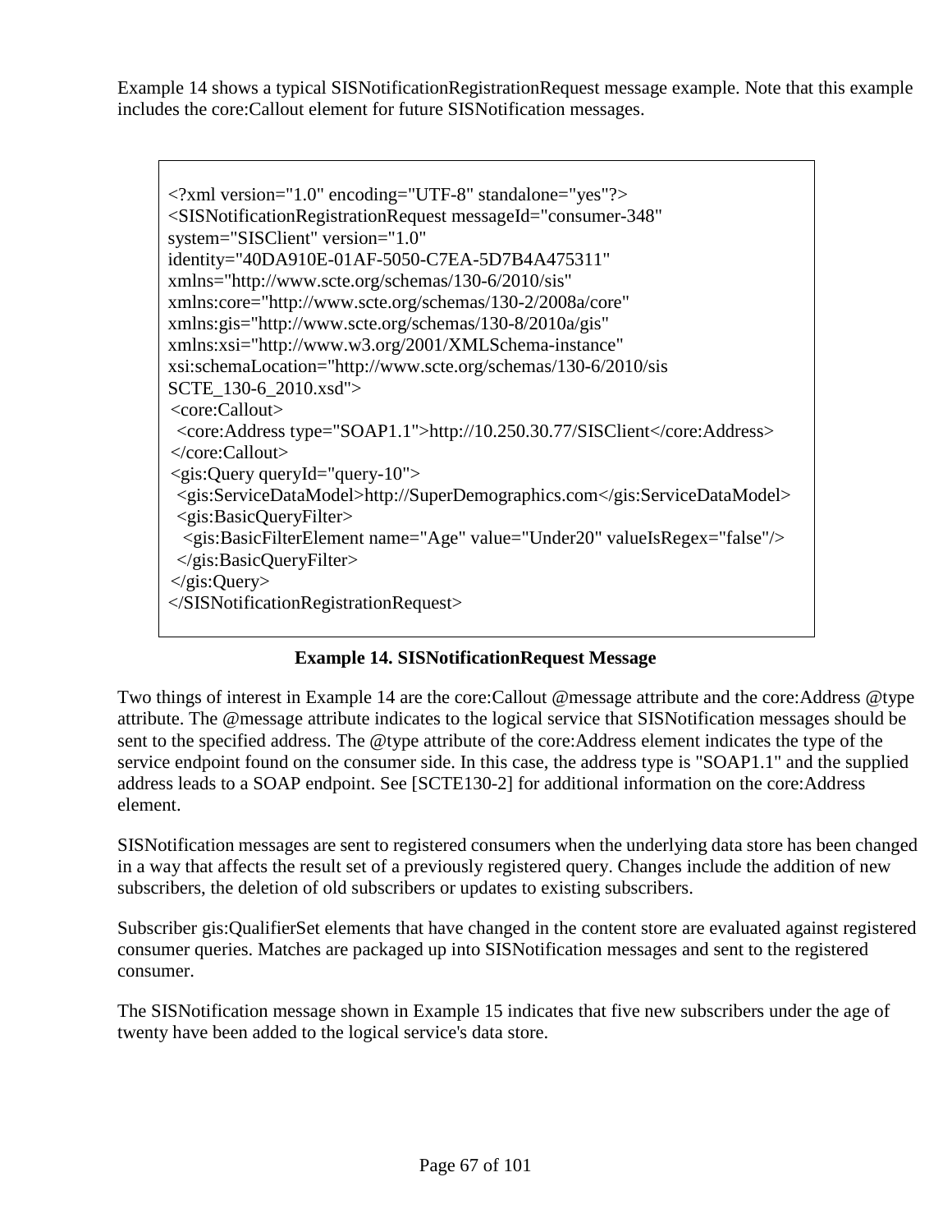Example 14 shows a typical SISNotificationRegistrationRequest message example. Note that this example includes the core:Callout element for future SISNotification messages.

```
<?xml version="1.0" encoding="UTF-8" standalone="yes"?>
<SISNotificationRegistrationRequest messageId="consumer-348"
system="SISClient" version="1.0"
identity="40DA910E-01AF-5050-C7EA-5D7B4A475311"
xmlns="http://www.scte.org/schemas/130-6/2010/sis"
xmlns:core="http://www.scte.org/schemas/130-2/2008a/core"
xmlns:gis="http://www.scte.org/schemas/130-8/2010a/gis"
xmlns:xsi="http://www.w3.org/2001/XMLSchema-instance"
xsi:schemaLocation="http://www.scte.org/schemas/130-6/2010/sis
SCTE_130-6_2010.xsd">
 <core:Callout>
  <core:Address type="SOAP1.1">http://10.250.30.77/SISClient</core:Address>
 </core:Callout>
 <gis:Query queryId="query-10">
  <gis:ServiceDataModel>http://SuperDemographics.com</gis:ServiceDataModel>
  <gis:BasicQueryFilter>
   <gis:BasicFilterElement name="Age" value="Under20" valueIsRegex="false"/>
  </gis:BasicQueryFilter>
 </gis:Query>
</SISNotificationRegistrationRequest>
```

**Example 14. SISNotificationRequest Message**

Two things of interest in Example 14 are the core:Callout @message attribute and the core:Address @type attribute. The @message attribute indicates to the logical service that SISNotification messages should be sent to the specified address. The @type attribute of the core:Address element indicates the type of the service endpoint found on the consumer side. In this case, the address type is "SOAP1.1" and the supplied address leads to a SOAP endpoint. See [SCTE130-2] for additional information on the core:Address element.

SISNotification messages are sent to registered consumers when the underlying data store has been changed in a way that affects the result set of a previously registered query. Changes include the addition of new subscribers, the deletion of old subscribers or updates to existing subscribers.

Subscriber gis:QualifierSet elements that have changed in the content store are evaluated against registered consumer queries. Matches are packaged up into SISNotification messages and sent to the registered consumer.

The SISNotification message shown in Example 15 indicates that five new subscribers under the age of twenty have been added to the logical service's data store.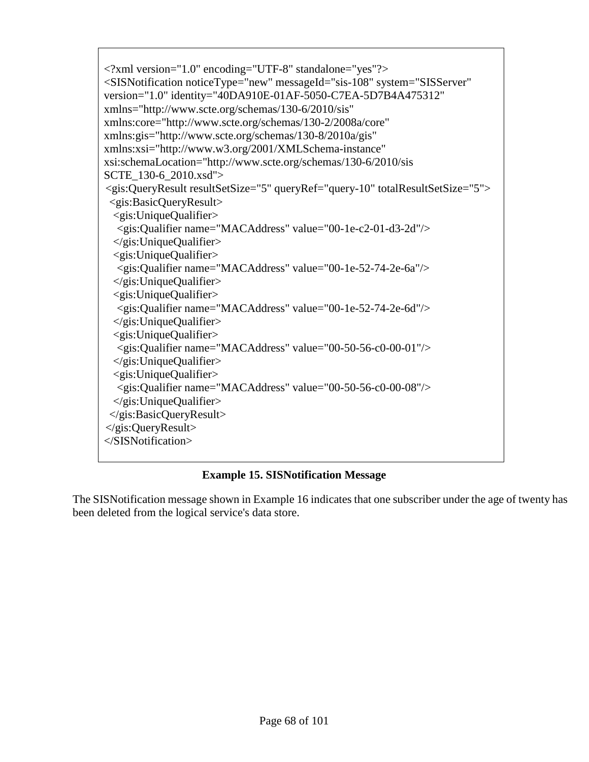```xml
<?xml version="1.0" encoding="UTF-8" standalone="yes"?>
<SISNotification noticeType="new" messageId="sis-108" system="SISServer"
version="1.0" identity="40DA910E-01AF-5050-C7EA-5D7B4A475312"
xmlns="http://www.scte.org/schemas/130-6/2010/sis"
xmlns:core="http://www.scte.org/schemas/130-2/2008a/core"
xmlns:gis="http://www.scte.org/schemas/130-8/2010a/gis"
xmlns:xsi="http://www.w3.org/2001/XMLSchema-instance"
xsi:schemaLocation="http://www.scte.org/schemas/130-6/2010/sis
SCTE_130-6_2010.xsd">
 <gis:QueryResult resultSetSize="5" queryRef="query-10" totalResultSetSize="5">
  <gis:BasicQueryResult>
   <gis:UniqueQualifier>
    <gis:Qualifier name="MACAddress" value="00-1e-c2-01-d3-2d"/>
   </gis:UniqueQualifier>
   <gis:UniqueQualifier>
    <gis:Qualifier name="MACAddress" value="00-1e-52-74-2e-6a"/>
   </gis:UniqueQualifier>
   <gis:UniqueQualifier>
    <gis:Qualifier name="MACAddress" value="00-1e-52-74-2e-6d"/>
   </gis:UniqueQualifier>
   <gis:UniqueQualifier>
    <gis:Qualifier name="MACAddress" value="00-50-56-c0-00-01"/>
   </gis:UniqueQualifier>
   <gis:UniqueQualifier>
    <gis:Qualifier name="MACAddress" value="00-50-56-c0-00-08"/>
   </gis:UniqueQualifier>
  </gis:BasicQueryResult>
 </gis:QueryResult>
</SISNotification>
```

**Example 15. SISNotification Message**

The SISNotification message shown in Example 16 indicates that one subscriber under the age of twenty has been deleted from the logical service's data store.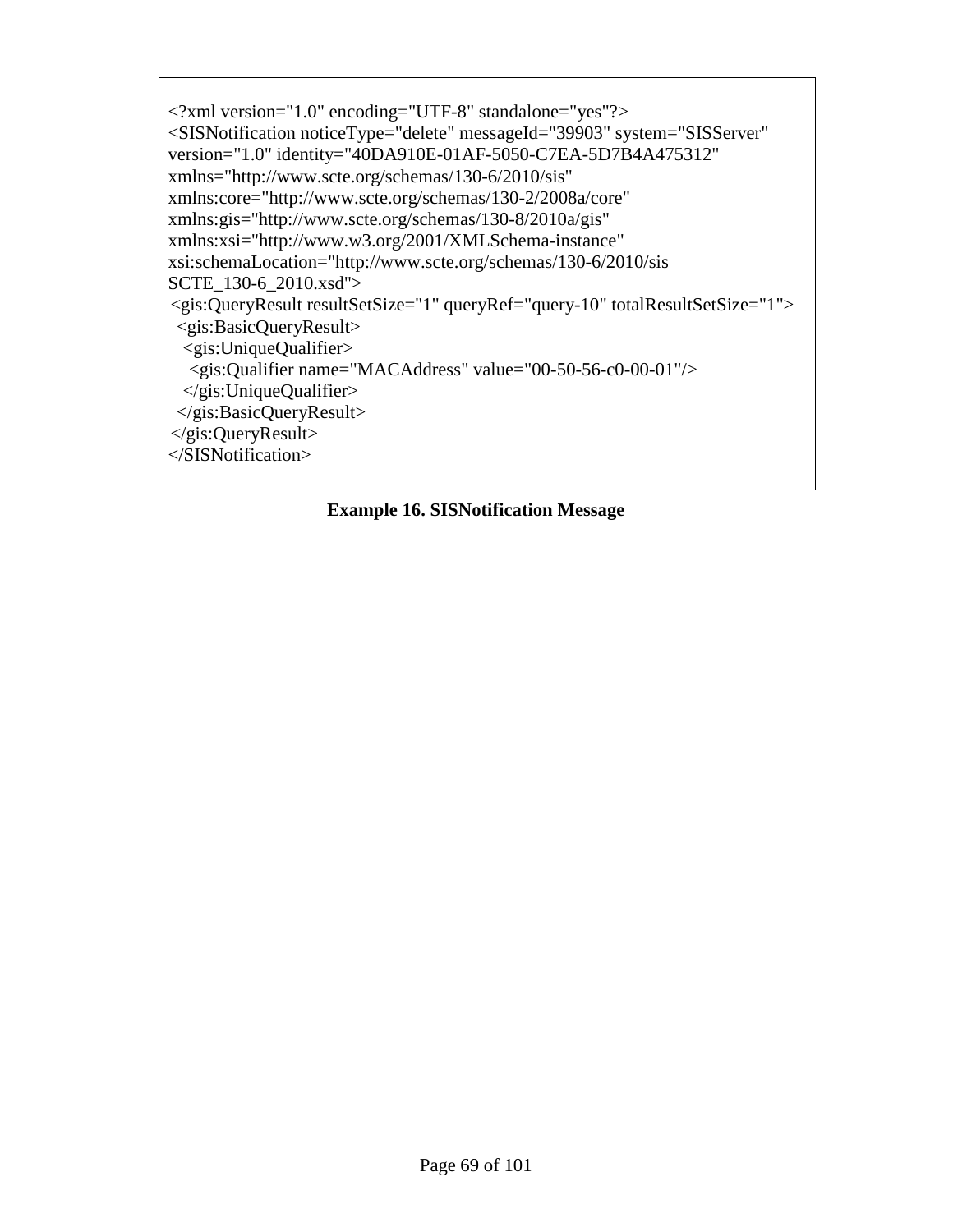```
<?xml version="1.0" encoding="UTF-8" standalone="yes"?>
<SISNotification noticeType="delete" messageId="39903" system="SISServer"
version="1.0" identity="40DA910E-01AF-5050-C7EA-5D7B4A475312"
xmlns="http://www.scte.org/schemas/130-6/2010/sis"
xmlns:core="http://www.scte.org/schemas/130-2/2008a/core"
xmlns:gis="http://www.scte.org/schemas/130-8/2010a/gis"
xmlns:xsi="http://www.w3.org/2001/XMLSchema-instance"
xsi:schemaLocation="http://www.scte.org/schemas/130-6/2010/sis
SCTE_130-6_2010.xsd">
 <gis:QueryResult resultSetSize="1" queryRef="query-10" totalResultSetSize="1">
  <gis:BasicQueryResult>
   <gis:UniqueQualifier>
    <gis:Qualifier name="MACAddress" value="00-50-56-c0-00-01"/>
   </gis:UniqueQualifier>
  </gis:BasicQueryResult>
 </gis:QueryResult>
</SISNotification>
```

**Example 16. SISNotification Message**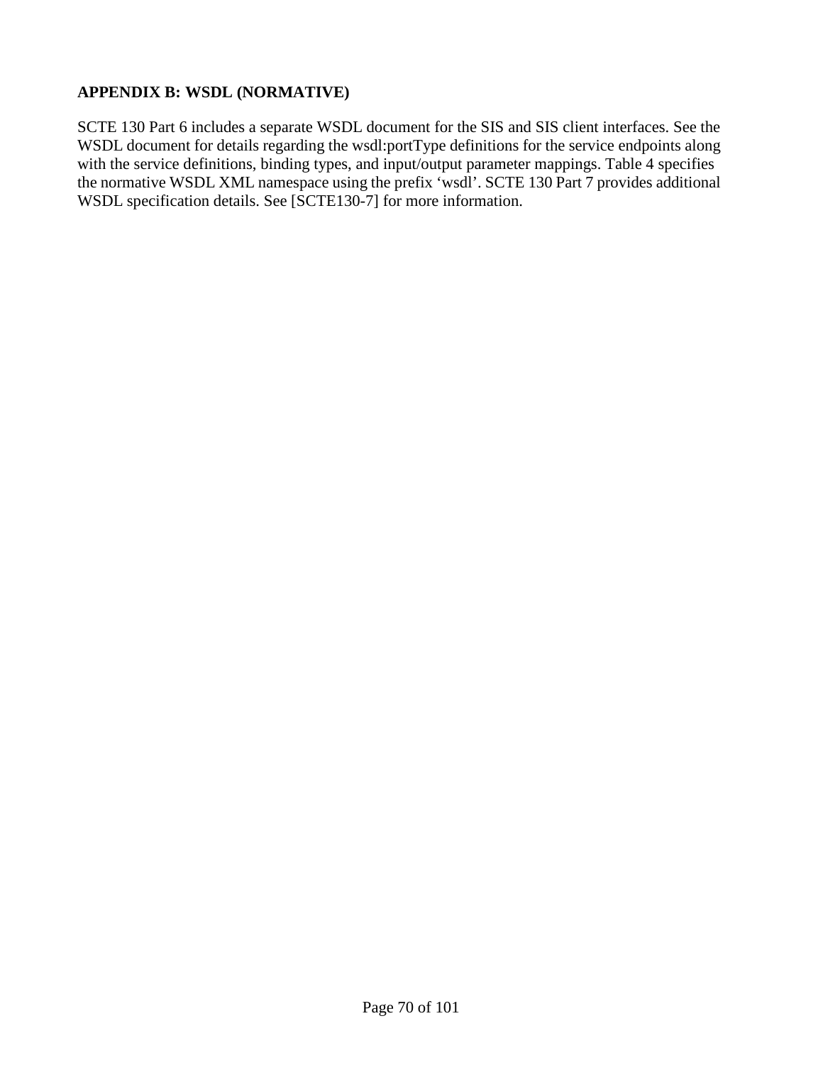## APPENDIX B: WSDL (NORMATIVE)

SCTE 130 Part 6 includes a separate WSDL document for the SIS and SIS client interfaces. See the WSDL document for details regarding the wsdl:portType definitions for the service endpoints along with the service definitions, binding types, and input/output parameter mappings. Table 4 specifies the normative WSDL XML namespace using the prefix ‘wsdl’. SCTE 130 Part 7 provides additional WSDL specification details. See [SCTE130-7] for more information.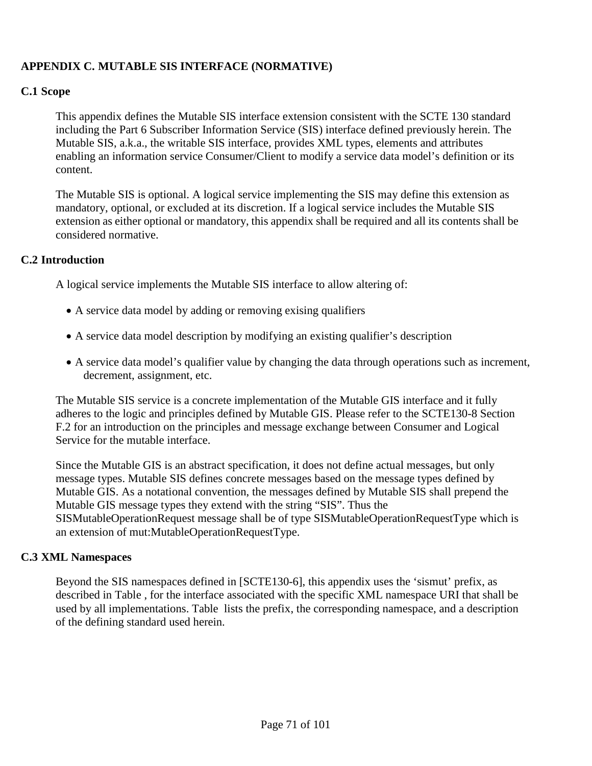## APPENDIX C. MUTABLE SIS INTERFACE (NORMATIVE)

### C.1 Scope

This appendix defines the Mutable SIS interface extension consistent with the SCTE 130 standard including the Part 6 Subscriber Information Service (SIS) interface defined previously herein. The Mutable SIS, a.k.a., the writable SIS interface, provides XML types, elements and attributes enabling an information service Consumer/Client to modify a service data model's definition or its content.

The Mutable SIS is optional. A logical service implementing the SIS may define this extension as mandatory, optional, or excluded at its discretion. If a logical service includes the Mutable SIS extension as either optional or mandatory, this appendix shall be required and all its contents shall be considered normative.

### C.2 Introduction

A logical service implements the Mutable SIS interface to allow altering of:

- A service data model by adding or removing exising qualifiers
- A service data model description by modifying an existing qualifier's description
- A service data model's qualifier value by changing the data through operations such as increment, decrement, assignment, etc.

The Mutable SIS service is a concrete implementation of the Mutable GIS interface and it fully adheres to the logic and principles defined by Mutable GIS. Please refer to the SCTE130-8 Section F.2 for an introduction on the principles and message exchange between Consumer and Logical Service for the mutable interface.

Since the Mutable GIS is an abstract specification, it does not define actual messages, but only message types. Mutable SIS defines concrete messages based on the message types defined by Mutable GIS. As a notational convention, the messages defined by Mutable SIS shall prepend the Mutable GIS message types they extend with the string "SIS". Thus the SISMutableOperationRequest message shall be of type SISMutableOperationRequestType which is an extension of mut:MutableOperationRequestType.

### C.3 XML Namespaces

Beyond the SIS namespaces defined in [SCTE130-6], this appendix uses the 'sismut' prefix, as described in Table , for the interface associated with the specific XML namespace URI that shall be used by all implementations. Table  lists the prefix, the corresponding namespace, and a description of the defining standard used herein.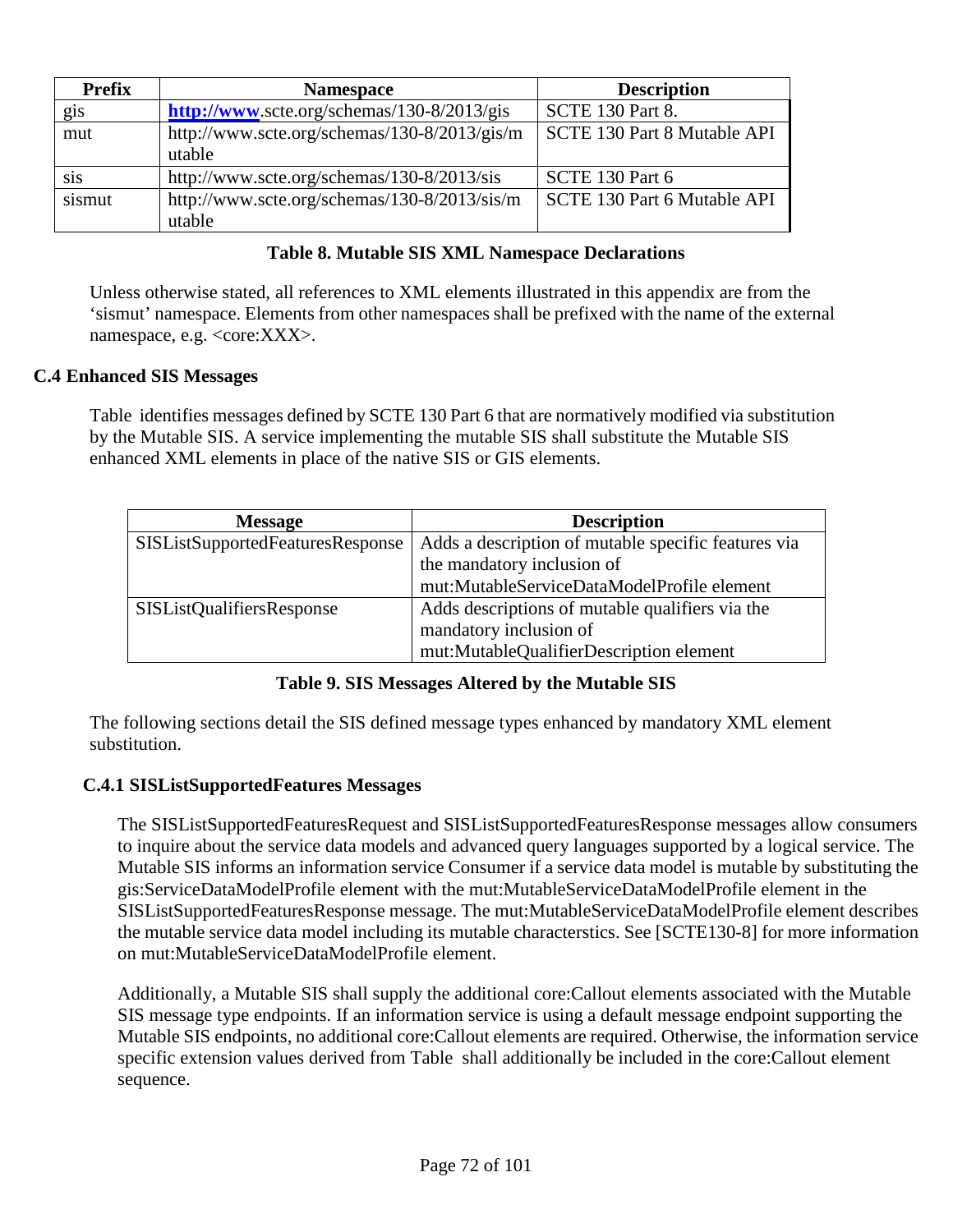| Prefix | Namespace | Description |
| --- | --- | --- |
| gis | **http://www**.scte.org/schemas/130-8/2013/gis | SCTE 130 Part 8. |
| mut | http://www.scte.org/schemas/130-8/2013/gis/mutable | SCTE 130 Part 8 Mutable API |
| sis | http://www.scte.org/schemas/130-8/2013/sis | SCTE 130 Part 6 |
| sismut | http://www.scte.org/schemas/130-8/2013/sis/mutable | SCTE 130 Part 6 Mutable API |

**Table 8. Mutable SIS XML Namespace Declarations**

Unless otherwise stated, all references to XML elements illustrated in this appendix are from the 'sismut' namespace. Elements from other namespaces shall be prefixed with the name of the external namespace, e.g. <core:XXX>.

### C.4 Enhanced SIS Messages

Table identifies messages defined by SCTE 130 Part 6 that are normatively modified via substitution by the Mutable SIS. A service implementing the mutable SIS shall substitute the Mutable SIS enhanced XML elements in place of the native SIS or GIS elements.

| Message | Description |
| --- | --- |
| SISListSupportedFeaturesResponse | Adds a description of mutable specific features via the mandatory inclusion of mut:MutableServiceDataModelProfile element |
| SISListQualifiersResponse | Adds descriptions of mutable qualifiers via the mandatory inclusion of mut:MutableQualifierDescription element |

**Table 9. SIS Messages Altered by the Mutable SIS**

The following sections detail the SIS defined message types enhanced by mandatory XML element substitution.

#### C.4.1 SISListSupportedFeatures Messages

The SISListSupportedFeaturesRequest and SISListSupportedFeaturesResponse messages allow consumers to inquire about the service data models and advanced query languages supported by a logical service. The Mutable SIS informs an information service Consumer if a service data model is mutable by substituting the gis:ServiceDataModelProfile element with the mut:MutableServiceDataModelProfile element in the SISListSupportedFeaturesResponse message. The mut:MutableServiceDataModelProfile element describes the mutable service data model including its mutable characterstics. See [SCTE130-8] for more information on mut:MutableServiceDataModelProfile element.

Additionally, a Mutable SIS shall supply the additional core:Callout elements associated with the Mutable SIS message type endpoints. If an information service is using a default message endpoint supporting the Mutable SIS endpoints, no additional core:Callout elements are required. Otherwise, the information service specific extension values derived from Table shall additionally be included in the core:Callout element sequence.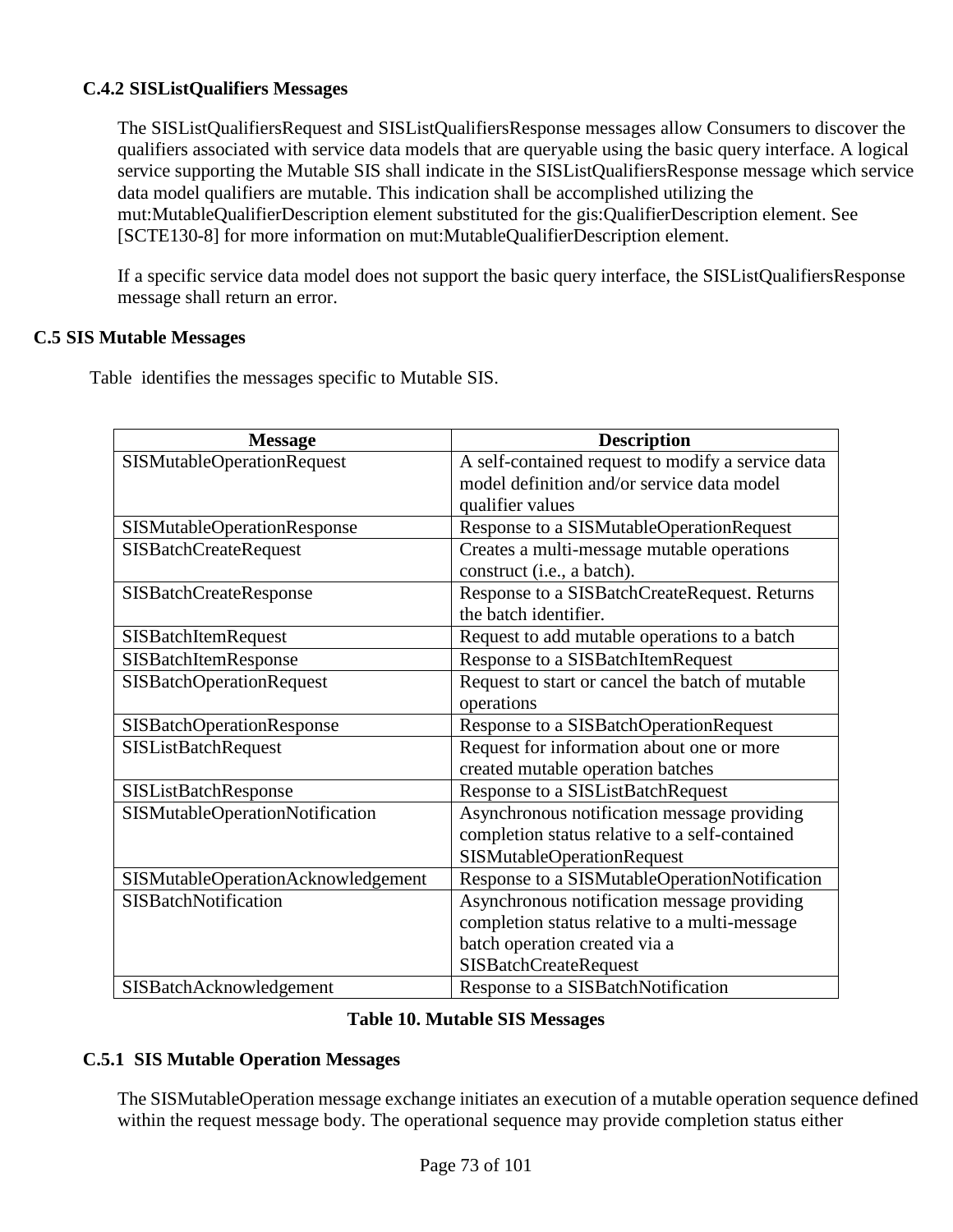### C.4.2 SISListQualifiers Messages

The SISListQualifiersRequest and SISListQualifiersResponse messages allow Consumers to discover the qualifiers associated with service data models that are queryable using the basic query interface. A logical service supporting the Mutable SIS shall indicate in the SISListQualifiersResponse message which service data model qualifiers are mutable. This indication shall be accomplished utilizing the mut:MutableQualifierDescription element substituted for the gis:QualifierDescription element. See [SCTE130-8] for more information on mut:MutableQualifierDescription element.

If a specific service data model does not support the basic query interface, the SISListQualifiersResponse message shall return an error.

## C.5 SIS Mutable Messages

Table  identifies the messages specific to Mutable SIS.

| Message | Description |
|---|---|
| SISMutableOperationRequest | A self-contained request to modify a service data model definition and/or service data model qualifier values |
| SISMutableOperationResponse | Response to a SISMutableOperationRequest |
| SISBatchCreateRequest | Creates a multi-message mutable operations construct (i.e., a batch). |
| SISBatchCreateResponse | Response to a SISBatchCreateRequest. Returns the batch identifier. |
| SISBatchItemRequest | Request to add mutable operations to a batch |
| SISBatchItemResponse | Response to a SISBatchItemRequest |
| SISBatchOperationRequest | Request to start or cancel the batch of mutable operations |
| SISBatchOperationResponse | Response to a SISBatchOperationRequest |
| SISListBatchRequest | Request for information about one or more created mutable operation batches |
| SISListBatchResponse | Response to a SISListBatchRequest |
| SISMutableOperationNotification | Asynchronous notification message providing completion status relative to a self-contained SISMutableOperationRequest |
| SISMutableOperationAcknowledgement | Response to a SISMutableOperationNotification |
| SISBatchNotification | Asynchronous notification message providing completion status relative to a multi-message batch operation created via a SISBatchCreateRequest |
| SISBatchAcknowledgement | Response to a SISBatchNotification |

**Table 10. Mutable SIS Messages**

### C.5.1 SIS Mutable Operation Messages

The SISMutableOperation message exchange initiates an execution of a mutable operation sequence defined within the request message body. The operational sequence may provide completion status either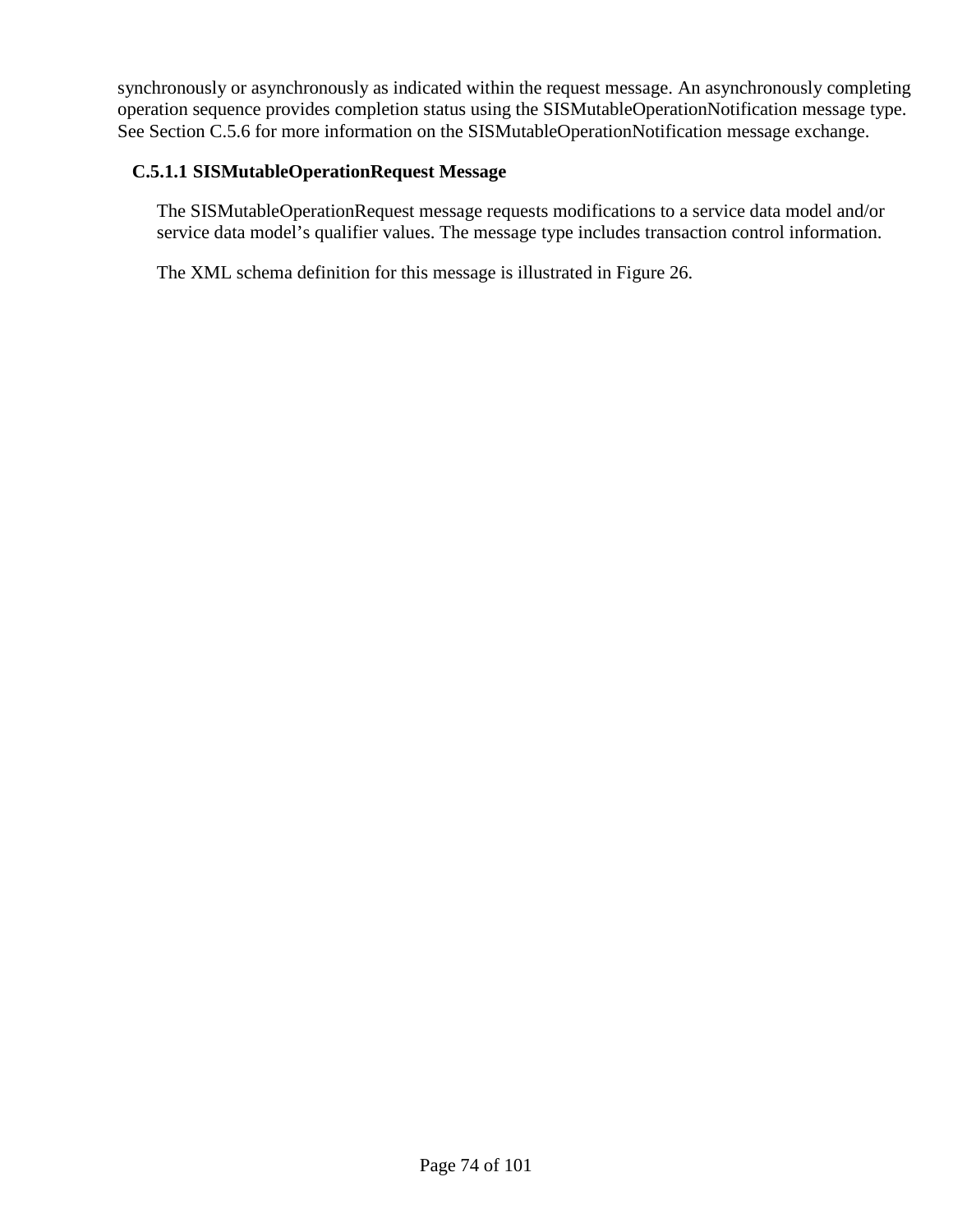synchronously or asynchronously as indicated within the request message. An asynchronously completing operation sequence provides completion status using the SISMutableOperationNotification message type. See Section C.5.6 for more information on the SISMutableOperationNotification message exchange.

#### C.5.1.1 SISMutableOperationRequest Message

The SISMutableOperationRequest message requests modifications to a service data model and/or service data model's qualifier values. The message type includes transaction control information.

The XML schema definition for this message is illustrated in Figure 26.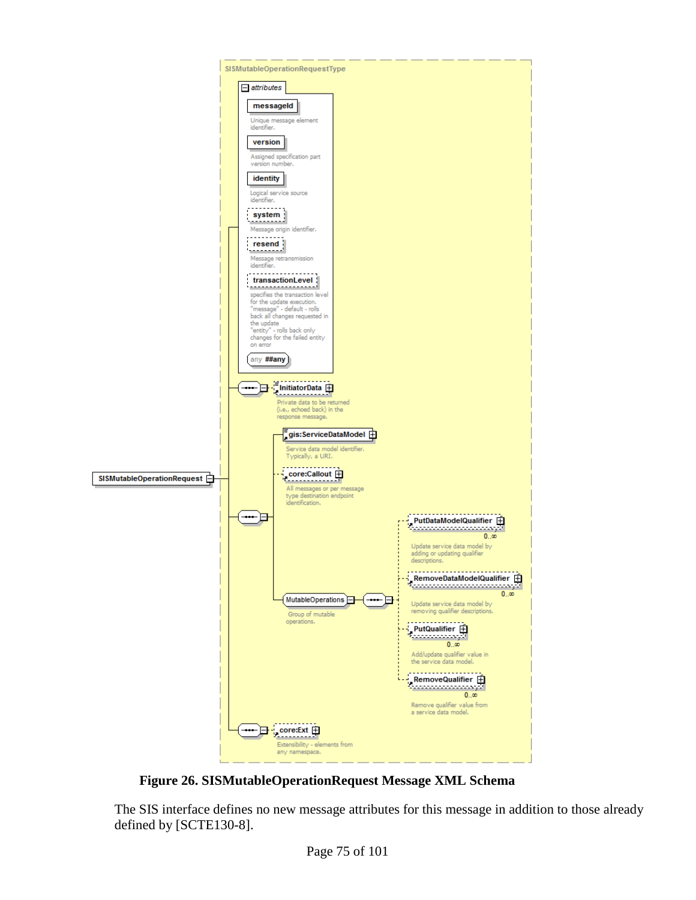Figure 26. SISMutableOperationRequest Message XML Schema

The SIS interface defines no new message attributes for this message in addition to those already defined by [SCTE130-8].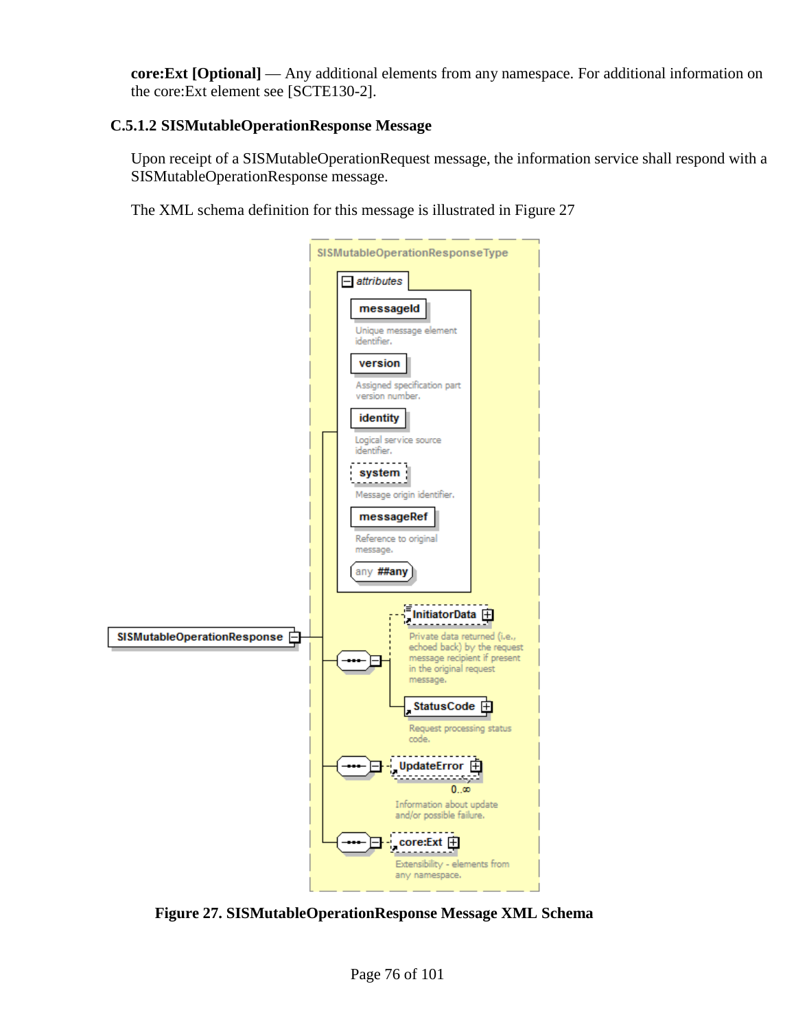**core:Ext [Optional]** — Any additional elements from any namespace. For additional information on the core:Ext element see [SCTE130-2].

### C.5.1.2 SISMutableOperationResponse Message

Upon receipt of a SISMutableOperationRequest message, the information service shall respond with a SISMutableOperationResponse message.

The XML schema definition for this message is illustrated in Figure 27

**Figure 27. SISMutableOperationResponse Message XML Schema**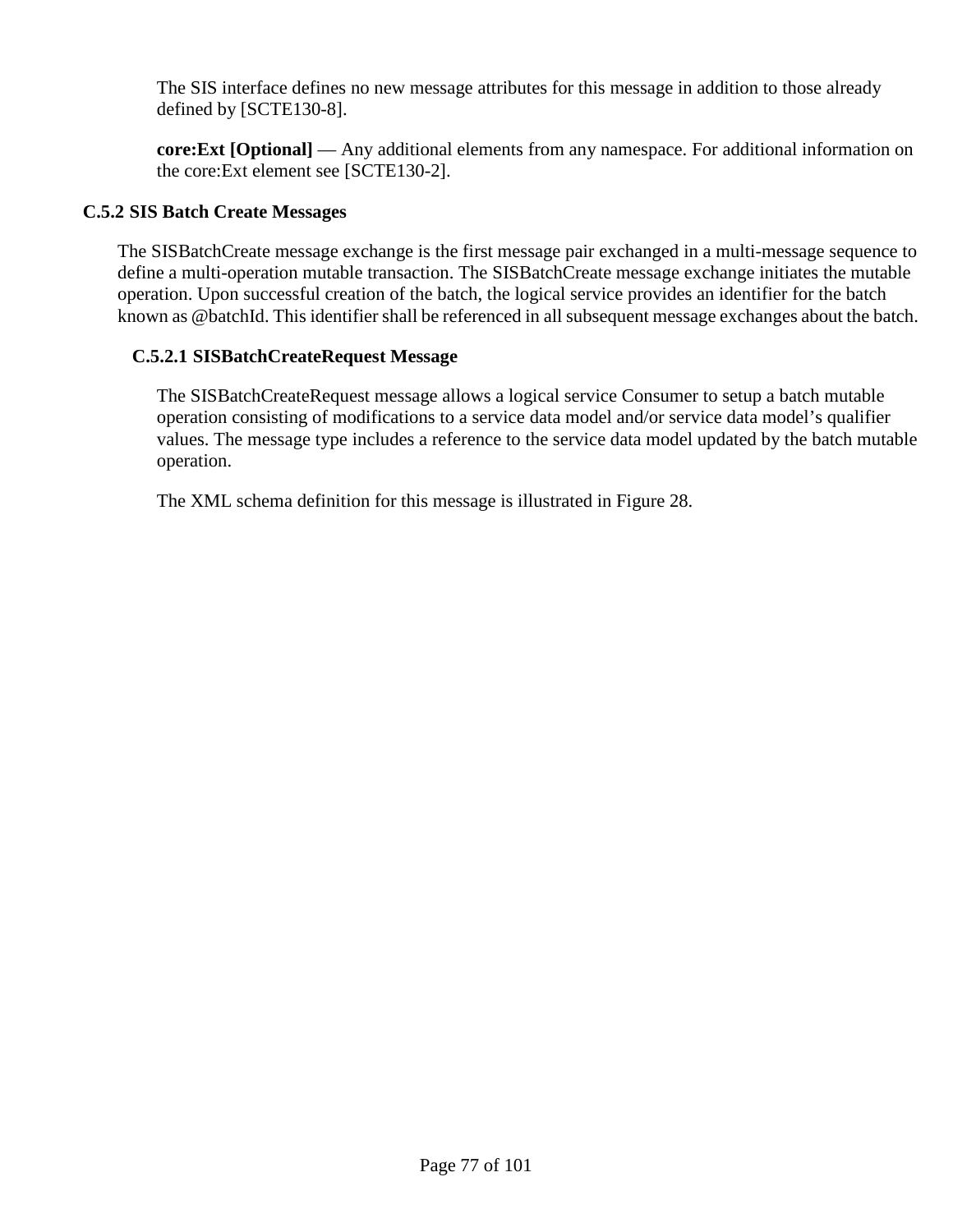The SIS interface defines no new message attributes for this message in addition to those already defined by [SCTE130-8].

**core:Ext [Optional]** — Any additional elements from any namespace. For additional information on the core:Ext element see [SCTE130-2].

### C.5.2 SIS Batch Create Messages

The SISBatchCreate message exchange is the first message pair exchanged in a multi-message sequence to define a multi-operation mutable transaction. The SISBatchCreate message exchange initiates the mutable operation. Upon successful creation of the batch, the logical service provides an identifier for the batch known as @batchId. This identifier shall be referenced in all subsequent message exchanges about the batch.

#### C.5.2.1 SISBatchCreateRequest Message

The SISBatchCreateRequest message allows a logical service Consumer to setup a batch mutable operation consisting of modifications to a service data model and/or service data model's qualifier values. The message type includes a reference to the service data model updated by the batch mutable operation.

The XML schema definition for this message is illustrated in Figure 28.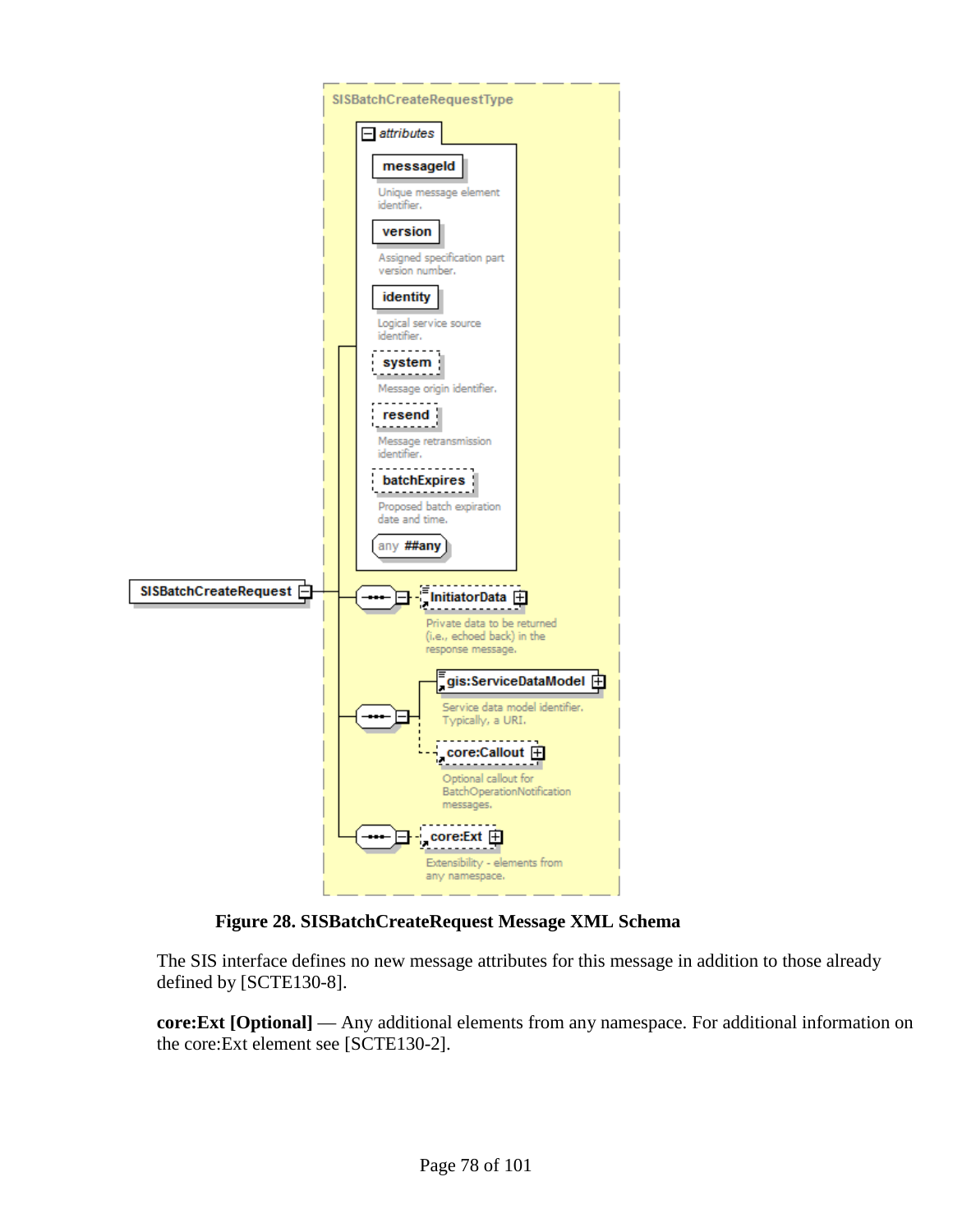**Figure 28. SISBatchCreateRequest Message XML Schema**

The SIS interface defines no new message attributes for this message in addition to those already defined by [SCTE130-8].

**core:Ext [Optional]** — Any additional elements from any namespace. For additional information on the core:Ext element see [SCTE130-2].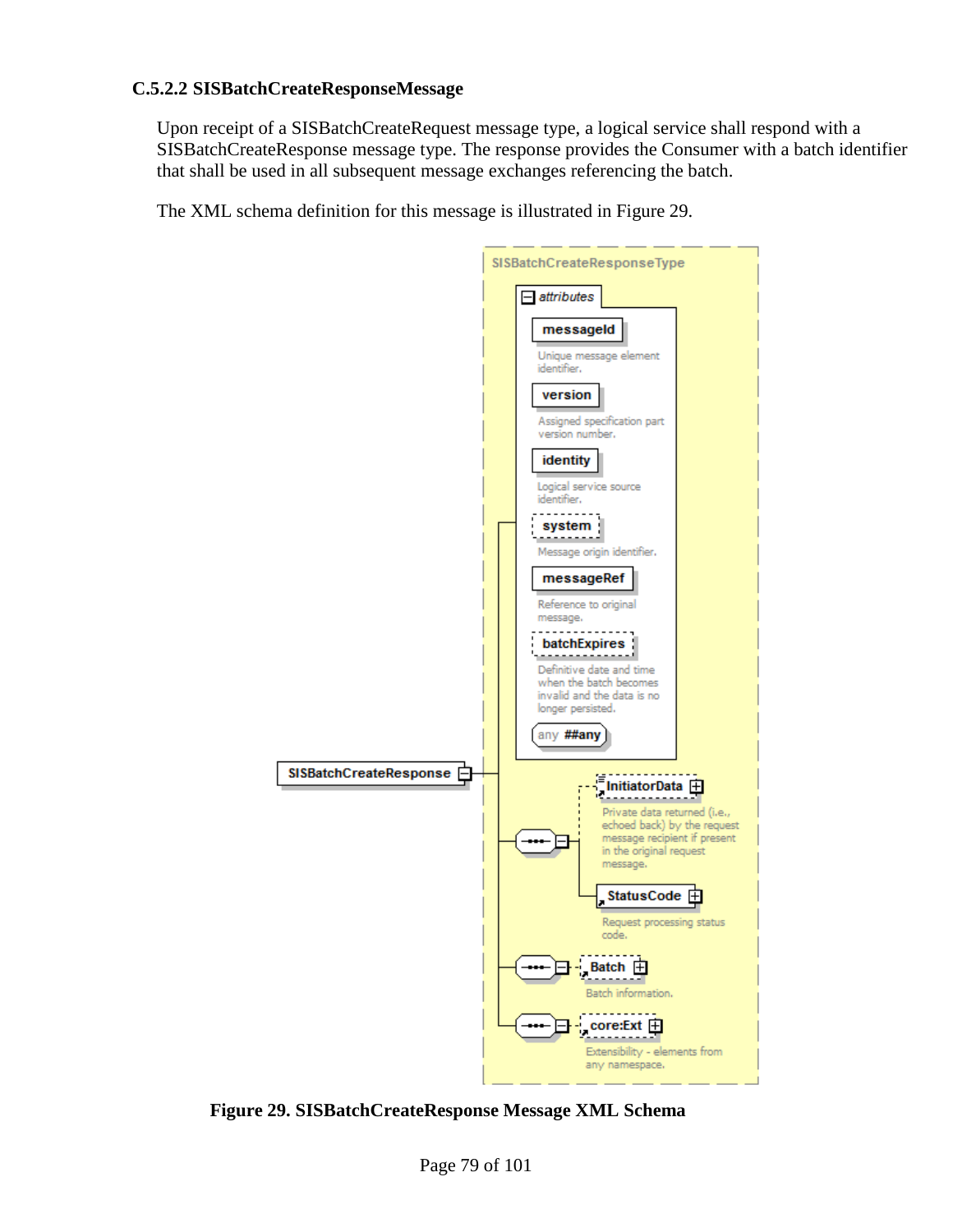### C.5.2.2 SISBatchCreateResponseMessage

Upon receipt of a SISBatchCreateRequest message type, a logical service shall respond with a SISBatchCreateResponse message type. The response provides the Consumer with a batch identifier that shall be used in all subsequent message exchanges referencing the batch.

The XML schema definition for this message is illustrated in Figure 29.

**Figure 29. SISBatchCreateResponse Message XML Schema**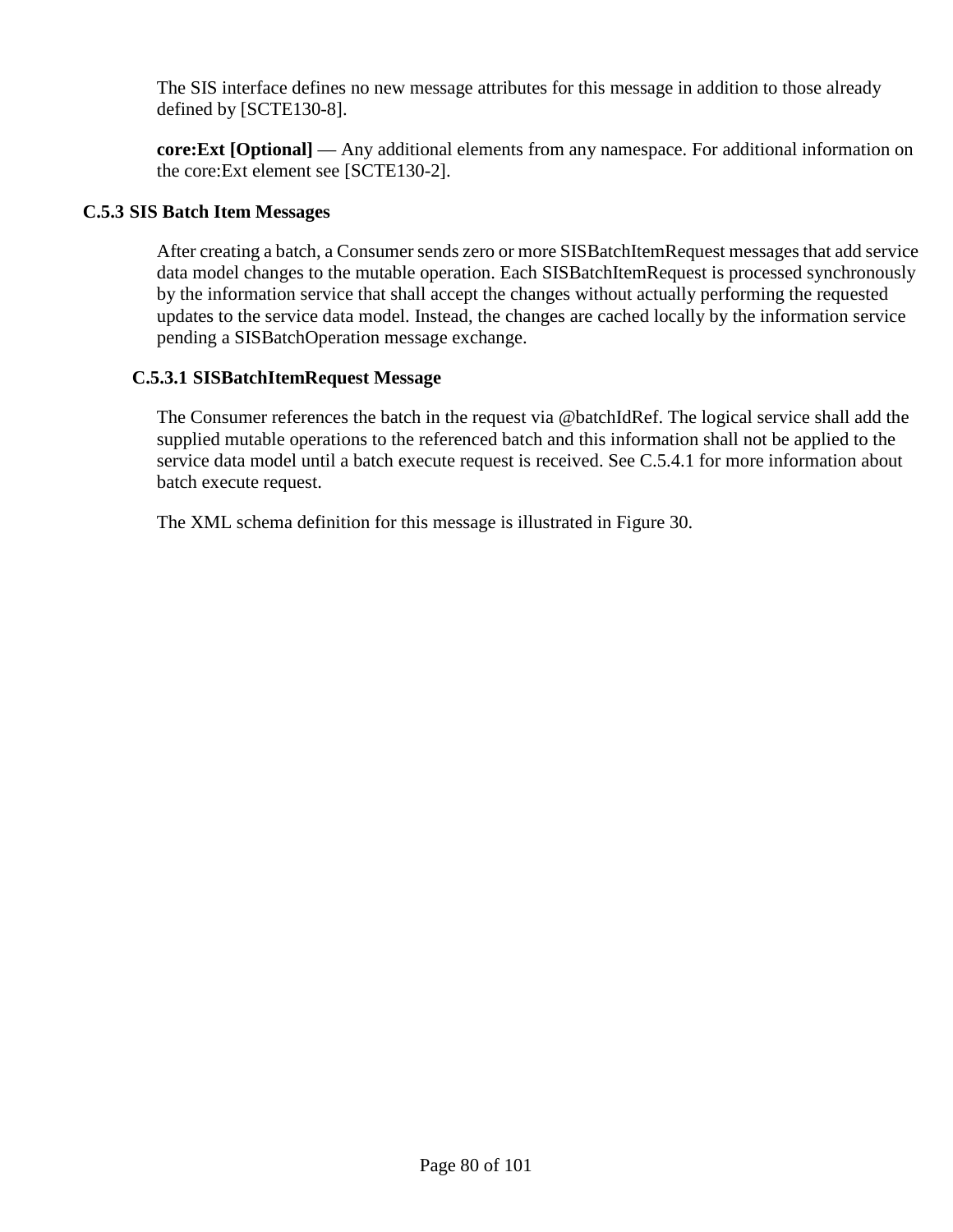The SIS interface defines no new message attributes for this message in addition to those already defined by [SCTE130-8].

**core:Ext [Optional]** — Any additional elements from any namespace. For additional information on the core:Ext element see [SCTE130-2].

### C.5.3 SIS Batch Item Messages

After creating a batch, a Consumer sends zero or more SISBatchItemRequest messages that add service data model changes to the mutable operation. Each SISBatchItemRequest is processed synchronously by the information service that shall accept the changes without actually performing the requested updates to the service data model. Instead, the changes are cached locally by the information service pending a SISBatchOperation message exchange.

#### C.5.3.1 SISBatchItemRequest Message

The Consumer references the batch in the request via @batchIdRef. The logical service shall add the supplied mutable operations to the referenced batch and this information shall not be applied to the service data model until a batch execute request is received. See C.5.4.1 for more information about batch execute request.

The XML schema definition for this message is illustrated in Figure 30.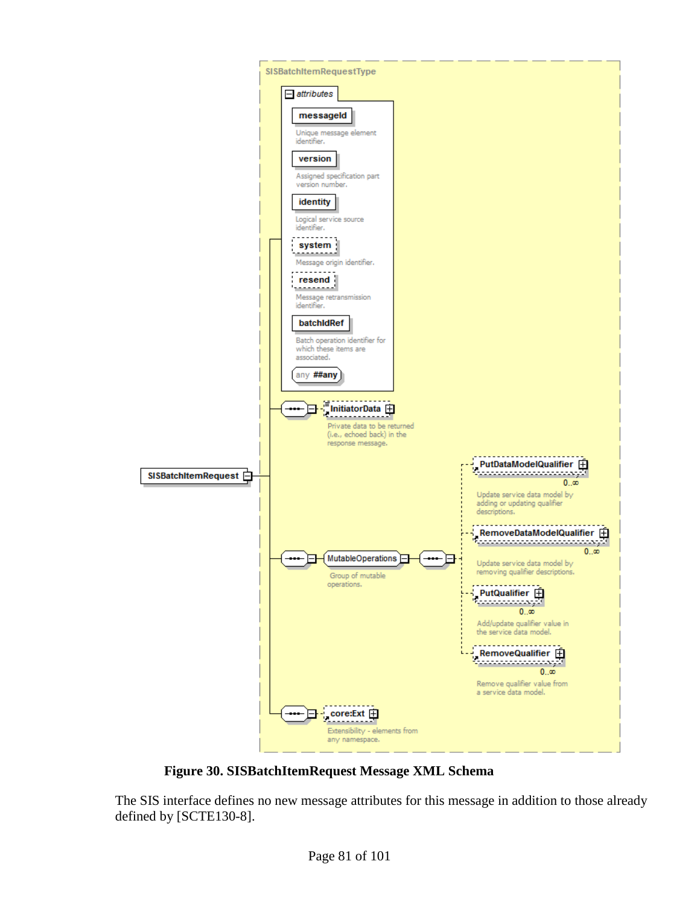SISBatchItemRequestType

attributes

messageId — Unique message element identifier.

version — Assigned specification part version number.

identity — Logical service source identifier.

system — Message origin identifier.

resend — Message retransmission identifier.

batchIdRef — Batch operation identifier for which these items are associated.

any ##any

SISBatchItemRequest

InitiatorData — Private data to be returned (i.e., echoed back) in the response message.

MutableOperations — Group of mutable operations.

PutDataModelQualifier 0..∞ — Update service data model by adding or updating qualifier descriptions.

RemoveDataModelQualifier 0..∞ — Update service data model by removing qualifier descriptions.

PutQualifier 0..∞ — Add/update qualifier value in the service data model.

RemoveQualifier 0..∞ — Remove qualifier value from a service data model.

core:Ext — Extensibility - elements from any namespace.

**Figure 30. SISBatchItemRequest Message XML Schema**

The SIS interface defines no new message attributes for this message in addition to those already defined by [SCTE130-8].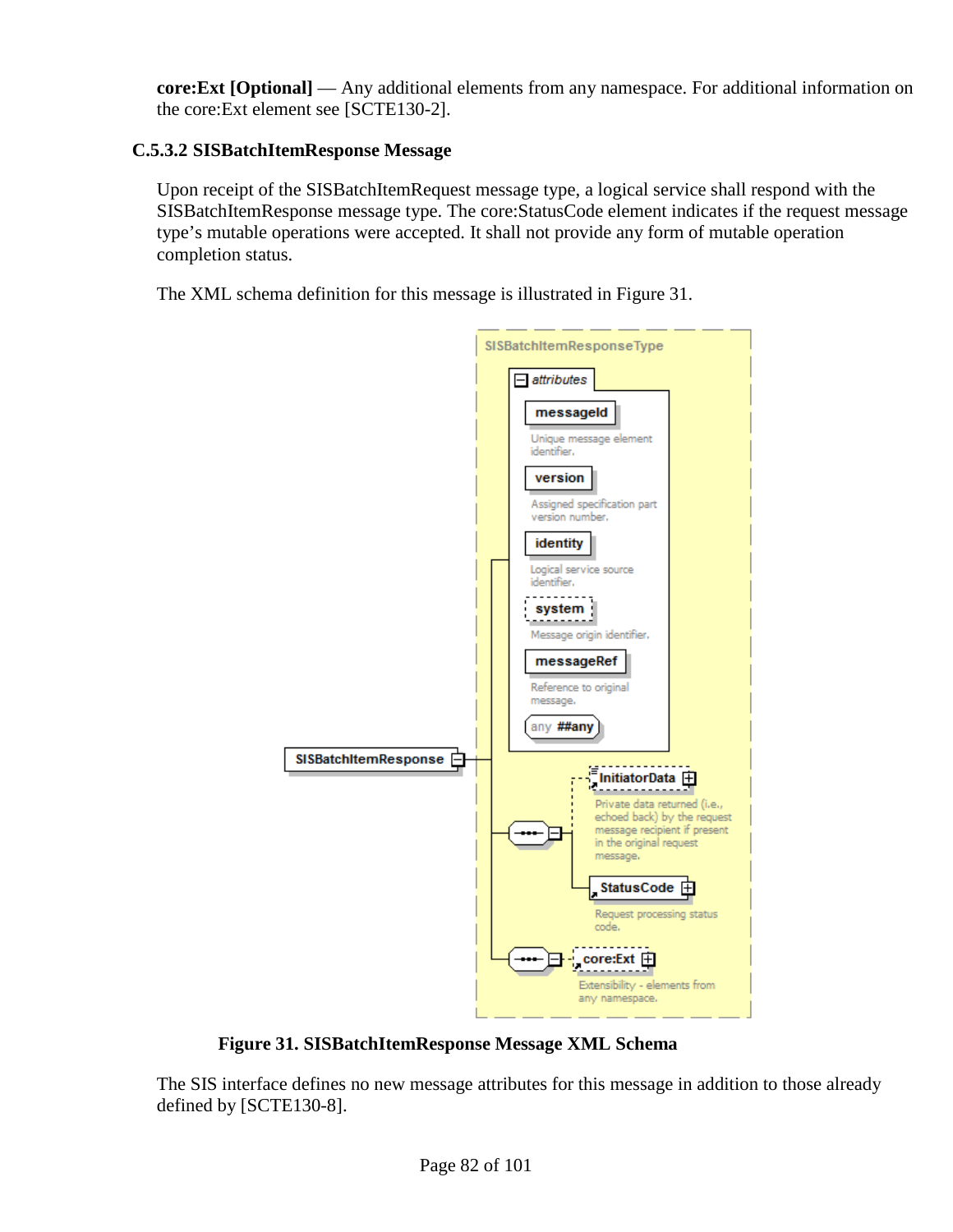**core:Ext [Optional]** — Any additional elements from any namespace. For additional information on the core:Ext element see [SCTE130-2].

#### C.5.3.2 SISBatchItemResponse Message

Upon receipt of the SISBatchItemRequest message type, a logical service shall respond with the SISBatchItemResponse message type. The core:StatusCode element indicates if the request message type's mutable operations were accepted. It shall not provide any form of mutable operation completion status.

The XML schema definition for this message is illustrated in Figure 31.

**Figure 31. SISBatchItemResponse Message XML Schema**

The SIS interface defines no new message attributes for this message in addition to those already defined by [SCTE130-8].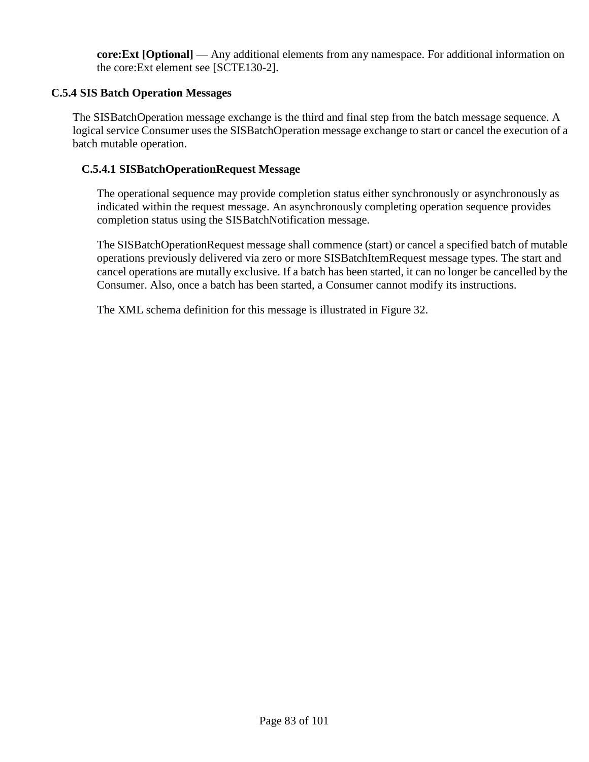**core:Ext [Optional]** — Any additional elements from any namespace. For additional information on the core:Ext element see [SCTE130-2].

### C.5.4 SIS Batch Operation Messages

The SISBatchOperation message exchange is the third and final step from the batch message sequence. A logical service Consumer uses the SISBatchOperation message exchange to start or cancel the execution of a batch mutable operation.

#### C.5.4.1 SISBatchOperationRequest Message

The operational sequence may provide completion status either synchronously or asynchronously as indicated within the request message. An asynchronously completing operation sequence provides completion status using the SISBatchNotification message.

The SISBatchOperationRequest message shall commence (start) or cancel a specified batch of mutable operations previously delivered via zero or more SISBatchItemRequest message types. The start and cancel operations are mutally exclusive. If a batch has been started, it can no longer be cancelled by the Consumer. Also, once a batch has been started, a Consumer cannot modify its instructions.

The XML schema definition for this message is illustrated in Figure 32.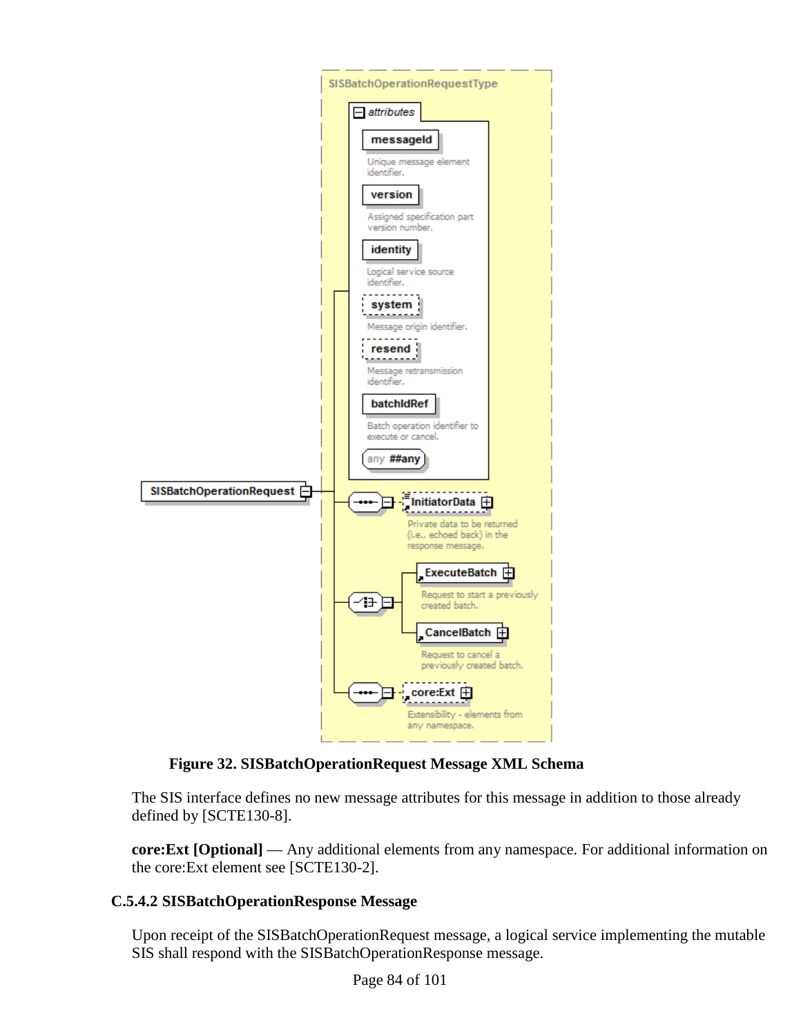**Figure 32. SISBatchOperationRequest Message XML Schema**

The SIS interface defines no new message attributes for this message in addition to those already defined by [SCTE130-8].

**core:Ext [Optional]** — Any additional elements from any namespace. For additional information on the core:Ext element see [SCTE130-2].

### C.5.4.2 SISBatchOperationResponse Message

Upon receipt of the SISBatchOperationRequest message, a logical service implementing the mutable SIS shall respond with the SISBatchOperationResponse message.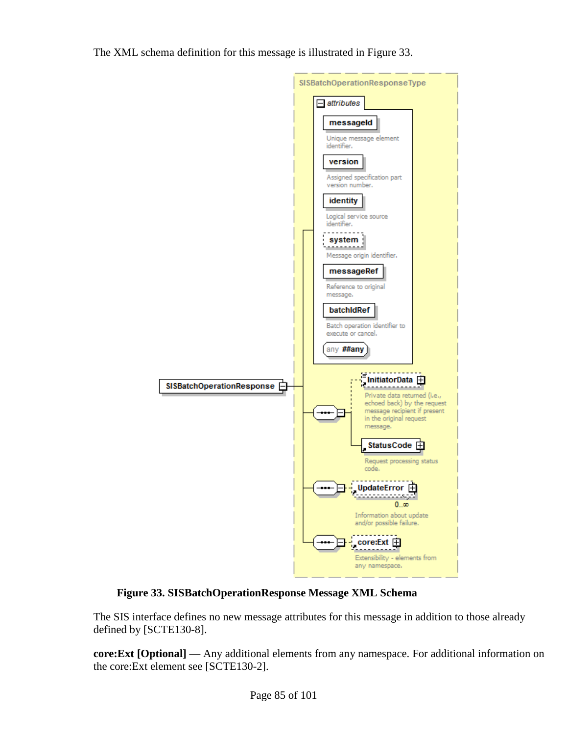The XML schema definition for this message is illustrated in Figure 33.

**Figure 33. SISBatchOperationResponse Message XML Schema**

The SIS interface defines no new message attributes for this message in addition to those already defined by [SCTE130-8].

**core:Ext [Optional]** — Any additional elements from any namespace. For additional information on the core:Ext element see [SCTE130-2].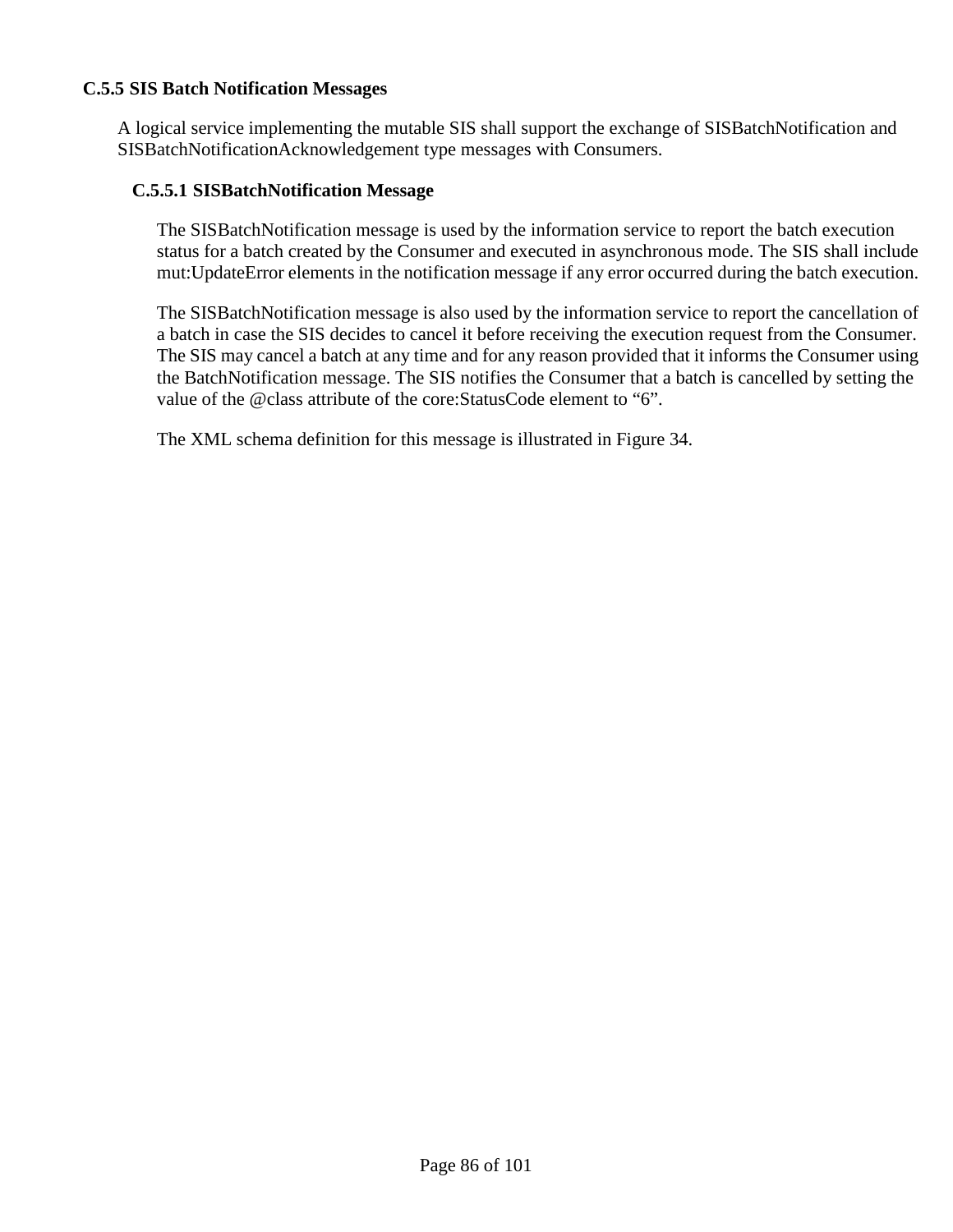### C.5.5 SIS Batch Notification Messages

A logical service implementing the mutable SIS shall support the exchange of SISBatchNotification and SISBatchNotificationAcknowledgement type messages with Consumers.

#### C.5.5.1 SISBatchNotification Message

The SISBatchNotification message is used by the information service to report the batch execution status for a batch created by the Consumer and executed in asynchronous mode. The SIS shall include mut:UpdateError elements in the notification message if any error occurred during the batch execution.

The SISBatchNotification message is also used by the information service to report the cancellation of a batch in case the SIS decides to cancel it before receiving the execution request from the Consumer. The SIS may cancel a batch at any time and for any reason provided that it informs the Consumer using the BatchNotification message. The SIS notifies the Consumer that a batch is cancelled by setting the value of the @class attribute of the core:StatusCode element to "6".

The XML schema definition for this message is illustrated in Figure 34.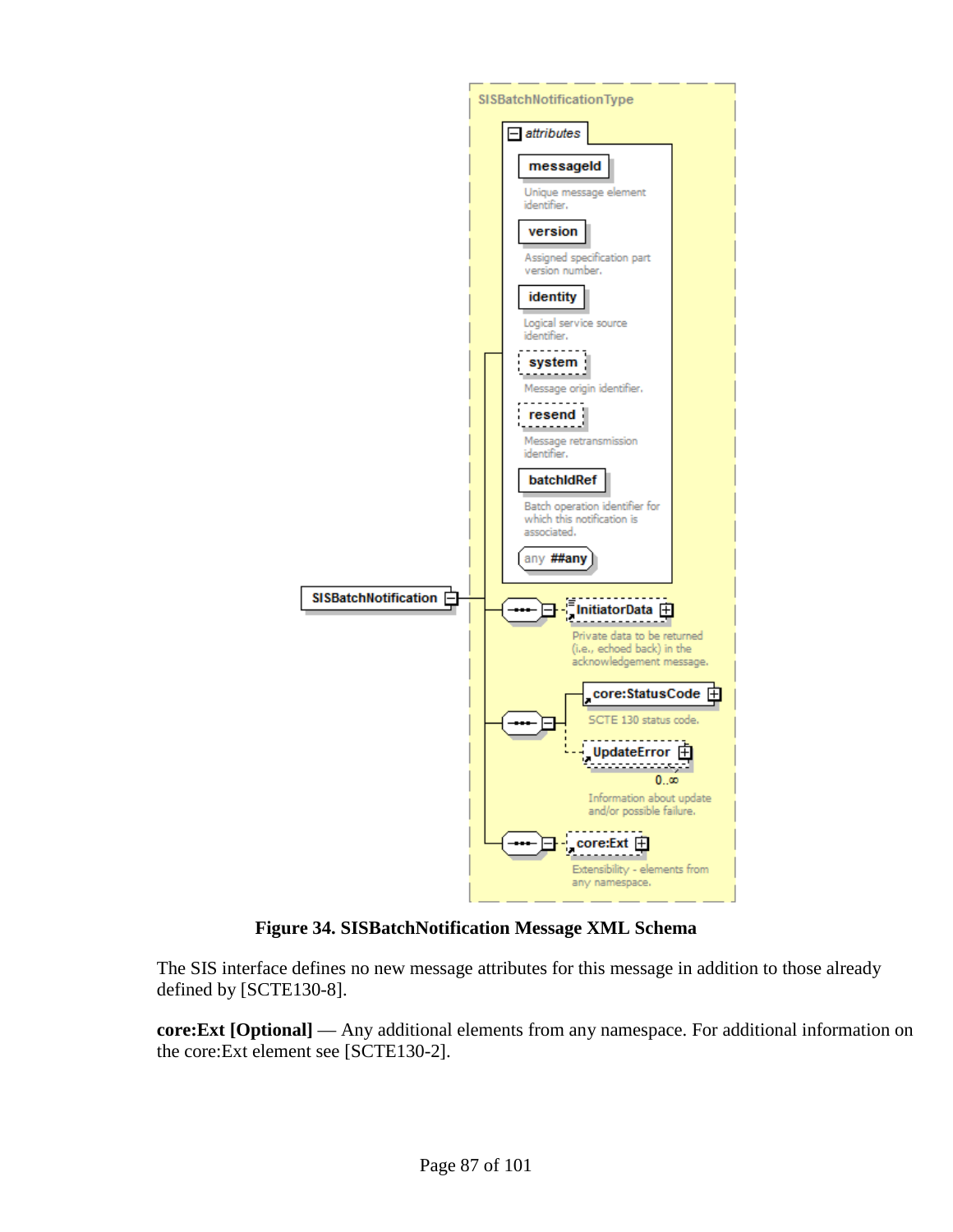Figure 34. SISBatchNotification Message XML Schema

The SIS interface defines no new message attributes for this message in addition to those already defined by [SCTE130-8].

**core:Ext [Optional]** — Any additional elements from any namespace. For additional information on the core:Ext element see [SCTE130-2].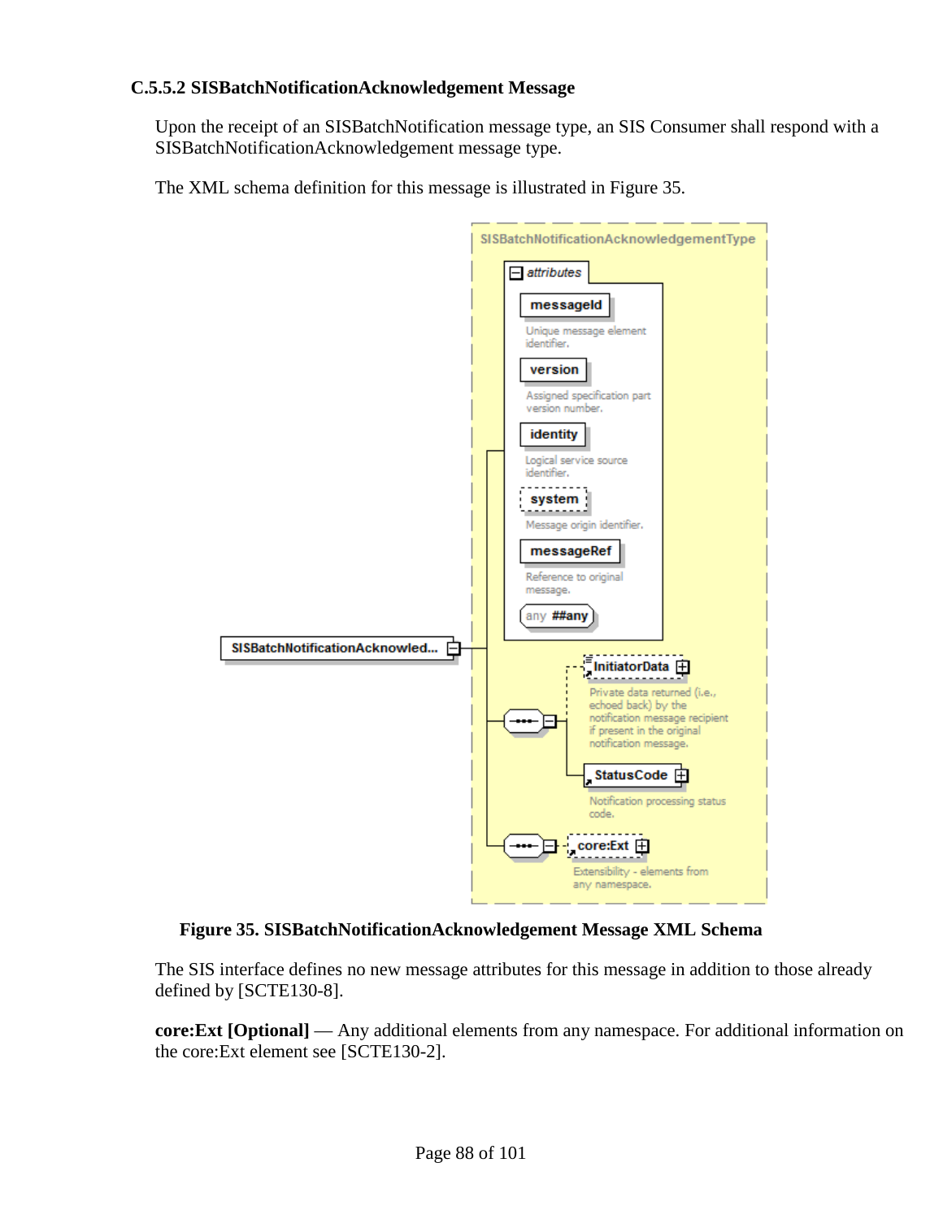### C.5.5.2 SISBatchNotificationAcknowledgement Message

Upon the receipt of an SISBatchNotification message type, an SIS Consumer shall respond with a SISBatchNotificationAcknowledgement message type.

The XML schema definition for this message is illustrated in Figure 35.

**Figure 35. SISBatchNotificationAcknowledgement Message XML Schema**

The SIS interface defines no new message attributes for this message in addition to those already defined by [SCTE130-8].

**core:Ext [Optional]** — Any additional elements from any namespace. For additional information on the core:Ext element see [SCTE130-2].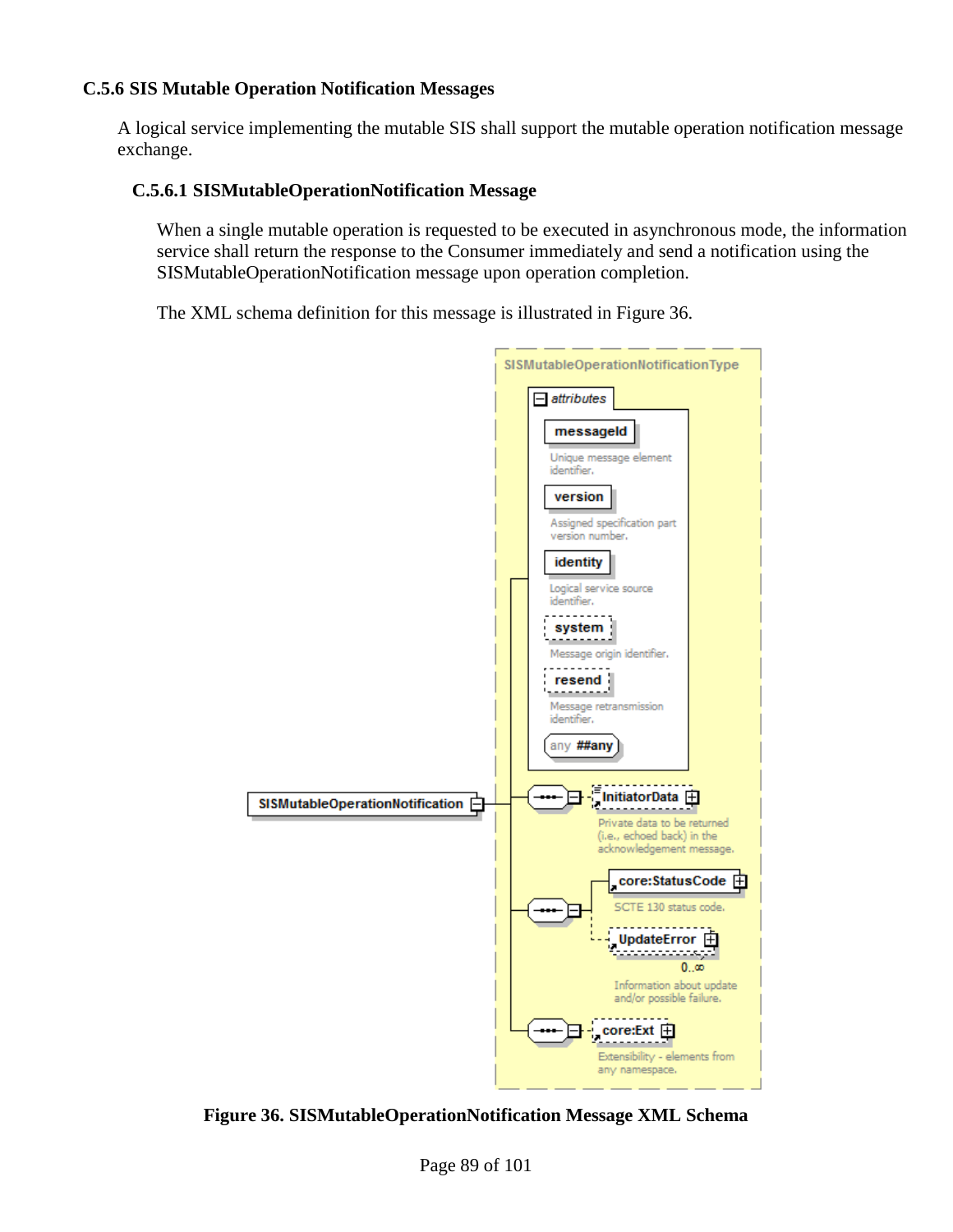### C.5.6 SIS Mutable Operation Notification Messages

A logical service implementing the mutable SIS shall support the mutable operation notification message exchange.

#### C.5.6.1 SISMutableOperationNotification Message

When a single mutable operation is requested to be executed in asynchronous mode, the information service shall return the response to the Consumer immediately and send a notification using the SISMutableOperationNotification message upon operation completion.

The XML schema definition for this message is illustrated in Figure 36.

**Figure 36. SISMutableOperationNotification Message XML Schema**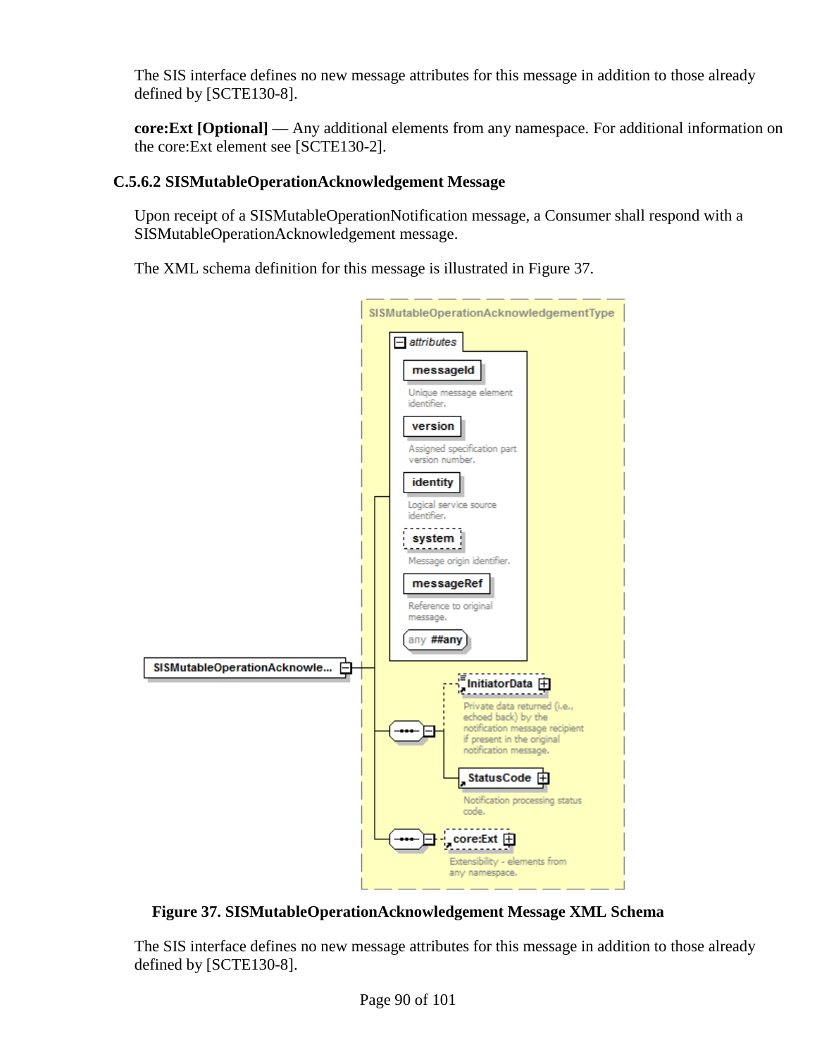The SIS interface defines no new message attributes for this message in addition to those already defined by [SCTE130-8].

**core:Ext [Optional]** — Any additional elements from any namespace. For additional information on the core:Ext element see [SCTE130-2].

### C.5.6.2 SISMutableOperationAcknowledgement Message

Upon receipt of a SISMutableOperationNotification message, a Consumer shall respond with a SISMutableOperationAcknowledgement message.

The XML schema definition for this message is illustrated in Figure 37.

**Figure 37. SISMutableOperationAcknowledgement Message XML Schema**

The SIS interface defines no new message attributes for this message in addition to those already defined by [SCTE130-8].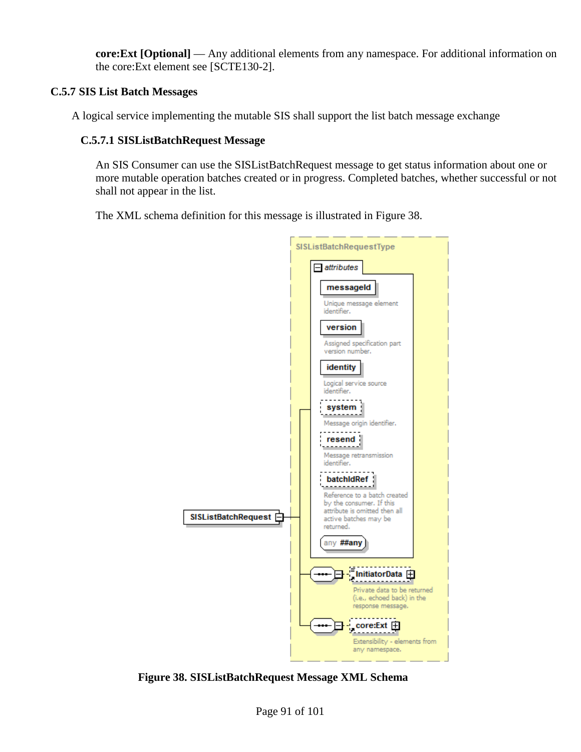**core:Ext [Optional]** — Any additional elements from any namespace. For additional information on the core:Ext element see [SCTE130-2].

### C.5.7 SIS List Batch Messages

A logical service implementing the mutable SIS shall support the list batch message exchange

#### C.5.7.1 SISListBatchRequest Message

An SIS Consumer can use the SISListBatchRequest message to get status information about one or more mutable operation batches created or in progress. Completed batches, whether successful or not shall not appear in the list.

The XML schema definition for this message is illustrated in Figure 38.

**Figure 38. SISListBatchRequest Message XML Schema**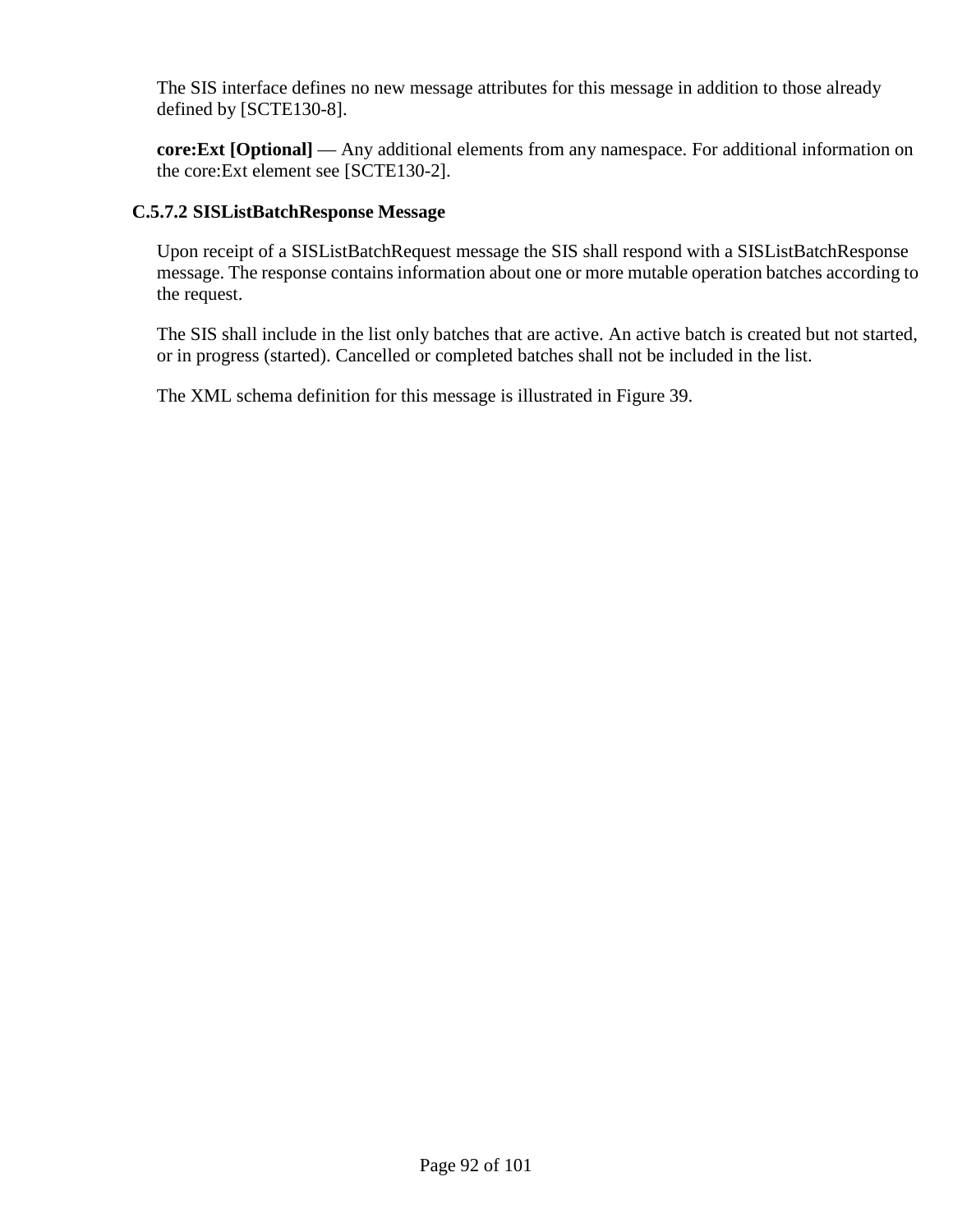The SIS interface defines no new message attributes for this message in addition to those already defined by [SCTE130-8].

**core:Ext [Optional]** — Any additional elements from any namespace. For additional information on the core:Ext element see [SCTE130-2].

#### C.5.7.2 SISListBatchResponse Message

Upon receipt of a SISListBatchRequest message the SIS shall respond with a SISListBatchResponse message. The response contains information about one or more mutable operation batches according to the request.

The SIS shall include in the list only batches that are active. An active batch is created but not started, or in progress (started). Cancelled or completed batches shall not be included in the list.

The XML schema definition for this message is illustrated in Figure 39.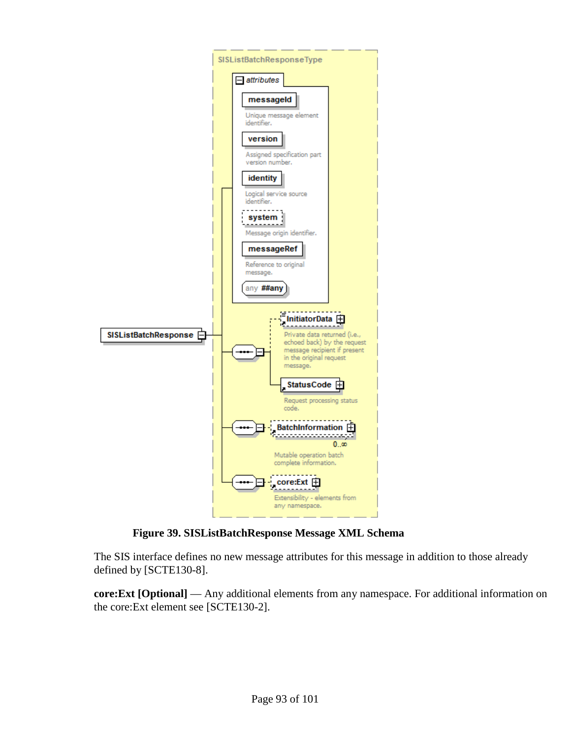**Figure 39. SISListBatchResponse Message XML Schema**

The SIS interface defines no new message attributes for this message in addition to those already defined by [SCTE130-8].

**core:Ext [Optional]** — Any additional elements from any namespace. For additional information on the core:Ext element see [SCTE130-2].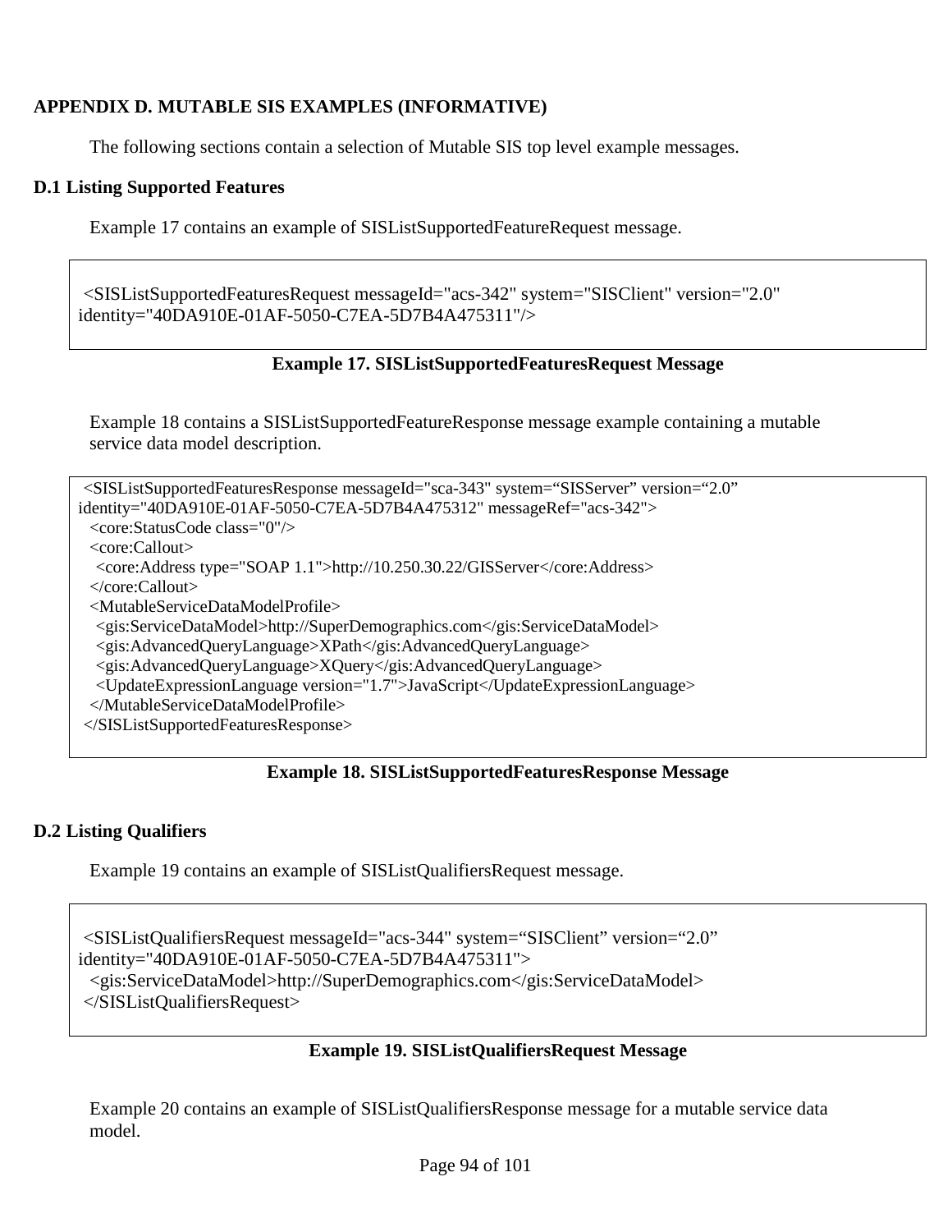## APPENDIX D. MUTABLE SIS EXAMPLES (INFORMATIVE)

The following sections contain a selection of Mutable SIS top level example messages.

### D.1 Listing Supported Features

Example 17 contains an example of SISListSupportedFeatureRequest message.

```
<SISListSupportedFeaturesRequest messageId="acs-342" system="SISClient" version="2.0"
identity="40DA910E-01AF-5050-C7EA-5D7B4A475311"/>
```

**Example 17. SISListSupportedFeaturesRequest Message**

Example 18 contains a SISListSupportedFeatureResponse message example containing a mutable service data model description.

```
<SISListSupportedFeaturesResponse messageId="sca-343" system="SISServer" version="2.0"
identity="40DA910E-01AF-5050-C7EA-5D7B4A475312" messageRef="acs-342">
  <core:StatusCode class="0"/>
  <core:Callout>
   <core:Address type="SOAP 1.1">http://10.250.30.22/GISServer</core:Address>
  </core:Callout>
  <MutableServiceDataModelProfile>
   <gis:ServiceDataModel>http://SuperDemographics.com</gis:ServiceDataModel>
   <gis:AdvancedQueryLanguage>XPath</gis:AdvancedQueryLanguage>
   <gis:AdvancedQueryLanguage>XQuery</gis:AdvancedQueryLanguage>
   <UpdateExpressionLanguage version="1.7">JavaScript</UpdateExpressionLanguage>
  </MutableServiceDataModelProfile>
</SISListSupportedFeaturesResponse>
```

**Example 18. SISListSupportedFeaturesResponse Message**

### D.2 Listing Qualifiers

Example 19 contains an example of SISListQualifiersRequest message.

```
<SISListQualifiersRequest messageId="acs-344" system="SISClient" version="2.0"
identity="40DA910E-01AF-5050-C7EA-5D7B4A475311">
  <gis:ServiceDataModel>http://SuperDemographics.com</gis:ServiceDataModel>
</SISListQualifiersRequest>
```

**Example 19. SISListQualifiersRequest Message**

Example 20 contains an example of SISListQualifiersResponse message for a mutable service data model.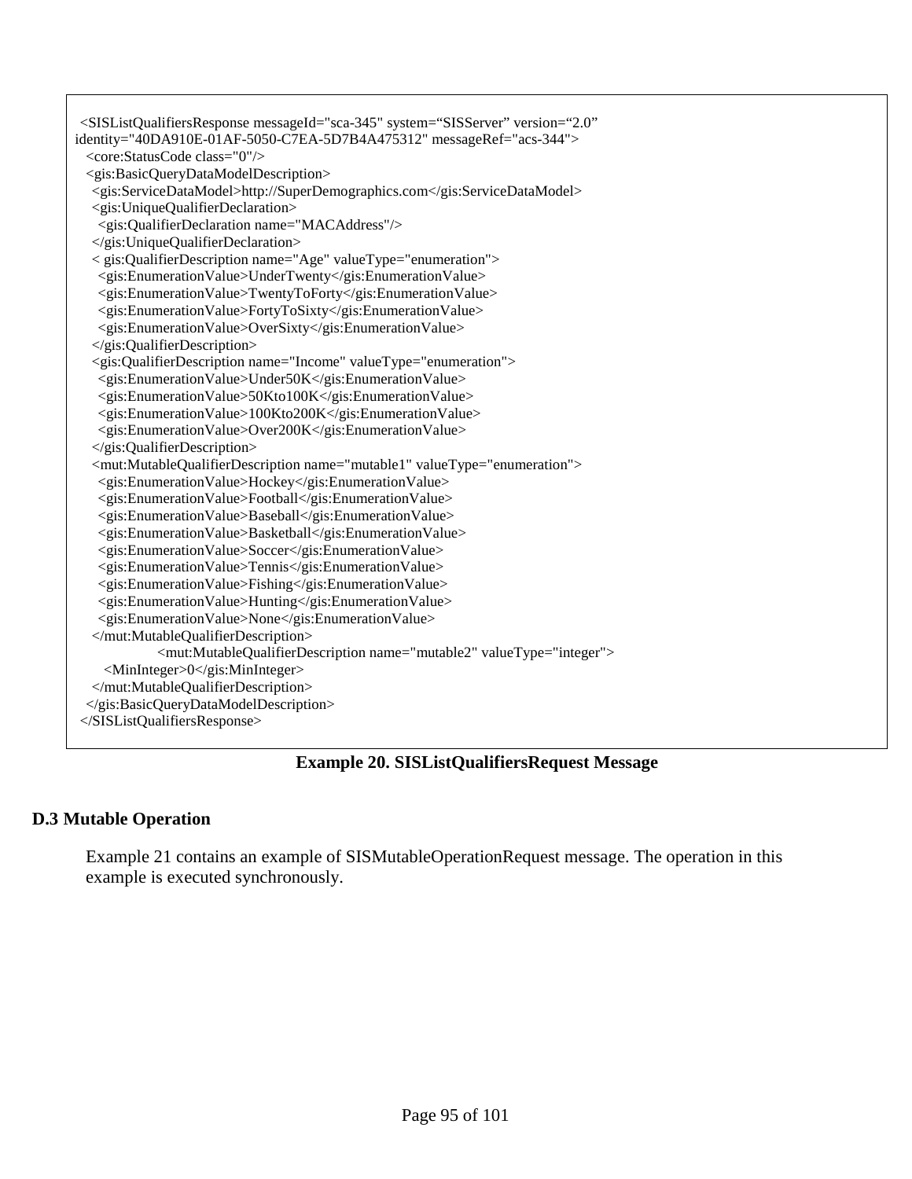```
 <SISListQualifiersResponse messageId="sca-345" system="SISServer" version="2.0"
identity="40DA910E-01AF-5050-C7EA-5D7B4A475312" messageRef="acs-344">
  <core:StatusCode class="0"/>
  <gis:BasicQueryDataModelDescription>
   <gis:ServiceDataModel>http://SuperDemographics.com</gis:ServiceDataModel>
   <gis:UniqueQualifierDeclaration>
    <gis:QualifierDeclaration name="MACAddress"/>
   </gis:UniqueQualifierDeclaration>
   < gis:QualifierDescription name="Age" valueType="enumeration">
    <gis:EnumerationValue>UnderTwenty</gis:EnumerationValue>
    <gis:EnumerationValue>TwentyToForty</gis:EnumerationValue>
    <gis:EnumerationValue>FortyToSixty</gis:EnumerationValue>
    <gis:EnumerationValue>OverSixty</gis:EnumerationValue>
   </gis:QualifierDescription>
   <gis:QualifierDescription name="Income" valueType="enumeration">
    <gis:EnumerationValue>Under50K</gis:EnumerationValue>
    <gis:EnumerationValue>50Kto100K</gis:EnumerationValue>
    <gis:EnumerationValue>100Kto200K</gis:EnumerationValue>
    <gis:EnumerationValue>Over200K</gis:EnumerationValue>
   </gis:QualifierDescription>
   <mut:MutableQualifierDescription name="mutable1" valueType="enumeration">
    <gis:EnumerationValue>Hockey</gis:EnumerationValue>
    <gis:EnumerationValue>Football</gis:EnumerationValue>
    <gis:EnumerationValue>Baseball</gis:EnumerationValue>
    <gis:EnumerationValue>Basketball</gis:EnumerationValue>
    <gis:EnumerationValue>Soccer</gis:EnumerationValue>
    <gis:EnumerationValue>Tennis</gis:EnumerationValue>
    <gis:EnumerationValue>Fishing</gis:EnumerationValue>
    <gis:EnumerationValue>Hunting</gis:EnumerationValue>
    <gis:EnumerationValue>None</gis:EnumerationValue>
   </mut:MutableQualifierDescription>
              <mut:MutableQualifierDescription name="mutable2" valueType="integer">
     <MinInteger>0</gis:MinInteger>
   </mut:MutableQualifierDescription>
  </gis:BasicQueryDataModelDescription>
 </SISListQualifiersResponse>
```

**Example 20. SISListQualifiersRequest Message**

### D.3 Mutable Operation

Example 21 contains an example of SISMutableOperationRequest message. The operation in this example is executed synchronously.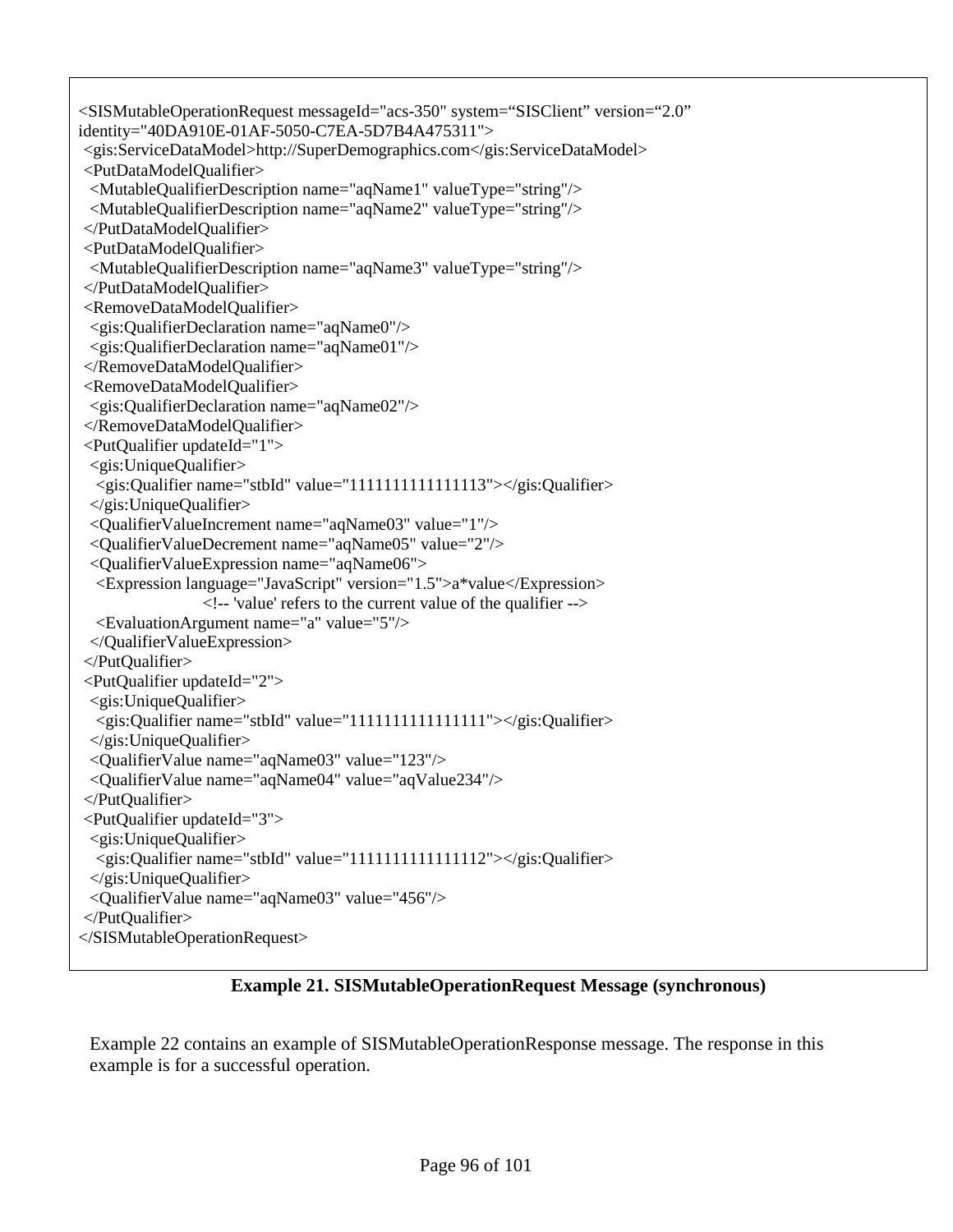```
<SISMutableOperationRequest messageId="acs-350" system="SISClient" version="2.0"
identity="40DA910E-01AF-5050-C7EA-5D7B4A475311">
 <gis:ServiceDataModel>http://SuperDemographics.com</gis:ServiceDataModel>
 <PutDataModelQualifier>
  <MutableQualifierDescription name="aqName1" valueType="string"/>
  <MutableQualifierDescription name="aqName2" valueType="string"/>
 </PutDataModelQualifier>
 <PutDataModelQualifier>
  <MutableQualifierDescription name="aqName3" valueType="string"/>
 </PutDataModelQualifier>
 <RemoveDataModelQualifier>
  <gis:QualifierDeclaration name="aqName0"/>
  <gis:QualifierDeclaration name="aqName01"/>
 </RemoveDataModelQualifier>
 <RemoveDataModelQualifier>
  <gis:QualifierDeclaration name="aqName02"/>
 </RemoveDataModelQualifier>
 <PutQualifier updateId="1">
  <gis:UniqueQualifier>
   <gis:Qualifier name="stbId" value="1111111111111113"></gis:Qualifier>
  </gis:UniqueQualifier>
  <QualifierValueIncrement name="aqName03" value="1"/>
  <QualifierValueDecrement name="aqName05" value="2"/>
  <QualifierValueExpression name="aqName06">
   <Expression language="JavaScript" version="1.5">a*value</Expression>
                    <!-- 'value' refers to the current value of the qualifier -->
   <EvaluationArgument name="a" value="5"/>
  </QualifierValueExpression>
 </PutQualifier>
 <PutQualifier updateId="2">
  <gis:UniqueQualifier>
   <gis:Qualifier name="stbId" value="1111111111111111"></gis:Qualifier>
  </gis:UniqueQualifier>
  <QualifierValue name="aqName03" value="123"/>
  <QualifierValue name="aqName04" value="aqValue234"/>
 </PutQualifier>
 <PutQualifier updateId="3">
  <gis:UniqueQualifier>
   <gis:Qualifier name="stbId" value="1111111111111112"></gis:Qualifier>
  </gis:UniqueQualifier>
  <QualifierValue name="aqName03" value="456"/>
 </PutQualifier>
</SISMutableOperationRequest>
```

**Example 21. SISMutableOperationRequest Message (synchronous)**

Example 22 contains an example of SISMutableOperationResponse message. The response in this example is for a successful operation.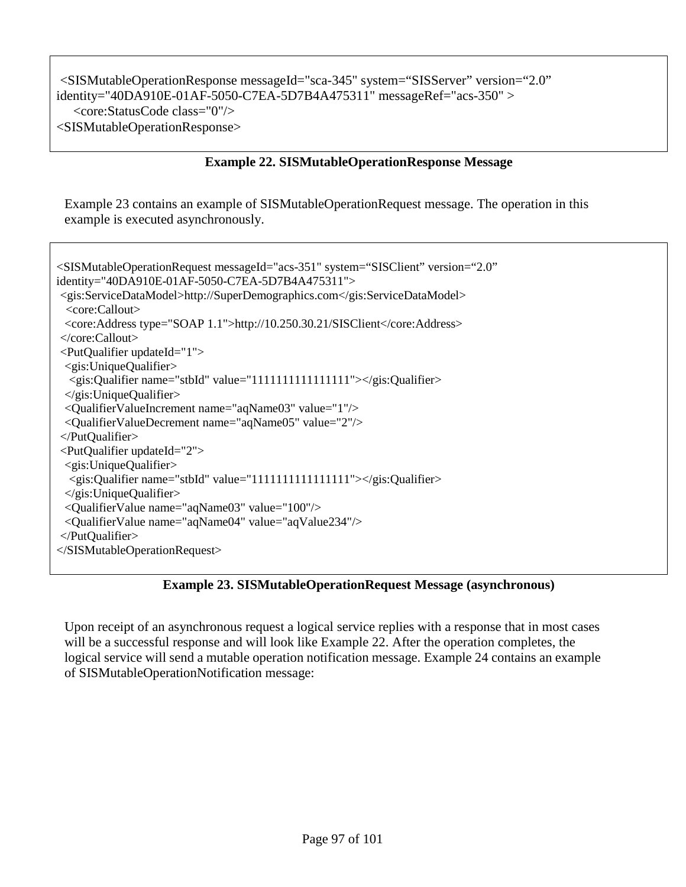```
 <SISMutableOperationResponse messageId="sca-345" system="SISServer" version="2.0"
identity="40DA910E-01AF-5050-C7EA-5D7B4A475311" messageRef="acs-350" >
    <core:StatusCode class="0"/>
<SISMutableOperationResponse>
```

**Example 22. SISMutableOperationResponse Message**

Example 23 contains an example of SISMutableOperationRequest message. The operation in this example is executed asynchronously.

```
<SISMutableOperationRequest messageId="acs-351" system="SISClient" version="2.0"
identity="40DA910E-01AF-5050-C7EA-5D7B4A475311">
 <gis:ServiceDataModel>http://SuperDemographics.com</gis:ServiceDataModel>
  <core:Callout>
  <core:Address type="SOAP 1.1">http://10.250.30.21/SISClient</core:Address>
 </core:Callout>
 <PutQualifier updateId="1">
  <gis:UniqueQualifier>
   <gis:Qualifier name="stbId" value="1111111111111111"></gis:Qualifier>
  </gis:UniqueQualifier>
  <QualifierValueIncrement name="aqName03" value="1"/>
  <QualifierValueDecrement name="aqName05" value="2"/>
 </PutQualifier>
 <PutQualifier updateId="2">
  <gis:UniqueQualifier>
   <gis:Qualifier name="stbId" value="1111111111111111"></gis:Qualifier>
  </gis:UniqueQualifier>
  <QualifierValue name="aqName03" value="100"/>
  <QualifierValue name="aqName04" value="aqValue234"/>
 </PutQualifier>
</SISMutableOperationRequest>
```

**Example 23. SISMutableOperationRequest Message (asynchronous)**

Upon receipt of an asynchronous request a logical service replies with a response that in most cases will be a successful response and will look like Example 22. After the operation completes, the logical service will send a mutable operation notification message. Example 24 contains an example of SISMutableOperationNotification message: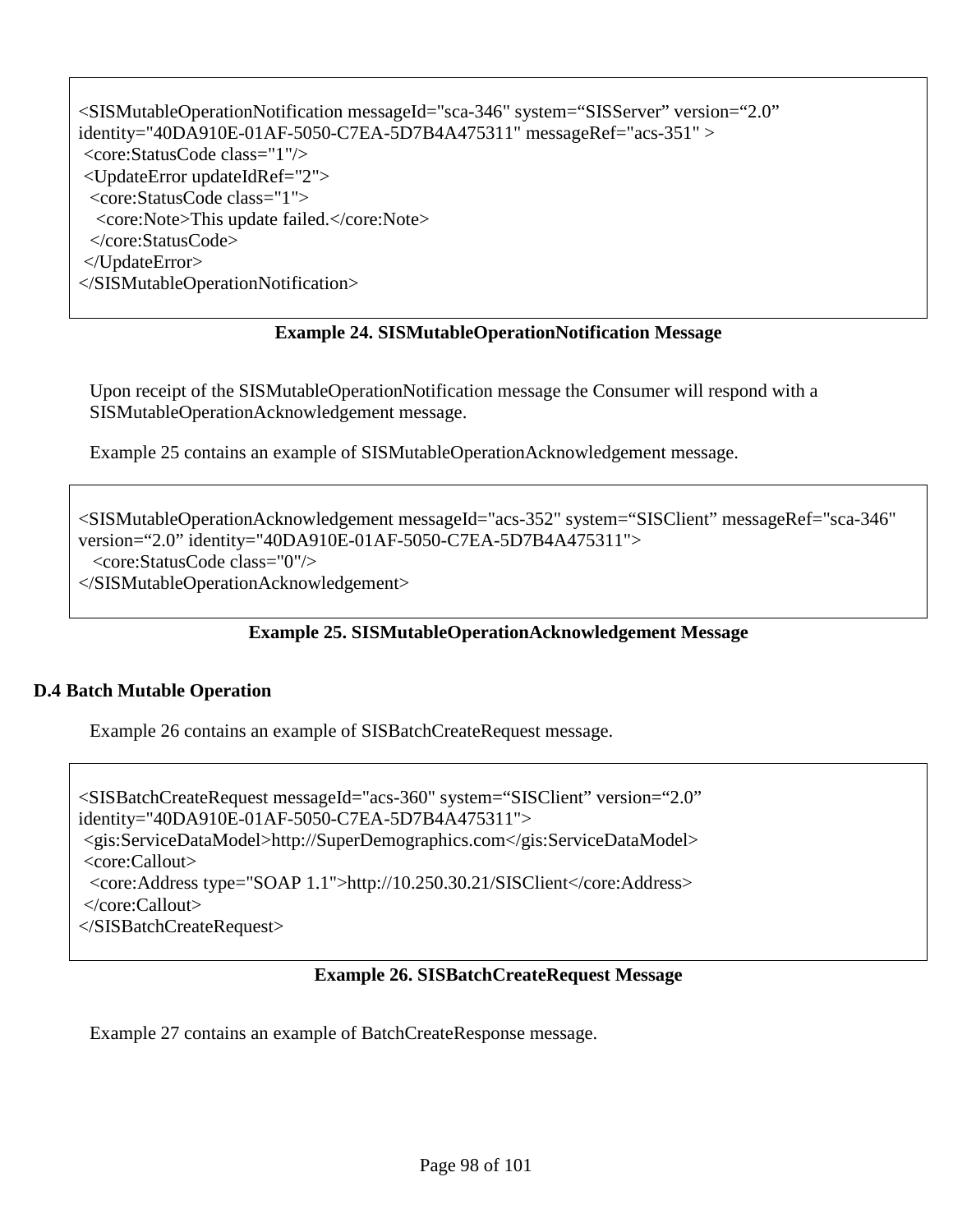```
<SISMutableOperationNotification messageId="sca-346" system="SISServer" version="2.0"
identity="40DA910E-01AF-5050-C7EA-5D7B4A475311" messageRef="acs-351" >
 <core:StatusCode class="1"/>
 <UpdateError updateIdRef="2">
  <core:StatusCode class="1">
   <core:Note>This update failed.</core:Note>
  </core:StatusCode>
 </UpdateError>
</SISMutableOperationNotification>
```

**Example 24. SISMutableOperationNotification Message**

Upon receipt of the SISMutableOperationNotification message the Consumer will respond with a SISMutableOperationAcknowledgement message.

Example 25 contains an example of SISMutableOperationAcknowledgement message.

```
<SISMutableOperationAcknowledgement messageId="acs-352" system="SISClient" messageRef="sca-346"
version="2.0" identity="40DA910E-01AF-5050-C7EA-5D7B4A475311">
   <core:StatusCode class="0"/>
</SISMutableOperationAcknowledgement>
```

**Example 25. SISMutableOperationAcknowledgement Message**

### D.4 Batch Mutable Operation

Example 26 contains an example of SISBatchCreateRequest message.

```
<SISBatchCreateRequest messageId="acs-360" system="SISClient" version="2.0"
identity="40DA910E-01AF-5050-C7EA-5D7B4A475311">
 <gis:ServiceDataModel>http://SuperDemographics.com</gis:ServiceDataModel>
 <core:Callout>
  <core:Address type="SOAP 1.1">http://10.250.30.21/SISClient</core:Address>
 </core:Callout>
</SISBatchCreateRequest>
```

**Example 26. SISBatchCreateRequest Message**

Example 27 contains an example of BatchCreateResponse message.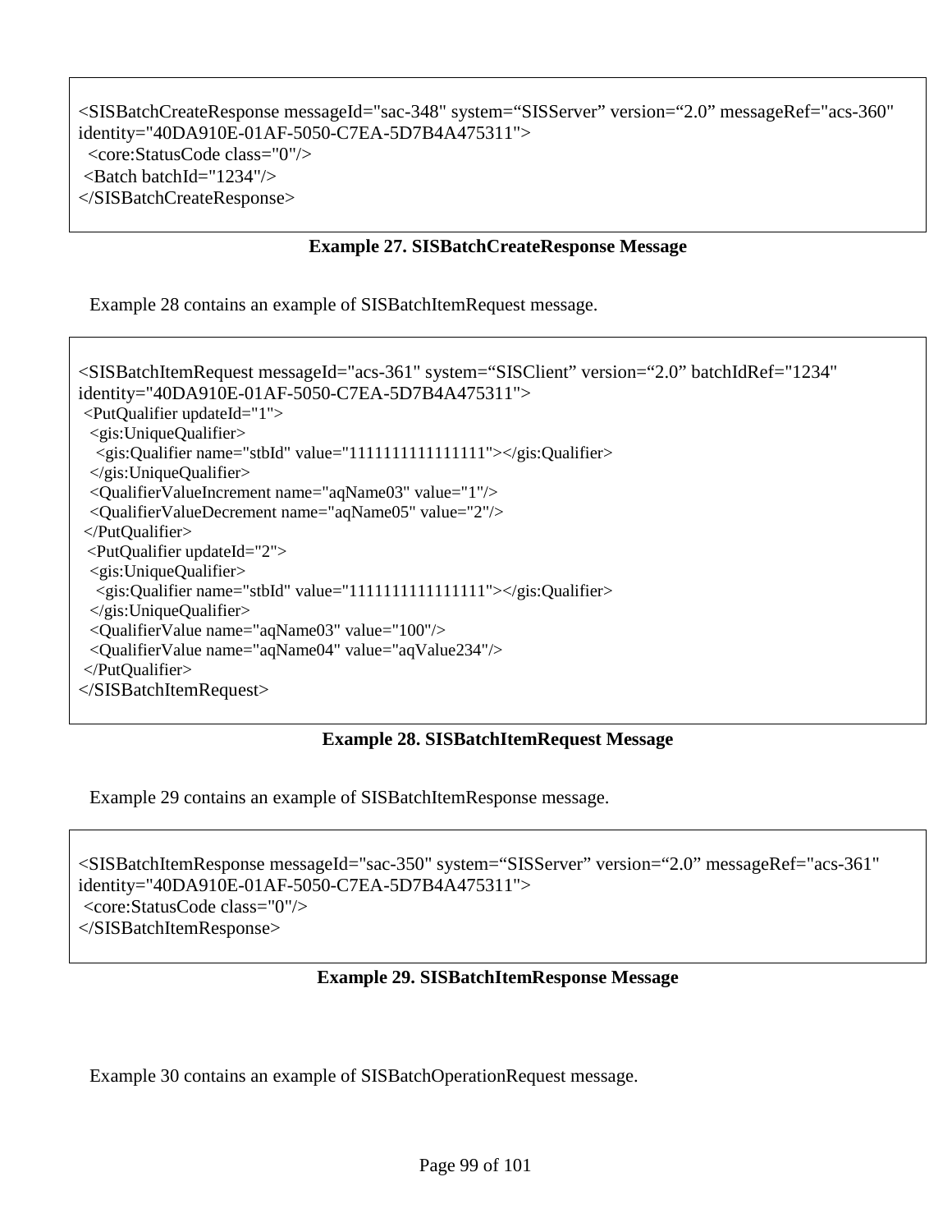```
<SISBatchCreateResponse messageId="sac-348" system="SISServer" version="2.0" messageRef="acs-360"
identity="40DA910E-01AF-5050-C7EA-5D7B4A475311">
  <core:StatusCode class="0"/>
 <Batch batchId="1234"/>
</SISBatchCreateResponse>
```

**Example 27. SISBatchCreateResponse Message**

Example 28 contains an example of SISBatchItemRequest message.

```
<SISBatchItemRequest messageId="acs-361" system="SISClient" version="2.0" batchIdRef="1234"
identity="40DA910E-01AF-5050-C7EA-5D7B4A475311">
 <PutQualifier updateId="1">
  <gis:UniqueQualifier>
   <gis:Qualifier name="stbId" value="1111111111111111"></gis:Qualifier>
  </gis:UniqueQualifier>
  <QualifierValueIncrement name="aqName03" value="1"/>
  <QualifierValueDecrement name="aqName05" value="2"/>
 </PutQualifier>
 <PutQualifier updateId="2">
  <gis:UniqueQualifier>
   <gis:Qualifier name="stbId" value="1111111111111111"></gis:Qualifier>
  </gis:UniqueQualifier>
  <QualifierValue name="aqName03" value="100"/>
  <QualifierValue name="aqName04" value="aqValue234"/>
 </PutQualifier>
</SISBatchItemRequest>
```

**Example 28. SISBatchItemRequest Message**

Example 29 contains an example of SISBatchItemResponse message.

```
<SISBatchItemResponse messageId="sac-350" system="SISServer" version="2.0" messageRef="acs-361"
identity="40DA910E-01AF-5050-C7EA-5D7B4A475311">
 <core:StatusCode class="0"/>
</SISBatchItemResponse>
```

**Example 29. SISBatchItemResponse Message**

Example 30 contains an example of SISBatchOperationRequest message.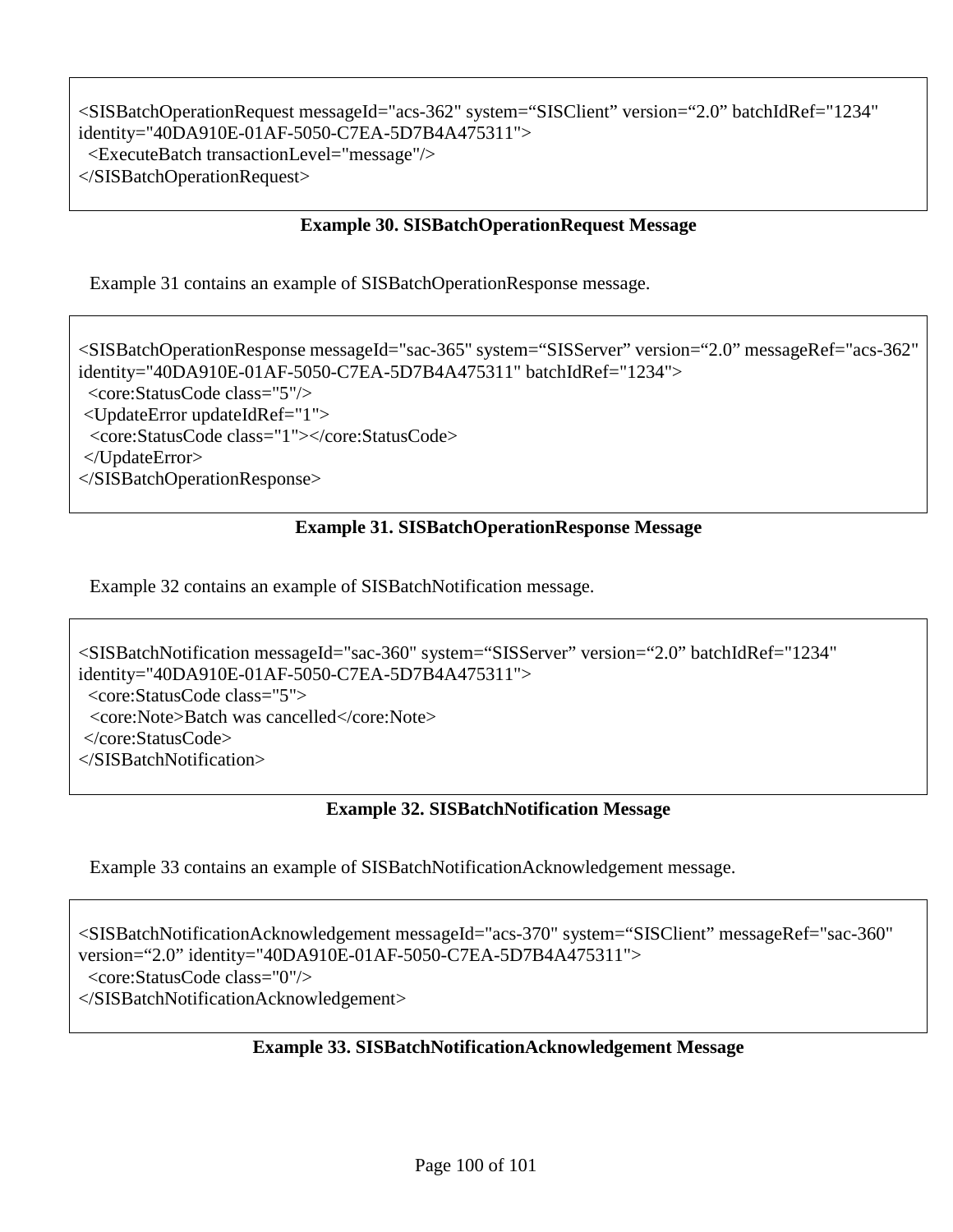```
<SISBatchOperationRequest messageId="acs-362" system="SISClient" version="2.0" batchIdRef="1234"
identity="40DA910E-01AF-5050-C7EA-5D7B4A475311">
  <ExecuteBatch transactionLevel="message"/>
</SISBatchOperationRequest>
```

**Example 30. SISBatchOperationRequest Message**

Example 31 contains an example of SISBatchOperationResponse message.

```
<SISBatchOperationResponse messageId="sac-365" system="SISServer" version="2.0" messageRef="acs-362"
identity="40DA910E-01AF-5050-C7EA-5D7B4A475311" batchIdRef="1234">
  <core:StatusCode class="5"/>
 <UpdateError updateIdRef="1">
  <core:StatusCode class="1"></core:StatusCode>
 </UpdateError>
</SISBatchOperationResponse>
```

**Example 31. SISBatchOperationResponse Message**

Example 32 contains an example of SISBatchNotification message.

```
<SISBatchNotification messageId="sac-360" system="SISServer" version="2.0" batchIdRef="1234"
identity="40DA910E-01AF-5050-C7EA-5D7B4A475311">
  <core:StatusCode class="5">
  <core:Note>Batch was cancelled</core:Note>
 </core:StatusCode>
</SISBatchNotification>
```

**Example 32. SISBatchNotification Message**

Example 33 contains an example of SISBatchNotificationAcknowledgement message.

```
<SISBatchNotificationAcknowledgement messageId="acs-370" system="SISClient" messageRef="sac-360"
version="2.0" identity="40DA910E-01AF-5050-C7EA-5D7B4A475311">
  <core:StatusCode class="0"/>
</SISBatchNotificationAcknowledgement>
```

**Example 33. SISBatchNotificationAcknowledgement Message**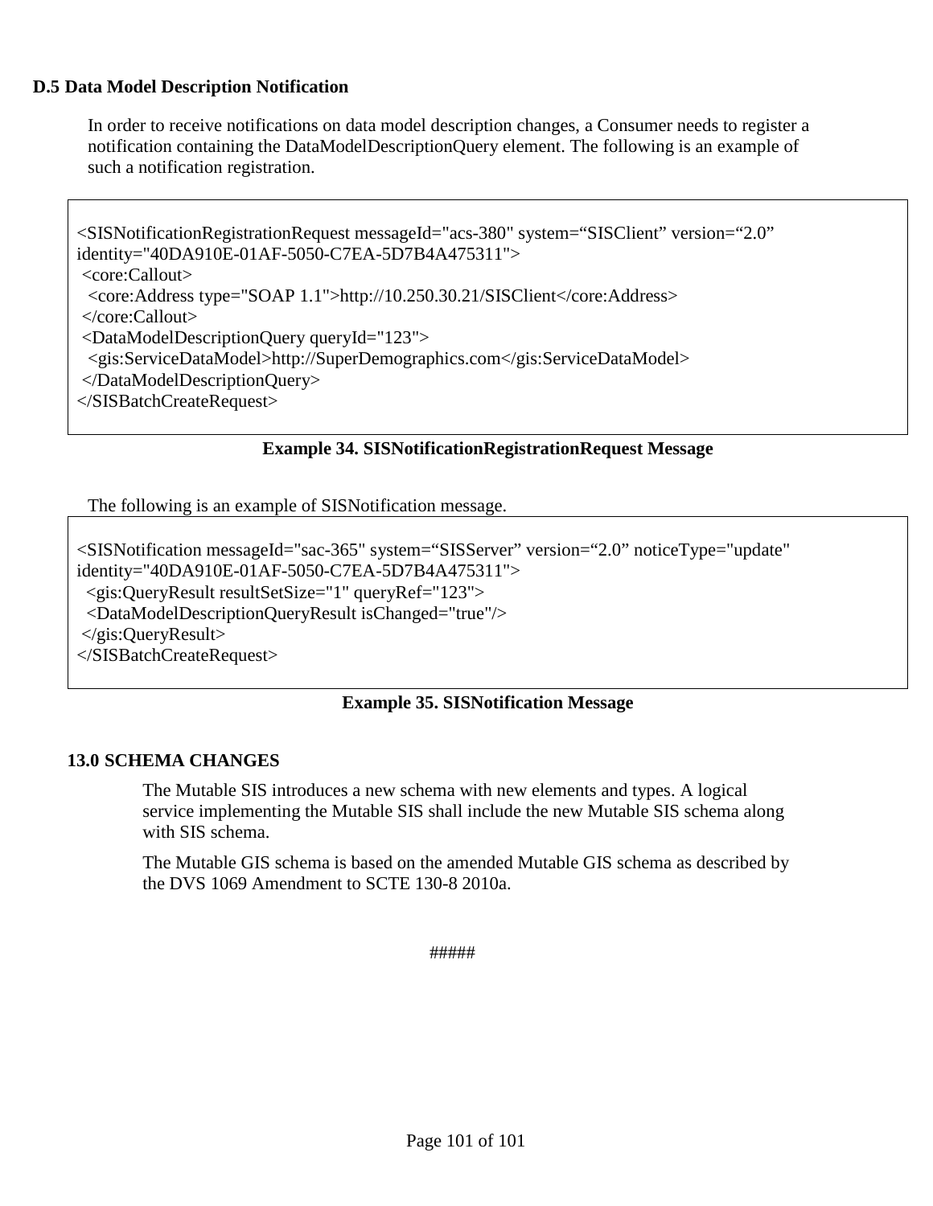### D.5 Data Model Description Notification

In order to receive notifications on data model description changes, a Consumer needs to register a notification containing the DataModelDescriptionQuery element. The following is an example of such a notification registration.

```
<SISNotificationRegistrationRequest messageId="acs-380" system="SISClient" version="2.0"
identity="40DA910E-01AF-5050-C7EA-5D7B4A475311">
 <core:Callout>
  <core:Address type="SOAP 1.1">http://10.250.30.21/SISClient</core:Address>
 </core:Callout>
 <DataModelDescriptionQuery queryId="123">
  <gis:ServiceDataModel>http://SuperDemographics.com</gis:ServiceDataModel>
 </DataModelDescriptionQuery>
</SISBatchCreateRequest>
```

**Example 34. SISNotificationRegistrationRequest Message**

The following is an example of SISNotification message.

```
<SISNotification messageId="sac-365" system="SISServer" version="2.0" noticeType="update"
identity="40DA910E-01AF-5050-C7EA-5D7B4A475311">
  <gis:QueryResult resultSetSize="1" queryRef="123">
  <DataModelDescriptionQueryResult isChanged="true"/>
 </gis:QueryResult>
</SISBatchCreateRequest>
```

**Example 35. SISNotification Message**

## 13.0 SCHEMA CHANGES

The Mutable SIS introduces a new schema with new elements and types. A logical service implementing the Mutable SIS shall include the new Mutable SIS schema along with SIS schema.

The Mutable GIS schema is based on the amended Mutable GIS schema as described by the DVS 1069 Amendment to SCTE 130-8 2010a.

#####